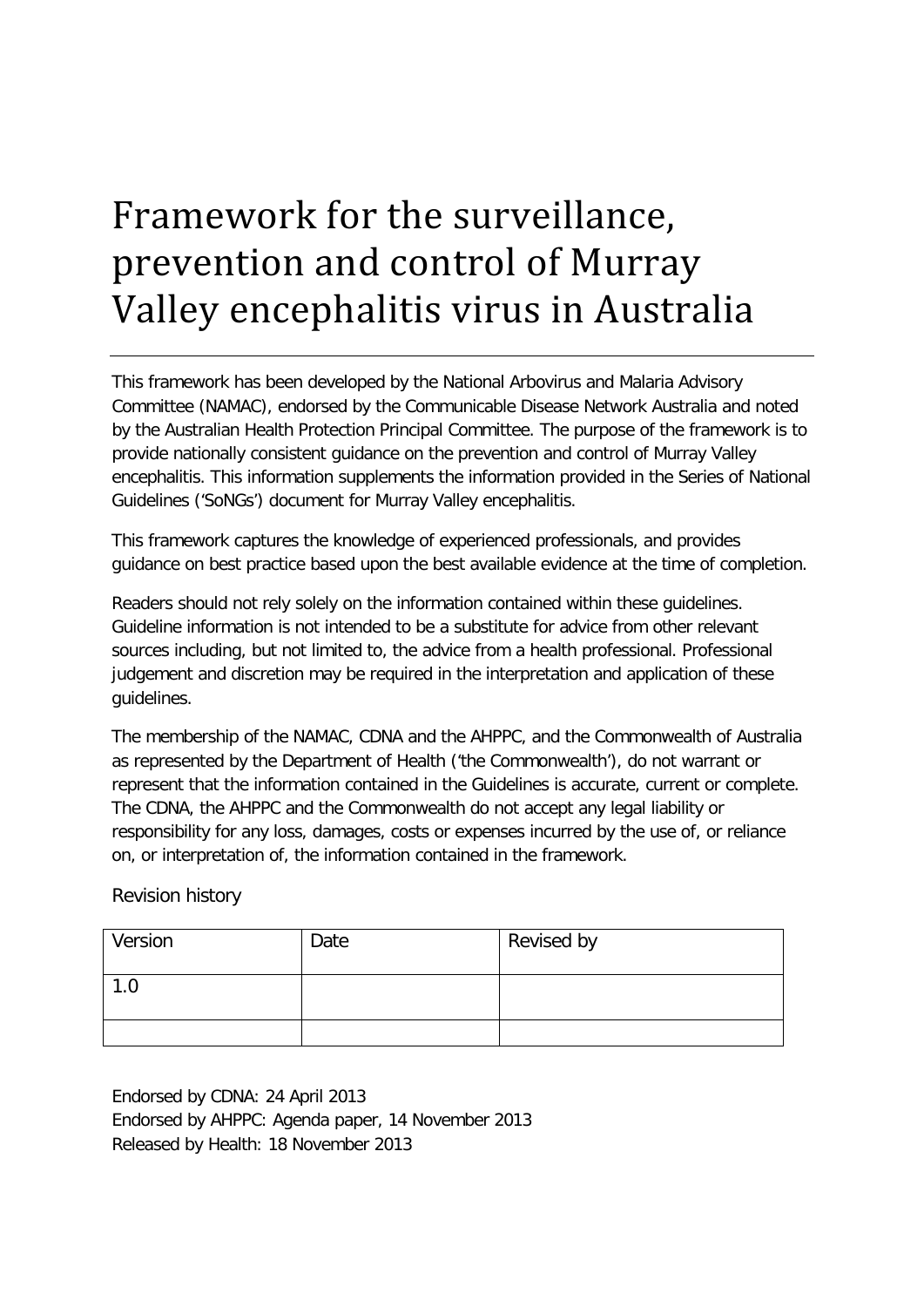# Framework for the surveillance, prevention and control of Murray Valley encephalitis virus in Australia

This framework has been developed by the National Arbovirus and Malaria Advisory Committee (NAMAC), endorsed by the Communicable Disease Network Australia and noted by the Australian Health Protection Principal Committee. The purpose of the framework is to provide nationally consistent guidance on the prevention and control of Murray Valley encephalitis. This information supplements the information provided in the Series of National Guidelines ('SoNGs') document for Murray Valley encephalitis.

This framework captures the knowledge of experienced professionals, and provides guidance on best practice based upon the best available evidence at the time of completion.

Readers should not rely solely on the information contained within these guidelines. Guideline information is not intended to be a substitute for advice from other relevant sources including, but not limited to, the advice from a health professional. Professional judgement and discretion may be required in the interpretation and application of these guidelines.

The membership of the NAMAC, CDNA and the AHPPC, and the Commonwealth of Australia as represented by the Department of Health ('the Commonwealth'), do not warrant or represent that the information contained in the Guidelines is accurate, current or complete. The CDNA, the AHPPC and the Commonwealth do not accept any legal liability or responsibility for any loss, damages, costs or expenses incurred by the use of, or reliance on, or interpretation of, the information contained in the framework.

Revision history

| Version | Date | Revised by |
|---|---|---|
| 1.0 | | |
| | | |

Endorsed by CDNA: 24 April 2013
Endorsed by AHPPC: Agenda paper, 14 November 2013
Released by Health: 18 November 2013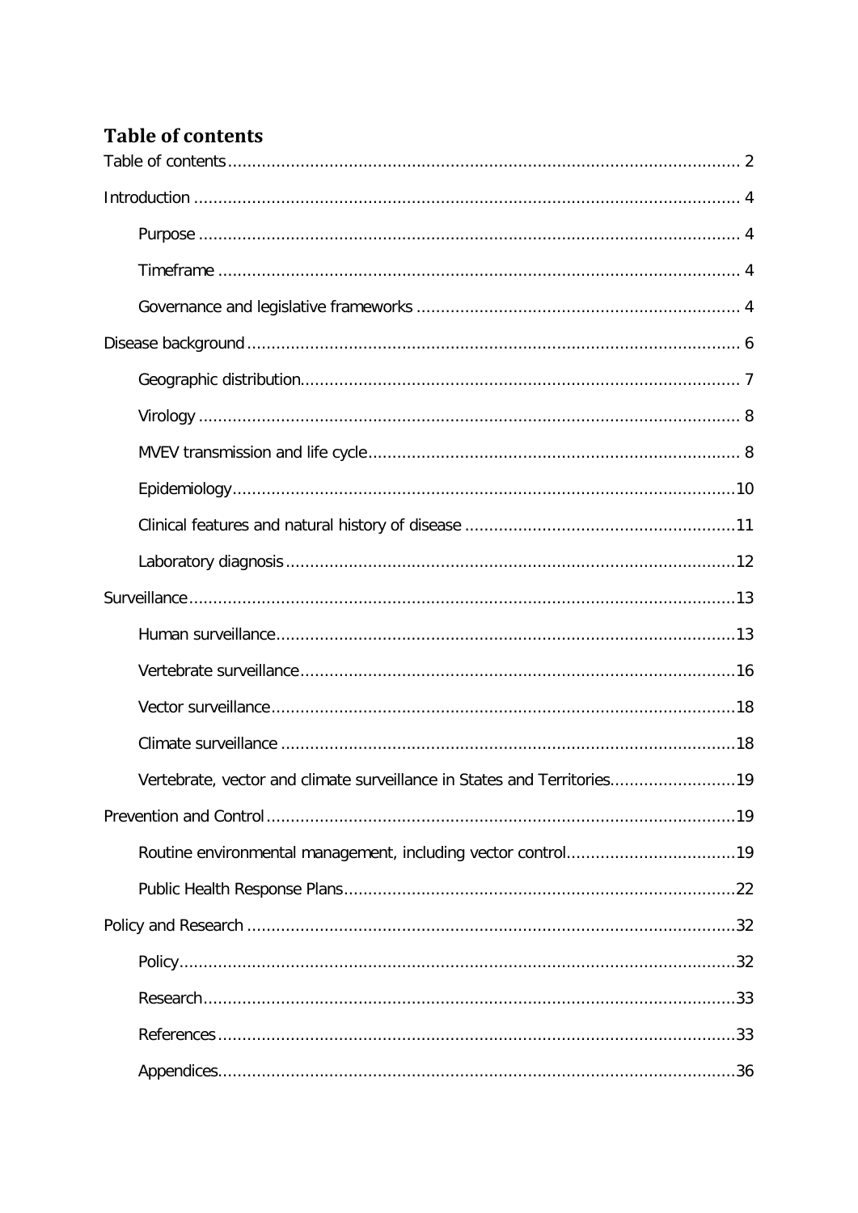## Table of contents

Table of contents .......... 2

Introduction .......... 4

- Purpose .......... 4
- Timeframe .......... 4
- Governance and legislative frameworks .......... 4

Disease background .......... 6

- Geographic distribution .......... 7
- Virology .......... 8
- MVEV transmission and life cycle .......... 8
- Epidemiology .......... 10
- Clinical features and natural history of disease .......... 11
- Laboratory diagnosis .......... 12

Surveillance .......... 13

- Human surveillance .......... 13
- Vertebrate surveillance .......... 16
- Vector surveillance .......... 18
- Climate surveillance .......... 18
- Vertebrate, vector and climate surveillance in States and Territories .......... 19

Prevention and Control .......... 19

- Routine environmental management, including vector control .......... 19
- Public Health Response Plans .......... 22

Policy and Research .......... 32

- Policy .......... 32
- Research .......... 33
- References .......... 33
- Appendices .......... 36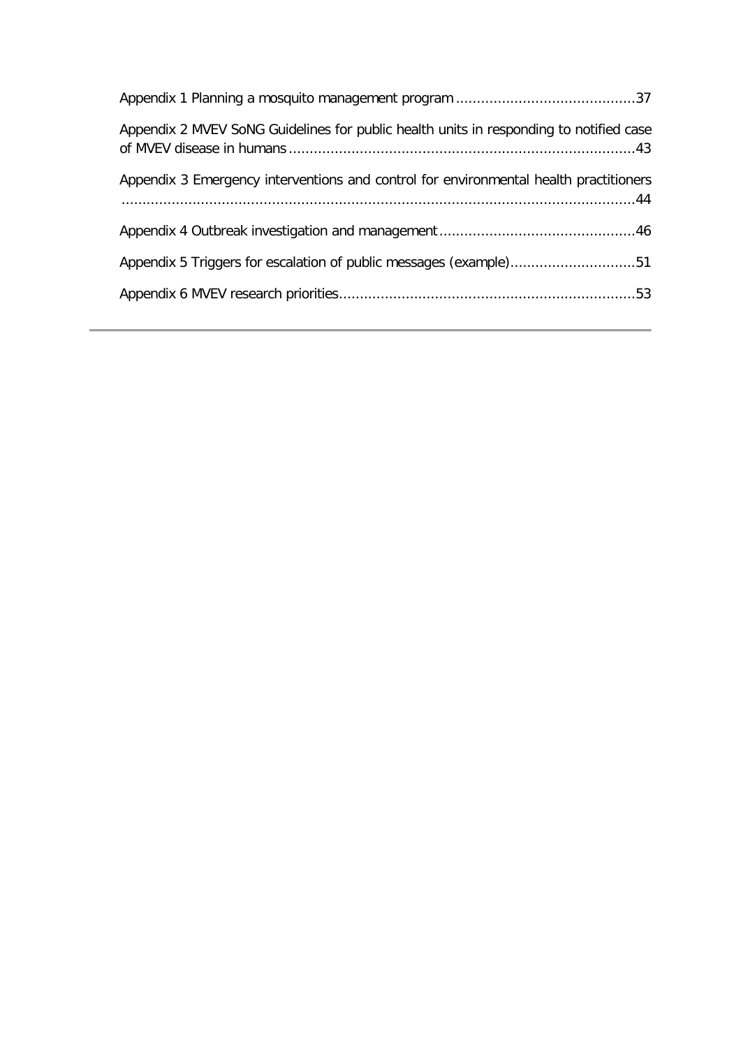Appendix 1 Planning a mosquito management program ........................................... 37

Appendix 2 MVEV SoNG Guidelines for public health units in responding to notified case of MVEV disease in humans ........................................................................ 43

Appendix 3 Emergency interventions and control for environmental health practitioners ........................................................................................................ 44

Appendix 4 Outbreak investigation and management ............................................... 46

Appendix 5 Triggers for escalation of public messages (example) .............................. 51

Appendix 6 MVEV research priorities ....................................................................... 53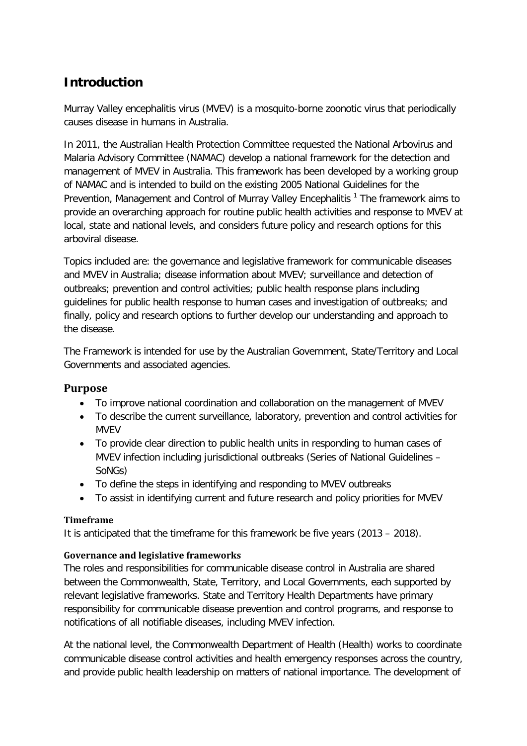# Introduction

Murray Valley encephalitis virus (MVEV) is a mosquito-borne zoonotic virus that periodically causes disease in humans in Australia.

In 2011, the Australian Health Protection Committee requested the National Arbovirus and Malaria Advisory Committee (NAMAC) develop a national framework for the detection and management of MVEV in Australia. This framework has been developed by a working group of NAMAC and is intended to build on the existing 2005 National Guidelines for the Prevention, Management and Control of Murray Valley Encephalitis [1] The framework aims to provide an overarching approach for routine public health activities and response to MVEV at local, state and national levels, and considers future policy and research options for this arboviral disease.

Topics included are: the governance and legislative framework for communicable diseases and MVEV in Australia; disease information about MVEV; surveillance and detection of outbreaks; prevention and control activities; public health response plans including guidelines for public health response to human cases and investigation of outbreaks; and finally, policy and research options to further develop our understanding and approach to the disease.

The Framework is intended for use by the Australian Government, State/Territory and Local Governments and associated agencies.

## Purpose

- To improve national coordination and collaboration on the management of MVEV
- To describe the current surveillance, laboratory, prevention and control activities for MVEV
- To provide clear direction to public health units in responding to human cases of MVEV infection including jurisdictional outbreaks (Series of National Guidelines – SoNGs)
- To define the steps in identifying and responding to MVEV outbreaks
- To assist in identifying current and future research and policy priorities for MVEV

### Timeframe

It is anticipated that the timeframe for this framework be five years (2013 – 2018).

### Governance and legislative frameworks

The roles and responsibilities for communicable disease control in Australia are shared between the Commonwealth, State, Territory, and Local Governments, each supported by relevant legislative frameworks. State and Territory Health Departments have primary responsibility for communicable disease prevention and control programs, and response to notifications of all notifiable diseases, including MVEV infection.

At the national level, the Commonwealth Department of Health (Health) works to coordinate communicable disease control activities and health emergency responses across the country, and provide public health leadership on matters of national importance. The development of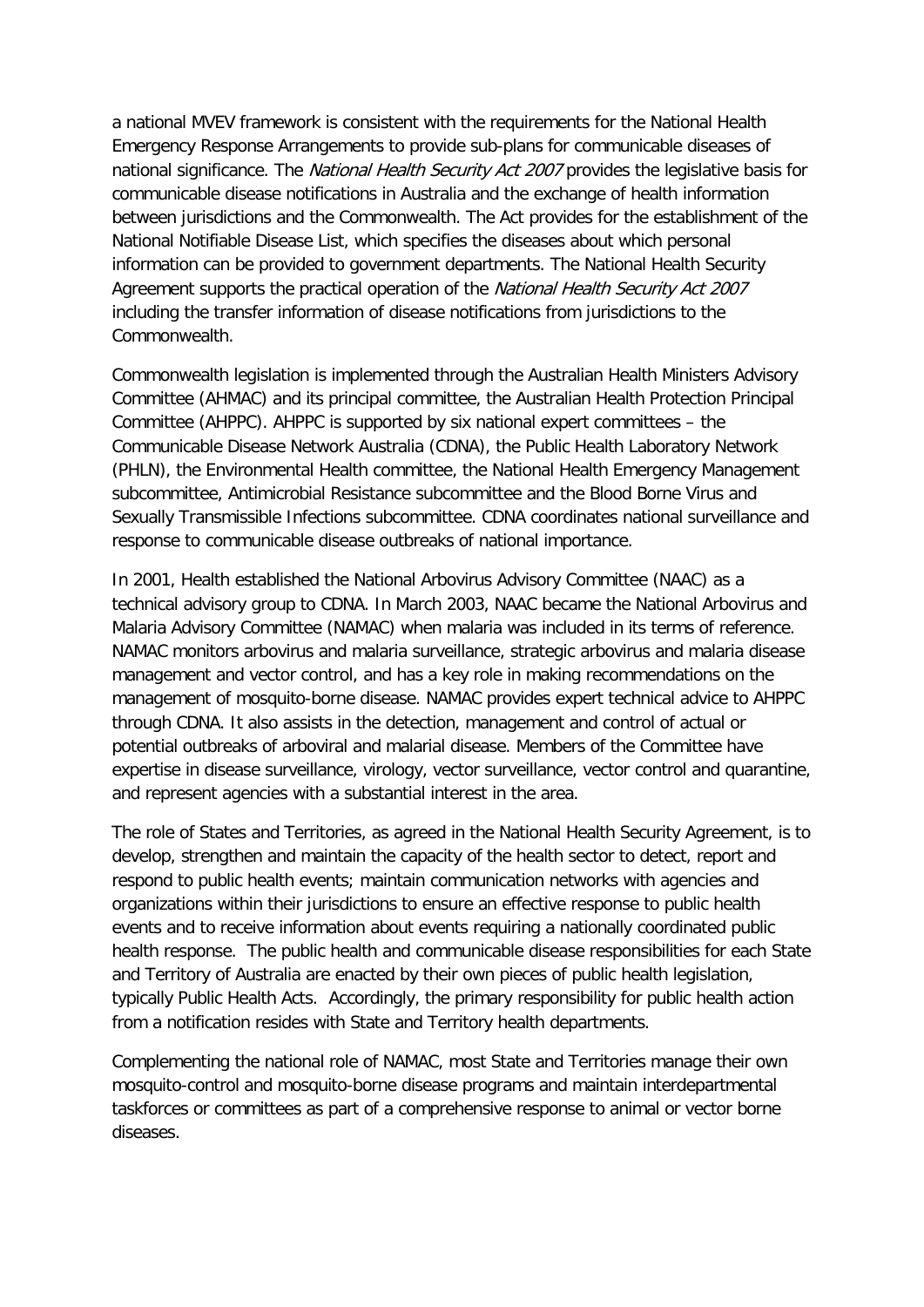a national MVEV framework is consistent with the requirements for the National Health Emergency Response Arrangements to provide sub-plans for communicable diseases of national significance. The *National Health Security Act 2007* provides the legislative basis for communicable disease notifications in Australia and the exchange of health information between jurisdictions and the Commonwealth. The Act provides for the establishment of the National Notifiable Disease List, which specifies the diseases about which personal information can be provided to government departments. The National Health Security Agreement supports the practical operation of the *National Health Security Act 2007* including the transfer information of disease notifications from jurisdictions to the Commonwealth.

Commonwealth legislation is implemented through the Australian Health Ministers Advisory Committee (AHMAC) and its principal committee, the Australian Health Protection Principal Committee (AHPPC). AHPPC is supported by six national expert committees – the Communicable Disease Network Australia (CDNA), the Public Health Laboratory Network (PHLN), the Environmental Health committee, the National Health Emergency Management subcommittee, Antimicrobial Resistance subcommittee and the Blood Borne Virus and Sexually Transmissible Infections subcommittee. CDNA coordinates national surveillance and response to communicable disease outbreaks of national importance.

In 2001, Health established the National Arbovirus Advisory Committee (NAAC) as a technical advisory group to CDNA. In March 2003, NAAC became the National Arbovirus and Malaria Advisory Committee (NAMAC) when malaria was included in its terms of reference. NAMAC monitors arbovirus and malaria surveillance, strategic arbovirus and malaria disease management and vector control, and has a key role in making recommendations on the management of mosquito-borne disease. NAMAC provides expert technical advice to AHPPC through CDNA. It also assists in the detection, management and control of actual or potential outbreaks of arboviral and malarial disease. Members of the Committee have expertise in disease surveillance, virology, vector surveillance, vector control and quarantine, and represent agencies with a substantial interest in the area.

The role of States and Territories, as agreed in the National Health Security Agreement, is to develop, strengthen and maintain the capacity of the health sector to detect, report and respond to public health events; maintain communication networks with agencies and organizations within their jurisdictions to ensure an effective response to public health events and to receive information about events requiring a nationally coordinated public health response. The public health and communicable disease responsibilities for each State and Territory of Australia are enacted by their own pieces of public health legislation, typically Public Health Acts. Accordingly, the primary responsibility for public health action from a notification resides with State and Territory health departments.

Complementing the national role of NAMAC, most State and Territories manage their own mosquito-control and mosquito-borne disease programs and maintain interdepartmental taskforces or committees as part of a comprehensive response to animal or vector borne diseases.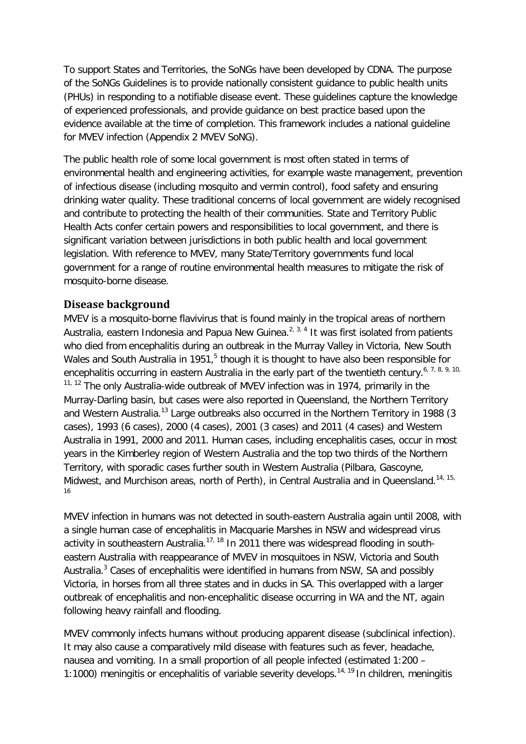To support States and Territories, the SoNGs have been developed by CDNA. The purpose of the SoNGs Guidelines is to provide nationally consistent guidance to public health units (PHUs) in responding to a notifiable disease event. These guidelines capture the knowledge of experienced professionals, and provide guidance on best practice based upon the evidence available at the time of completion. This framework includes a national guideline for MVEV infection (Appendix 2 MVEV SoNG).

The public health role of some local government is most often stated in terms of environmental health and engineering activities, for example waste management, prevention of infectious disease (including mosquito and vermin control), food safety and ensuring drinking water quality. These traditional concerns of local government are widely recognised and contribute to protecting the health of their communities. State and Territory Public Health Acts confer certain powers and responsibilities to local government, and there is significant variation between jurisdictions in both public health and local government legislation. With reference to MVEV, many State/Territory governments fund local government for a range of routine environmental health measures to mitigate the risk of mosquito-borne disease.

## Disease background

MVEV is a mosquito-borne flavivirus that is found mainly in the tropical areas of northern Australia, eastern Indonesia and Papua New Guinea.[2, 3, 4] It was first isolated from patients who died from encephalitis during an outbreak in the Murray Valley in Victoria, New South Wales and South Australia in 1951,[5] though it is thought to have also been responsible for encephalitis occurring in eastern Australia in the early part of the twentieth century.[6, 7, 8, 9, 10, 11, 12] The only Australia-wide outbreak of MVEV infection was in 1974, primarily in the Murray-Darling basin, but cases were also reported in Queensland, the Northern Territory and Western Australia.[13] Large outbreaks also occurred in the Northern Territory in 1988 (3 cases), 1993 (6 cases), 2000 (4 cases), 2001 (3 cases) and 2011 (4 cases) and Western Australia in 1991, 2000 and 2011. Human cases, including encephalitis cases, occur in most years in the Kimberley region of Western Australia and the top two thirds of the Northern Territory, with sporadic cases further south in Western Australia (Pilbara, Gascoyne, Midwest, and Murchison areas, north of Perth), in Central Australia and in Queensland.[14, 15, 16]

MVEV infection in humans was not detected in south-eastern Australia again until 2008, with a single human case of encephalitis in Macquarie Marshes in NSW and widespread virus activity in southeastern Australia.[17, 18] In 2011 there was widespread flooding in south-eastern Australia with reappearance of MVEV in mosquitoes in NSW, Victoria and South Australia.[3] Cases of encephalitis were identified in humans from NSW, SA and possibly Victoria, in horses from all three states and in ducks in SA. This overlapped with a larger outbreak of encephalitis and non-encephalitic disease occurring in WA and the NT, again following heavy rainfall and flooding.

MVEV commonly infects humans without producing apparent disease (subclinical infection). It may also cause a comparatively mild disease with features such as fever, headache, nausea and vomiting. In a small proportion of all people infected (estimated 1:200 – 1:1000) meningitis or encephalitis of variable severity develops.[14, 19] In children, meningitis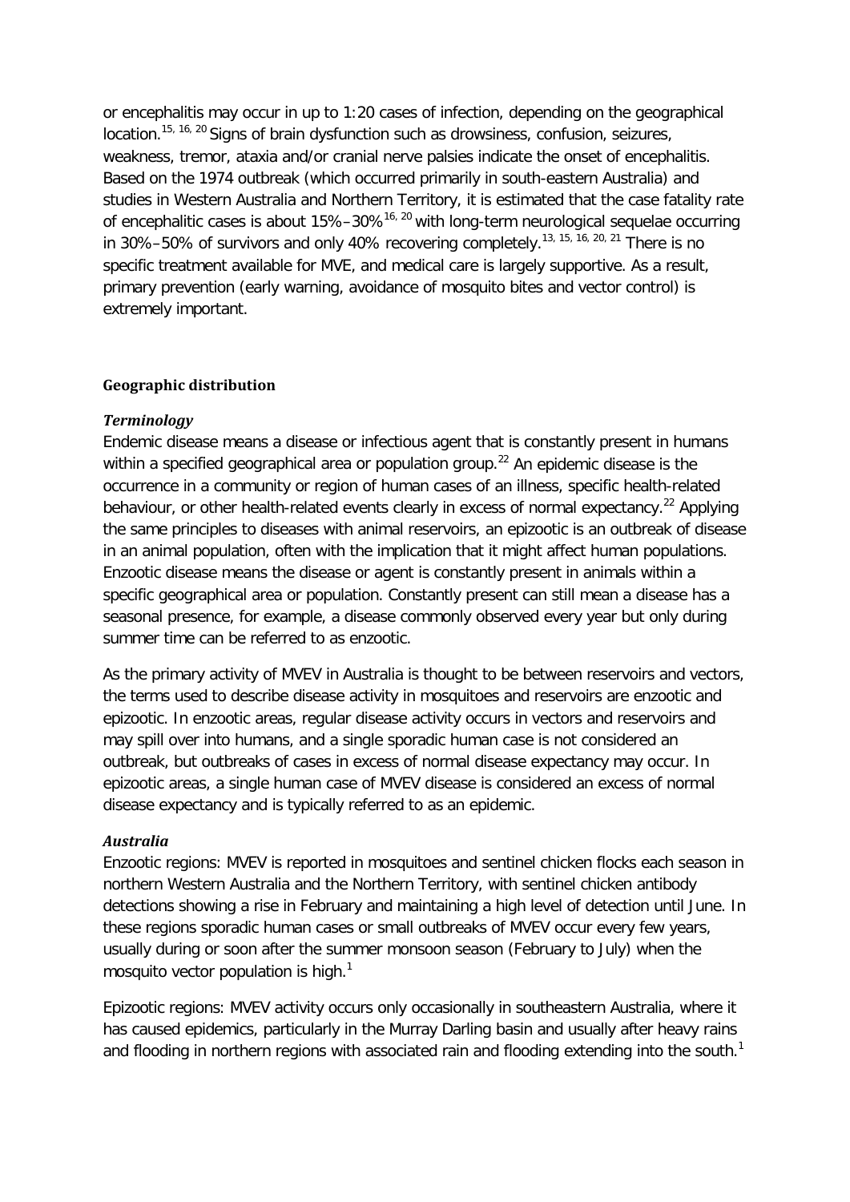or encephalitis may occur in up to 1:20 cases of infection, depending on the geographical location.[15, 16, 20] Signs of brain dysfunction such as drowsiness, confusion, seizures, weakness, tremor, ataxia and/or cranial nerve palsies indicate the onset of encephalitis. Based on the 1974 outbreak (which occurred primarily in south-eastern Australia) and studies in Western Australia and Northern Territory, it is estimated that the case fatality rate of encephalitic cases is about 15%–30%[16, 20] with long-term neurological sequelae occurring in 30%–50% of survivors and only 40% recovering completely.[13, 15, 16, 20, 21] There is no specific treatment available for MVE, and medical care is largely supportive. As a result, primary prevention (early warning, avoidance of mosquito bites and vector control) is extremely important.

## Geographic distribution

### *Terminology*

Endemic disease means a disease or infectious agent that is constantly present in humans within a specified geographical area or population group.[22] An epidemic disease is the occurrence in a community or region of human cases of an illness, specific health-related behaviour, or other health-related events clearly in excess of normal expectancy.[22] Applying the same principles to diseases with animal reservoirs, an epizootic is an outbreak of disease in an animal population, often with the implication that it might affect human populations. Enzootic disease means the disease or agent is constantly present in animals within a specific geographical area or population. Constantly present can still mean a disease has a seasonal presence, for example, a disease commonly observed every year but only during summer time can be referred to as enzootic.

As the primary activity of MVEV in Australia is thought to be between reservoirs and vectors, the terms used to describe disease activity in mosquitoes and reservoirs are enzootic and epizootic. In enzootic areas, regular disease activity occurs in vectors and reservoirs and may spill over into humans, and a single sporadic human case is not considered an outbreak, but outbreaks of cases in excess of normal disease expectancy may occur. In epizootic areas, a single human case of MVEV disease is considered an excess of normal disease expectancy and is typically referred to as an epidemic.

### *Australia*

Enzootic regions: MVEV is reported in mosquitoes and sentinel chicken flocks each season in northern Western Australia and the Northern Territory, with sentinel chicken antibody detections showing a rise in February and maintaining a high level of detection until June. In these regions sporadic human cases or small outbreaks of MVEV occur every few years, usually during or soon after the summer monsoon season (February to July) when the mosquito vector population is high.[1]

Epizootic regions: MVEV activity occurs only occasionally in southeastern Australia, where it has caused epidemics, particularly in the Murray Darling basin and usually after heavy rains and flooding in northern regions with associated rain and flooding extending into the south.[1]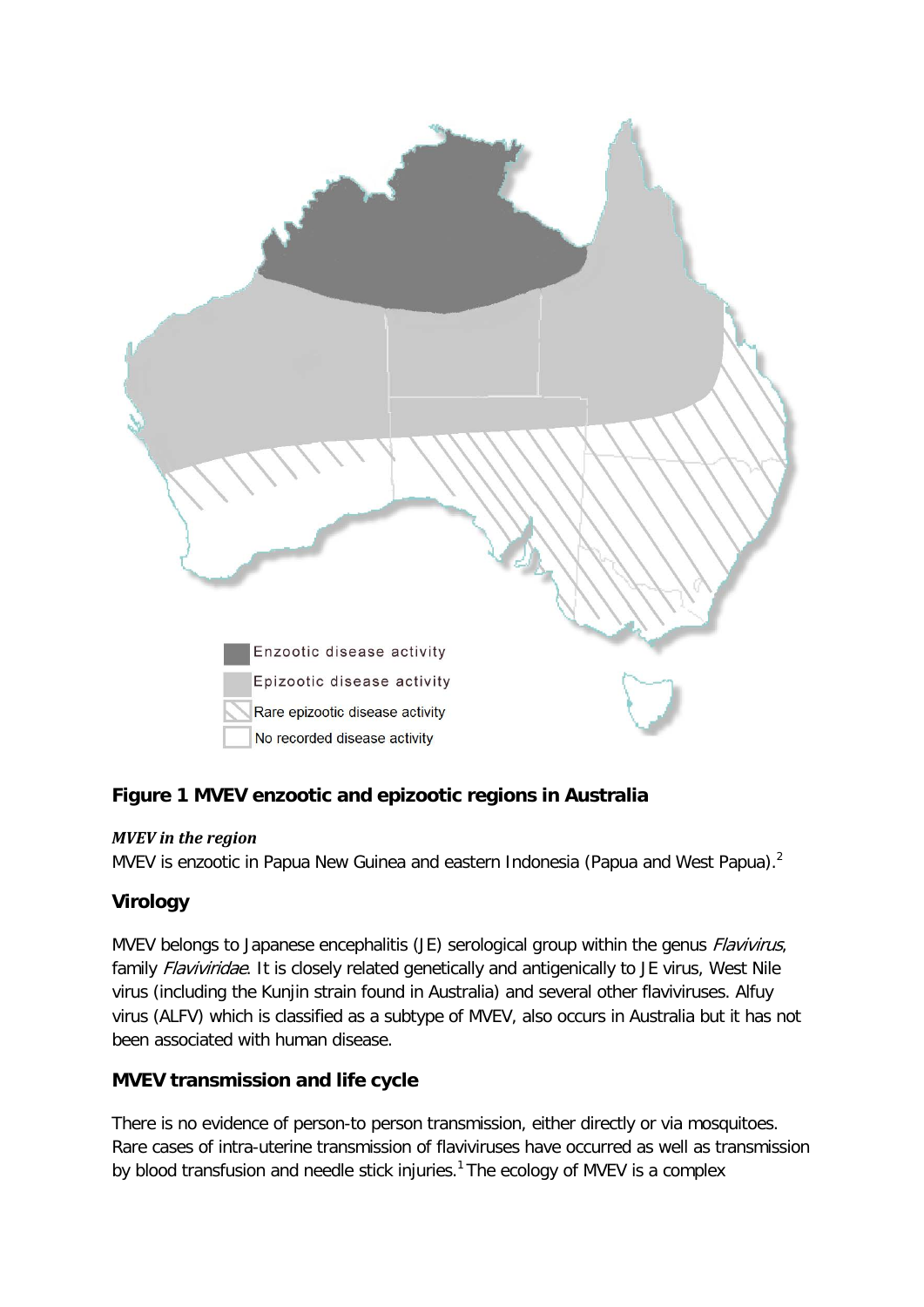Enzootic disease activity

Epizootic disease activity

Rare epizootic disease activity

No recorded disease activity

**Figure 1 MVEV enzootic and epizootic regions in Australia**

***MVEV in the region***

MVEV is enzootic in Papua New Guinea and eastern Indonesia (Papua and West Papua).[2]

## Virology

MVEV belongs to Japanese encephalitis (JE) serological group within the genus *Flavivirus*, family *Flaviviridae*. It is closely related genetically and antigenically to JE virus, West Nile virus (including the Kunjin strain found in Australia) and several other flaviviruses. Alfuy virus (ALFV) which is classified as a subtype of MVEV, also occurs in Australia but it has not been associated with human disease.

## MVEV transmission and life cycle

There is no evidence of person-to person transmission, either directly or via mosquitoes. Rare cases of intra-uterine transmission of flaviviruses have occurred as well as transmission by blood transfusion and needle stick injuries.[1] The ecology of MVEV is a complex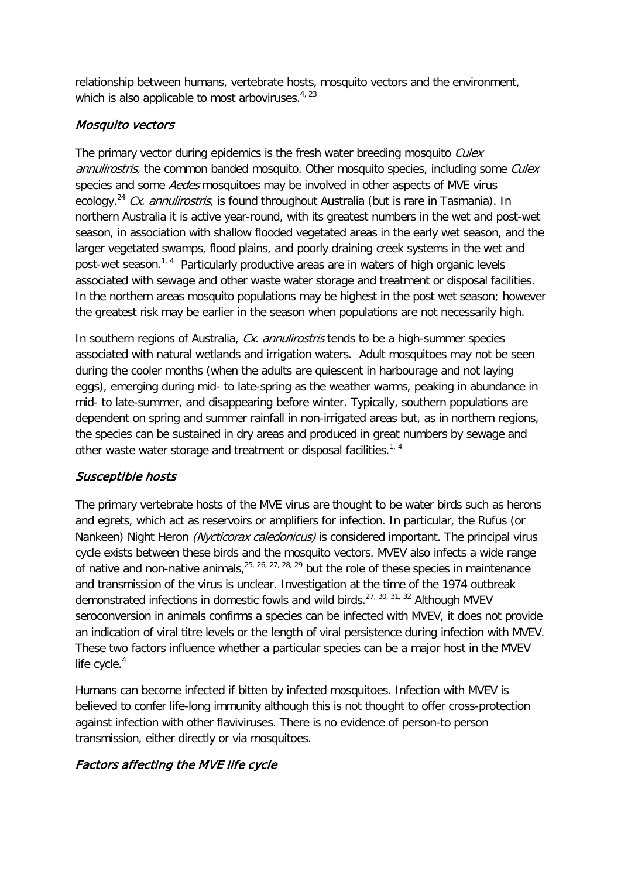relationship between humans, vertebrate hosts, mosquito vectors and the environment, which is also applicable to most arboviruses.[4, 23]

### *Mosquito vectors*

The primary vector during epidemics is the fresh water breeding mosquito *Culex annulirostris,* the common banded mosquito. Other mosquito species, including some *Culex* species and some *Aedes* mosquitoes may be involved in other aspects of MVE virus ecology.[24] *Cx. annulirostris*, is found throughout Australia (but is rare in Tasmania). In northern Australia it is active year-round, with its greatest numbers in the wet and post-wet season, in association with shallow flooded vegetated areas in the early wet season, and the larger vegetated swamps, flood plains, and poorly draining creek systems in the wet and post-wet season.[1, 4] Particularly productive areas are in waters of high organic levels associated with sewage and other waste water storage and treatment or disposal facilities. In the northern areas mosquito populations may be highest in the post wet season; however the greatest risk may be earlier in the season when populations are not necessarily high.

In southern regions of Australia, *Cx. annulirostris* tends to be a high-summer species associated with natural wetlands and irrigation waters. Adult mosquitoes may not be seen during the cooler months (when the adults are quiescent in harbourage and not laying eggs), emerging during mid- to late-spring as the weather warms, peaking in abundance in mid- to late-summer, and disappearing before winter. Typically, southern populations are dependent on spring and summer rainfall in non-irrigated areas but, as in northern regions, the species can be sustained in dry areas and produced in great numbers by sewage and other waste water storage and treatment or disposal facilities.[1, 4]

### *Susceptible hosts*

The primary vertebrate hosts of the MVE virus are thought to be water birds such as herons and egrets, which act as reservoirs or amplifiers for infection. In particular, the Rufus (or Nankeen) Night Heron *(Nycticorax caledonicus)* is considered important. The principal virus cycle exists between these birds and the mosquito vectors. MVEV also infects a wide range of native and non-native animals,[25, 26, 27, 28, 29] but the role of these species in maintenance and transmission of the virus is unclear. Investigation at the time of the 1974 outbreak demonstrated infections in domestic fowls and wild birds.[27, 30, 31, 32] Although MVEV seroconversion in animals confirms a species can be infected with MVEV, it does not provide an indication of viral titre levels or the length of viral persistence during infection with MVEV. These two factors influence whether a particular species can be a major host in the MVEV life cycle.[4]

Humans can become infected if bitten by infected mosquitoes. Infection with MVEV is believed to confer life-long immunity although this is not thought to offer cross-protection against infection with other flaviviruses. There is no evidence of person-to person transmission, either directly or via mosquitoes.

### *Factors affecting the MVE life cycle*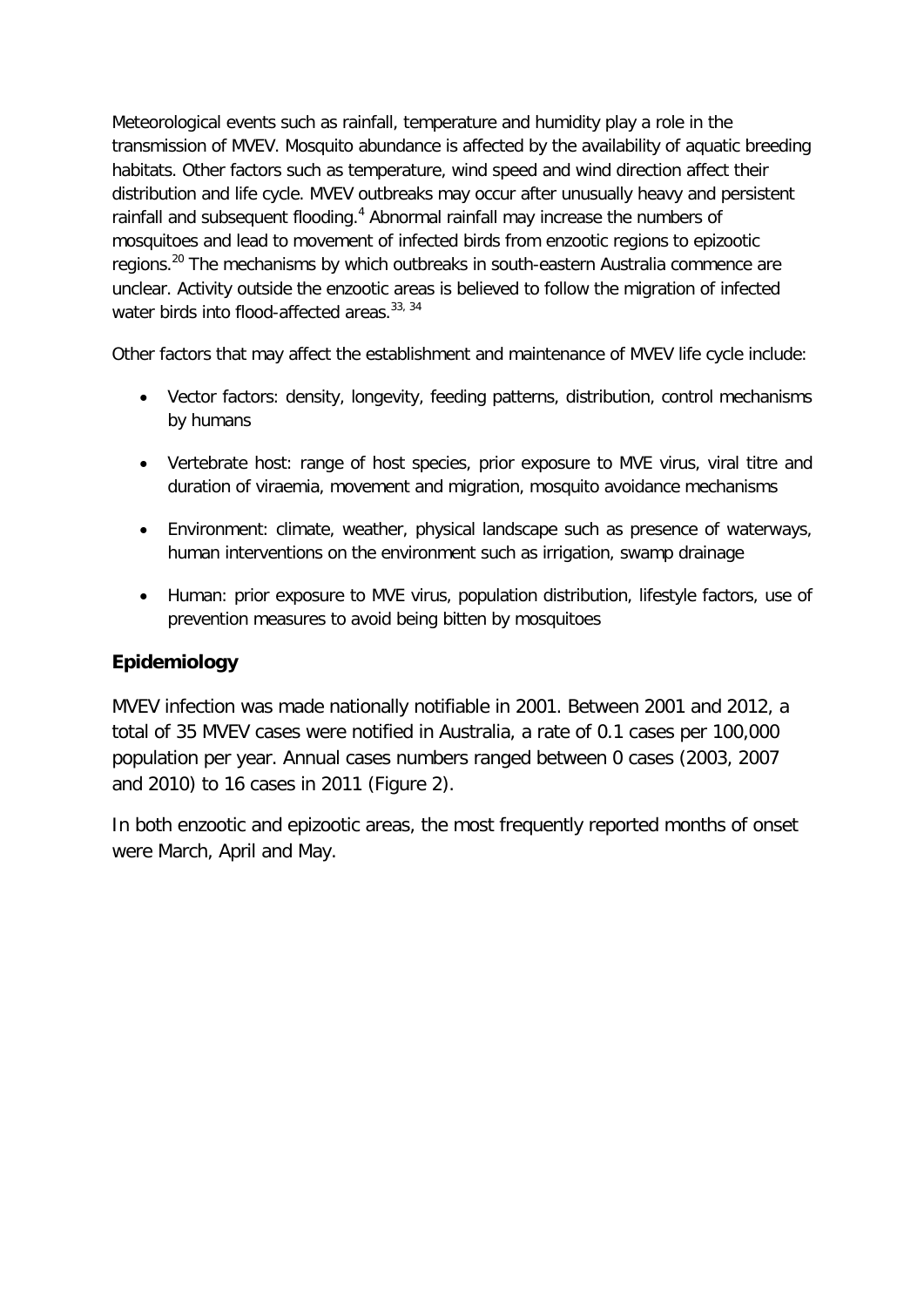Meteorological events such as rainfall, temperature and humidity play a role in the transmission of MVEV. Mosquito abundance is affected by the availability of aquatic breeding habitats. Other factors such as temperature, wind speed and wind direction affect their distribution and life cycle. MVEV outbreaks may occur after unusually heavy and persistent rainfall and subsequent flooding.[4] Abnormal rainfall may increase the numbers of mosquitoes and lead to movement of infected birds from enzootic regions to epizootic regions.[20] The mechanisms by which outbreaks in south-eastern Australia commence are unclear. Activity outside the enzootic areas is believed to follow the migration of infected water birds into flood-affected areas.[33, 34]

Other factors that may affect the establishment and maintenance of MVEV life cycle include:

- Vector factors: density, longevity, feeding patterns, distribution, control mechanisms by humans
- Vertebrate host: range of host species, prior exposure to MVE virus, viral titre and duration of viraemia, movement and migration, mosquito avoidance mechanisms
- Environment: climate, weather, physical landscape such as presence of waterways, human interventions on the environment such as irrigation, swamp drainage
- Human: prior exposure to MVE virus, population distribution, lifestyle factors, use of prevention measures to avoid being bitten by mosquitoes

## Epidemiology

MVEV infection was made nationally notifiable in 2001. Between 2001 and 2012, a total of 35 MVEV cases were notified in Australia, a rate of 0.1 cases per 100,000 population per year. Annual cases numbers ranged between 0 cases (2003, 2007 and 2010) to 16 cases in 2011 (Figure 2).

In both enzootic and epizootic areas, the most frequently reported months of onset were March, April and May.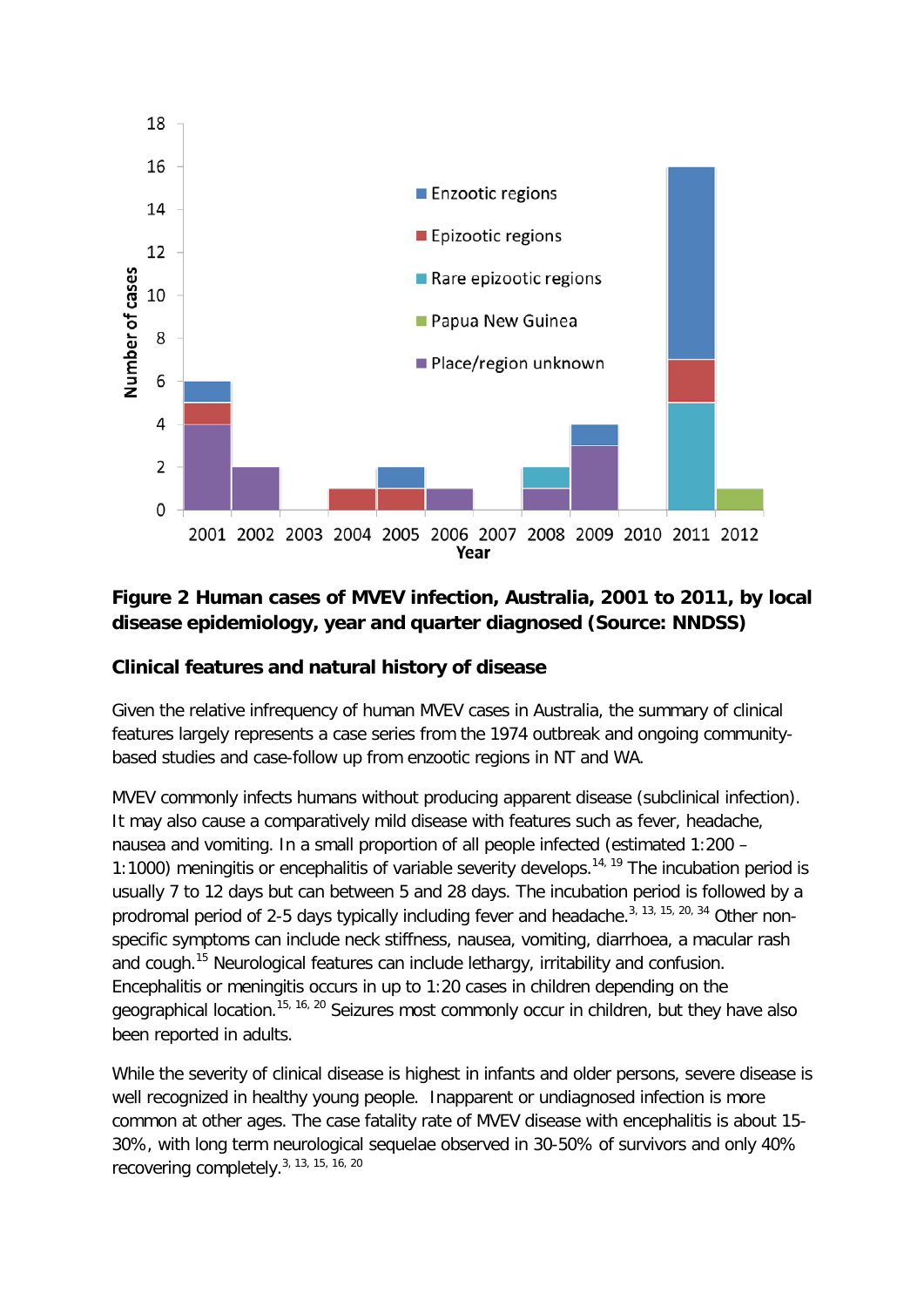**Figure 2 Human cases of MVEV infection, Australia, 2001 to 2011, by local disease epidemiology, year and quarter diagnosed (Source: NNDSS)**

### Clinical features and natural history of disease

Given the relative infrequency of human MVEV cases in Australia, the summary of clinical features largely represents a case series from the 1974 outbreak and ongoing community-based studies and case-follow up from enzootic regions in NT and WA.

MVEV commonly infects humans without producing apparent disease (subclinical infection). It may also cause a comparatively mild disease with features such as fever, headache, nausea and vomiting. In a small proportion of all people infected (estimated 1:200 – 1:1000) meningitis or encephalitis of variable severity develops.[14, 19] The incubation period is usually 7 to 12 days but can between 5 and 28 days. The incubation period is followed by a prodromal period of 2-5 days typically including fever and headache.[3, 13, 15, 20, 34] Other non-specific symptoms can include neck stiffness, nausea, vomiting, diarrhoea, a macular rash and cough.[15] Neurological features can include lethargy, irritability and confusion. Encephalitis or meningitis occurs in up to 1:20 cases in children depending on the geographical location.[15, 16, 20] Seizures most commonly occur in children, but they have also been reported in adults.

While the severity of clinical disease is highest in infants and older persons, severe disease is well recognized in healthy young people. Inapparent or undiagnosed infection is more common at other ages. The case fatality rate of MVEV disease with encephalitis is about 15-30%, with long term neurological sequelae observed in 30-50% of survivors and only 40% recovering completely.[3, 13, 15, 16, 20]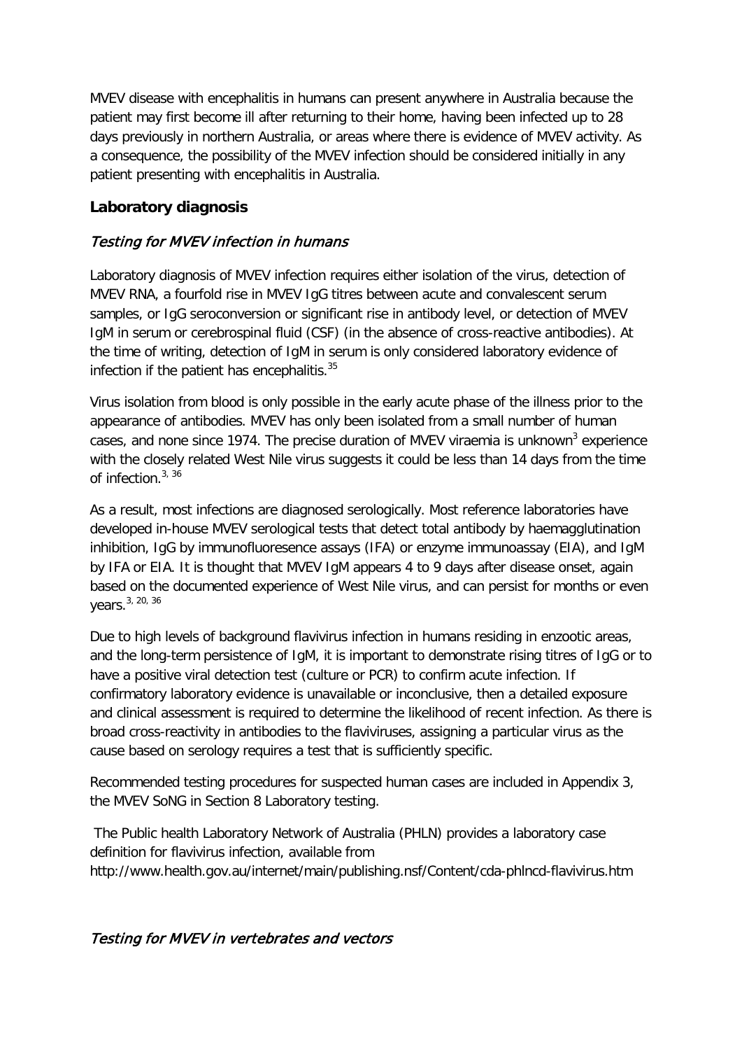MVEV disease with encephalitis in humans can present anywhere in Australia because the patient may first become ill after returning to their home, having been infected up to 28 days previously in northern Australia, or areas where there is evidence of MVEV activity. As a consequence, the possibility of the MVEV infection should be considered initially in any patient presenting with encephalitis in Australia.

## Laboratory diagnosis

### *Testing for MVEV infection in humans*

Laboratory diagnosis of MVEV infection requires either isolation of the virus, detection of MVEV RNA, a fourfold rise in MVEV IgG titres between acute and convalescent serum samples, or IgG seroconversion or significant rise in antibody level, or detection of MVEV IgM in serum or cerebrospinal fluid (CSF) (in the absence of cross-reactive antibodies). At the time of writing, detection of IgM in serum is only considered laboratory evidence of infection if the patient has encephalitis.[35]

Virus isolation from blood is only possible in the early acute phase of the illness prior to the appearance of antibodies. MVEV has only been isolated from a small number of human cases, and none since 1974. The precise duration of MVEV viraemia is unknown[3] experience with the closely related West Nile virus suggests it could be less than 14 days from the time of infection.[3, 36]

As a result, most infections are diagnosed serologically. Most reference laboratories have developed in-house MVEV serological tests that detect total antibody by haemagglutination inhibition, IgG by immunofluoresence assays (IFA) or enzyme immunoassay (EIA), and IgM by IFA or EIA. It is thought that MVEV IgM appears 4 to 9 days after disease onset, again based on the documented experience of West Nile virus, and can persist for months or even years.[3, 20, 36]

Due to high levels of background flavivirus infection in humans residing in enzootic areas, and the long-term persistence of IgM, it is important to demonstrate rising titres of IgG or to have a positive viral detection test (culture or PCR) to confirm acute infection. If confirmatory laboratory evidence is unavailable or inconclusive, then a detailed exposure and clinical assessment is required to determine the likelihood of recent infection. As there is broad cross-reactivity in antibodies to the flaviviruses, assigning a particular virus as the cause based on serology requires a test that is sufficiently specific.

Recommended testing procedures for suspected human cases are included in Appendix 3, the MVEV SoNG in Section 8 Laboratory testing.

The Public health Laboratory Network of Australia (PHLN) provides a laboratory case definition for flavivirus infection, available from http://www.health.gov.au/internet/main/publishing.nsf/Content/cda-phlncd-flavivirus.htm

### *Testing for MVEV in vertebrates and vectors*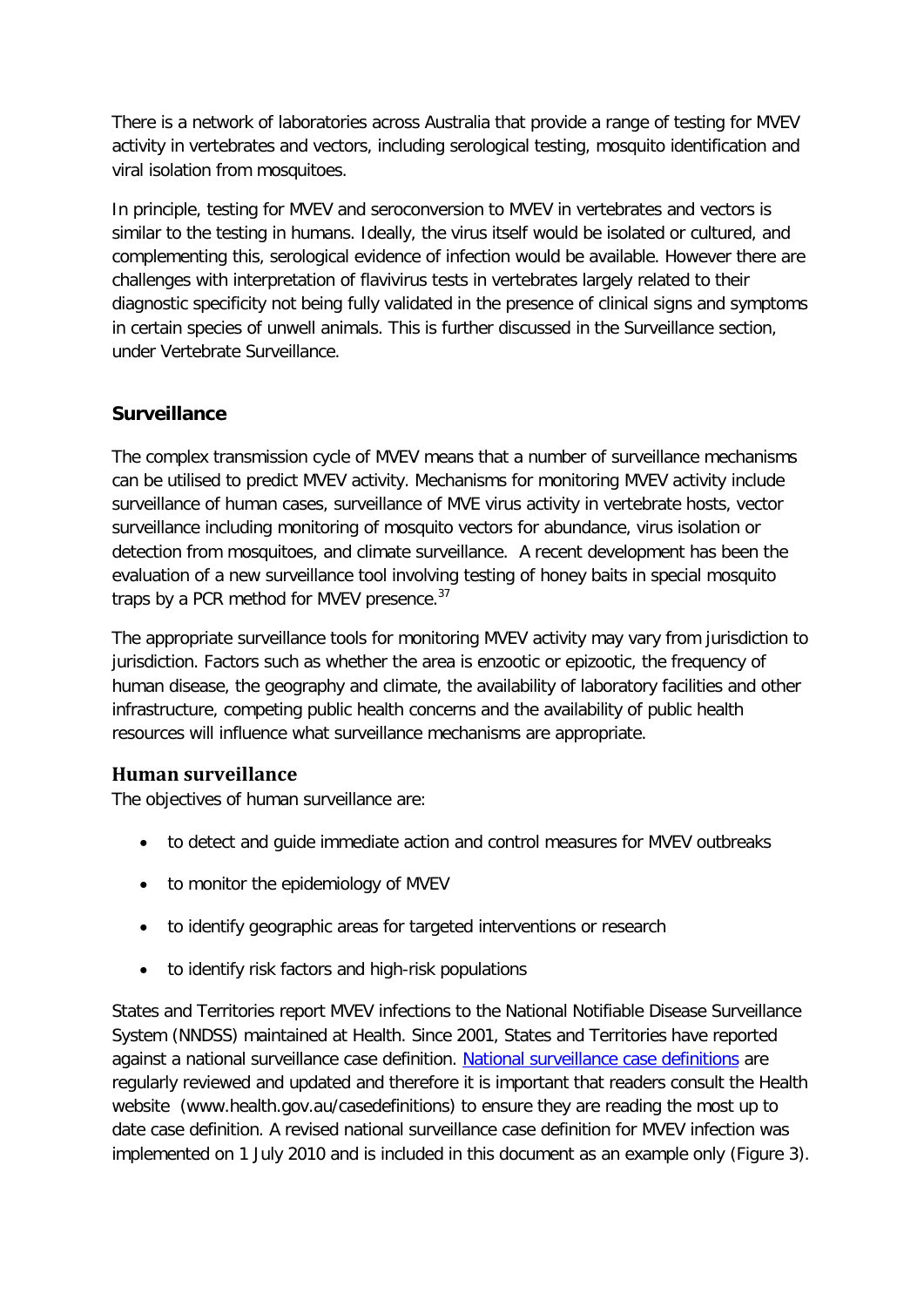There is a network of laboratories across Australia that provide a range of testing for MVEV activity in vertebrates and vectors, including serological testing, mosquito identification and viral isolation from mosquitoes.

In principle, testing for MVEV and seroconversion to MVEV in vertebrates and vectors is similar to the testing in humans. Ideally, the virus itself would be isolated or cultured, and complementing this, serological evidence of infection would be available. However there are challenges with interpretation of flavivirus tests in vertebrates largely related to their diagnostic specificity not being fully validated in the presence of clinical signs and symptoms in certain species of unwell animals. This is further discussed in the Surveillance section, under Vertebrate Surveillance.

## Surveillance

The complex transmission cycle of MVEV means that a number of surveillance mechanisms can be utilised to predict MVEV activity. Mechanisms for monitoring MVEV activity include surveillance of human cases, surveillance of MVE virus activity in vertebrate hosts, vector surveillance including monitoring of mosquito vectors for abundance, virus isolation or detection from mosquitoes, and climate surveillance. A recent development has been the evaluation of a new surveillance tool involving testing of honey baits in special mosquito traps by a PCR method for MVEV presence.[37]

The appropriate surveillance tools for monitoring MVEV activity may vary from jurisdiction to jurisdiction. Factors such as whether the area is enzootic or epizootic, the frequency of human disease, the geography and climate, the availability of laboratory facilities and other infrastructure, competing public health concerns and the availability of public health resources will influence what surveillance mechanisms are appropriate.

### Human surveillance

The objectives of human surveillance are:

- to detect and guide immediate action and control measures for MVEV outbreaks
- to monitor the epidemiology of MVEV
- to identify geographic areas for targeted interventions or research
- to identify risk factors and high-risk populations

States and Territories report MVEV infections to the National Notifiable Disease Surveillance System (NNDSS) maintained at Health. Since 2001, States and Territories have reported against a national surveillance case definition. National surveillance case definitions are regularly reviewed and updated and therefore it is important that readers consult the Health website (www.health.gov.au/casedefinitions) to ensure they are reading the most up to date case definition. A revised national surveillance case definition for MVEV infection was implemented on 1 July 2010 and is included in this document as an example only (Figure 3).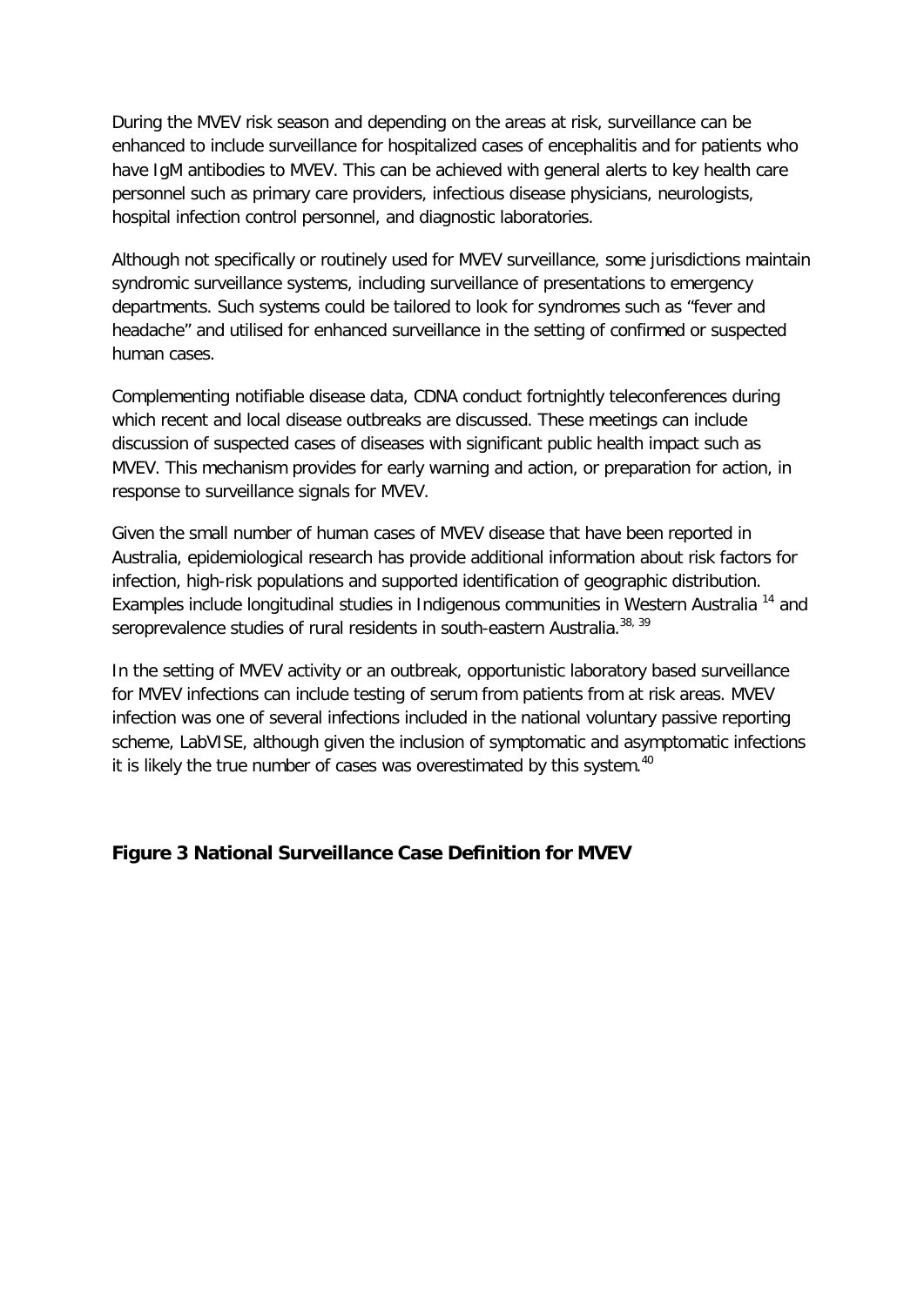During the MVEV risk season and depending on the areas at risk, surveillance can be enhanced to include surveillance for hospitalized cases of encephalitis and for patients who have IgM antibodies to MVEV. This can be achieved with general alerts to key health care personnel such as primary care providers, infectious disease physicians, neurologists, hospital infection control personnel, and diagnostic laboratories.

Although not specifically or routinely used for MVEV surveillance, some jurisdictions maintain syndromic surveillance systems, including surveillance of presentations to emergency departments. Such systems could be tailored to look for syndromes such as "fever and headache" and utilised for enhanced surveillance in the setting of confirmed or suspected human cases.

Complementing notifiable disease data, CDNA conduct fortnightly teleconferences during which recent and local disease outbreaks are discussed. These meetings can include discussion of suspected cases of diseases with significant public health impact such as MVEV. This mechanism provides for early warning and action, or preparation for action, in response to surveillance signals for MVEV.

Given the small number of human cases of MVEV disease that have been reported in Australia, epidemiological research has provide additional information about risk factors for infection, high-risk populations and supported identification of geographic distribution. Examples include longitudinal studies in Indigenous communities in Western Australia [14] and seroprevalence studies of rural residents in south-eastern Australia.[38, 39]

In the setting of MVEV activity or an outbreak, opportunistic laboratory based surveillance for MVEV infections can include testing of serum from patients from at risk areas. MVEV infection was one of several infections included in the national voluntary passive reporting scheme, LabVISE, although given the inclusion of symptomatic and asymptomatic infections it is likely the true number of cases was overestimated by this system.[40]

**Figure 3 National Surveillance Case Definition for MVEV**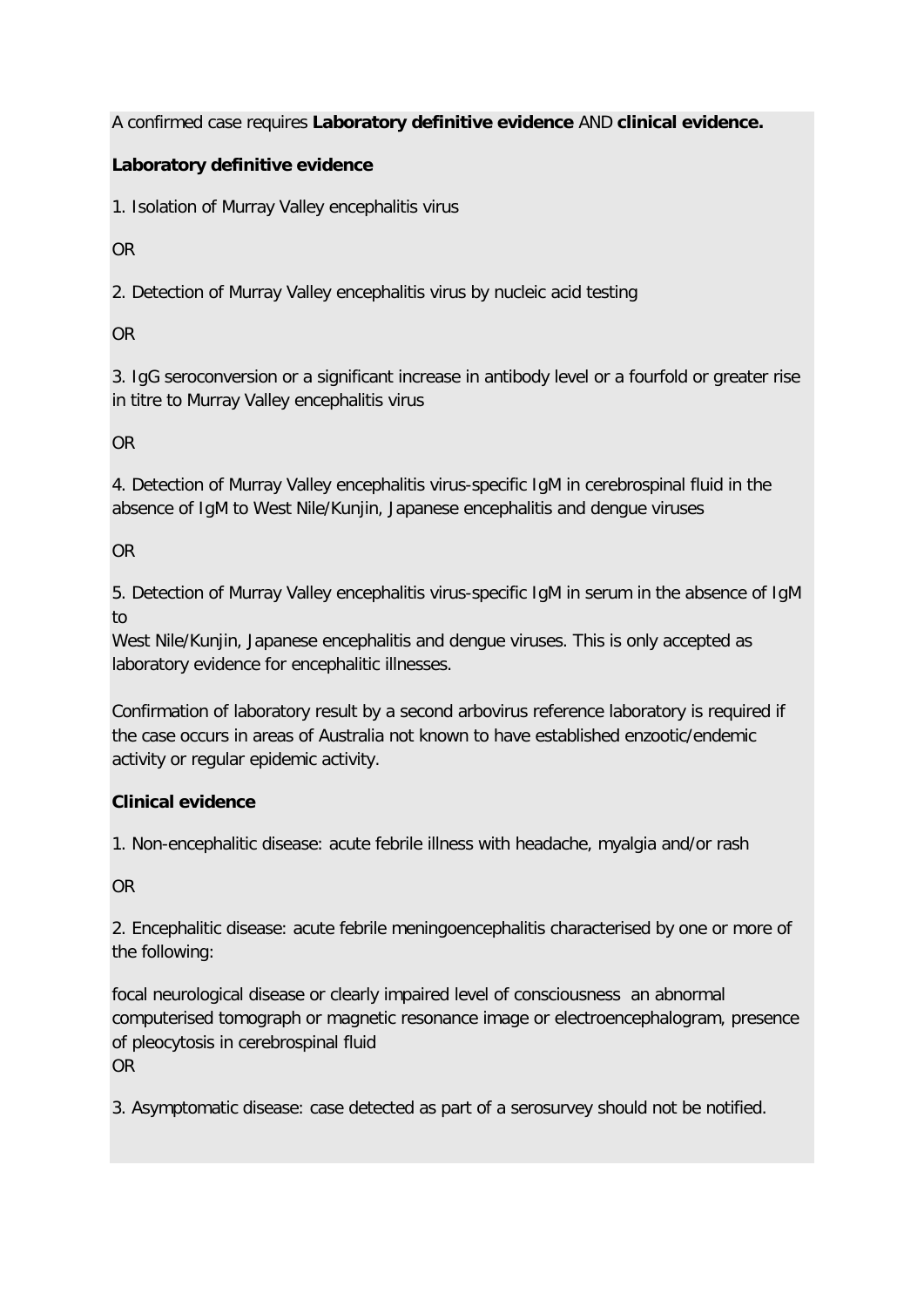A confirmed case requires **Laboratory definitive evidence** AND **clinical evidence.**

**Laboratory definitive evidence**

1. Isolation of Murray Valley encephalitis virus

OR

2. Detection of Murray Valley encephalitis virus by nucleic acid testing

OR

3. IgG seroconversion or a significant increase in antibody level or a fourfold or greater rise in titre to Murray Valley encephalitis virus

OR

4. Detection of Murray Valley encephalitis virus-specific IgM in cerebrospinal fluid in the absence of IgM to West Nile/Kunjin, Japanese encephalitis and dengue viruses

OR

5. Detection of Murray Valley encephalitis virus-specific IgM in serum in the absence of IgM to
West Nile/Kunjin, Japanese encephalitis and dengue viruses. This is only accepted as laboratory evidence for encephalitic illnesses.

Confirmation of laboratory result by a second arbovirus reference laboratory is required if the case occurs in areas of Australia not known to have established enzootic/endemic activity or regular epidemic activity.

**Clinical evidence**

1. Non-encephalitic disease: acute febrile illness with headache, myalgia and/or rash

OR

2. Encephalitic disease: acute febrile meningoencephalitis characterised by one or more of the following:

focal neurological disease or clearly impaired level of consciousness an abnormal computerised tomograph or magnetic resonance image or electroencephalogram, presence of pleocytosis in cerebrospinal fluid
OR

3. Asymptomatic disease: case detected as part of a serosurvey should not be notified.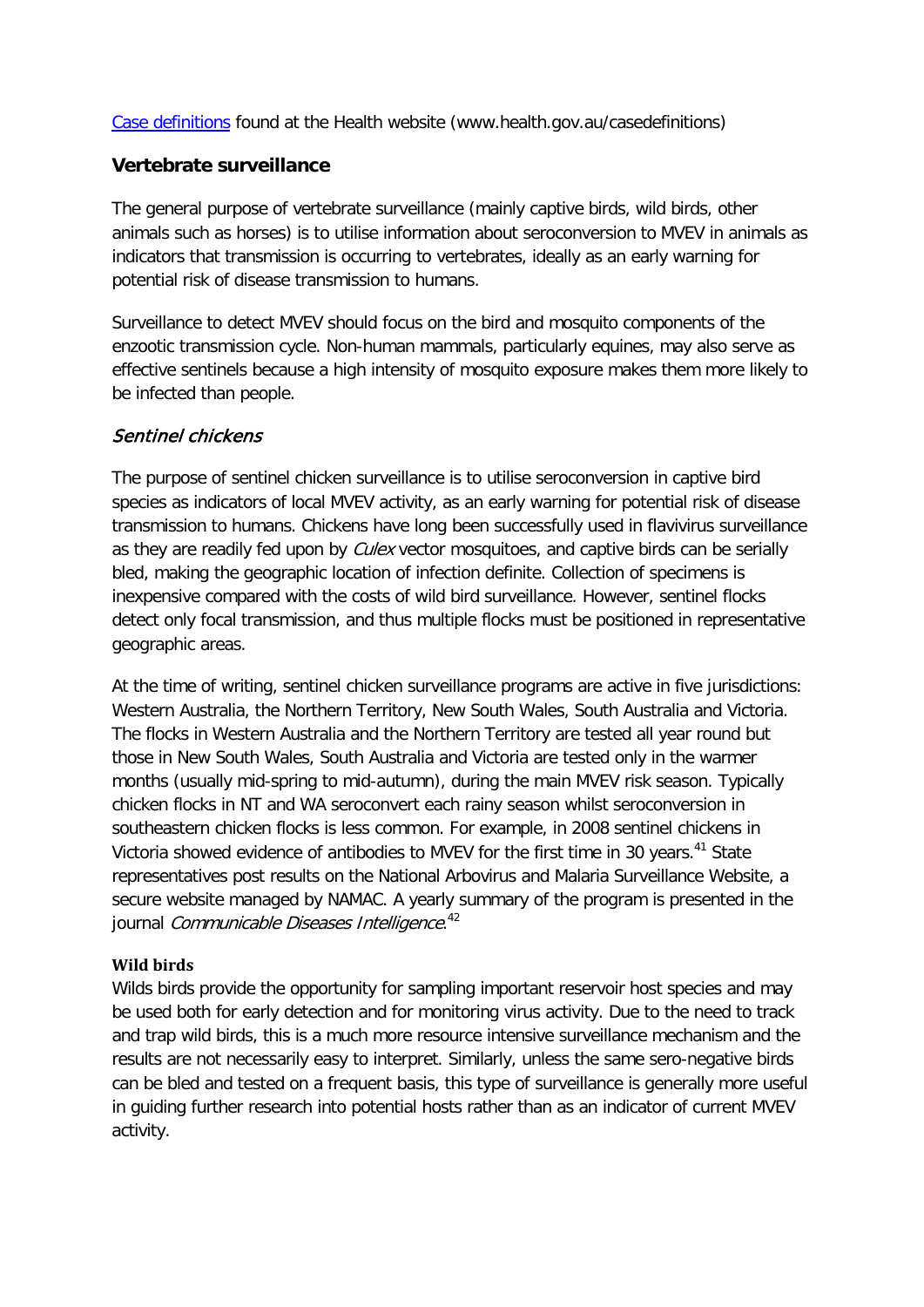[Case definitions](www.health.gov.au/casedefinitions) found at the Health website (www.health.gov.au/casedefinitions)

## Vertebrate surveillance

The general purpose of vertebrate surveillance (mainly captive birds, wild birds, other animals such as horses) is to utilise information about seroconversion to MVEV in animals as indicators that transmission is occurring to vertebrates, ideally as an early warning for potential risk of disease transmission to humans.

Surveillance to detect MVEV should focus on the bird and mosquito components of the enzootic transmission cycle. Non-human mammals, particularly equines, may also serve as effective sentinels because a high intensity of mosquito exposure makes them more likely to be infected than people.

### *Sentinel chickens*

The purpose of sentinel chicken surveillance is to utilise seroconversion in captive bird species as indicators of local MVEV activity, as an early warning for potential risk of disease transmission to humans. Chickens have long been successfully used in flavivirus surveillance as they are readily fed upon by *Culex* vector mosquitoes, and captive birds can be serially bled, making the geographic location of infection definite. Collection of specimens is inexpensive compared with the costs of wild bird surveillance. However, sentinel flocks detect only focal transmission, and thus multiple flocks must be positioned in representative geographic areas.

At the time of writing, sentinel chicken surveillance programs are active in five jurisdictions: Western Australia, the Northern Territory, New South Wales, South Australia and Victoria. The flocks in Western Australia and the Northern Territory are tested all year round but those in New South Wales, South Australia and Victoria are tested only in the warmer months (usually mid-spring to mid-autumn), during the main MVEV risk season. Typically chicken flocks in NT and WA seroconvert each rainy season whilst seroconversion in southeastern chicken flocks is less common. For example, in 2008 sentinel chickens in Victoria showed evidence of antibodies to MVEV for the first time in 30 years.[41] State representatives post results on the National Arbovirus and Malaria Surveillance Website, a secure website managed by NAMAC. A yearly summary of the program is presented in the journal *Communicable Diseases Intelligence*.[42]

#### Wild birds

Wilds birds provide the opportunity for sampling important reservoir host species and may be used both for early detection and for monitoring virus activity. Due to the need to track and trap wild birds, this is a much more resource intensive surveillance mechanism and the results are not necessarily easy to interpret. Similarly, unless the same sero-negative birds can be bled and tested on a frequent basis, this type of surveillance is generally more useful in guiding further research into potential hosts rather than as an indicator of current MVEV activity.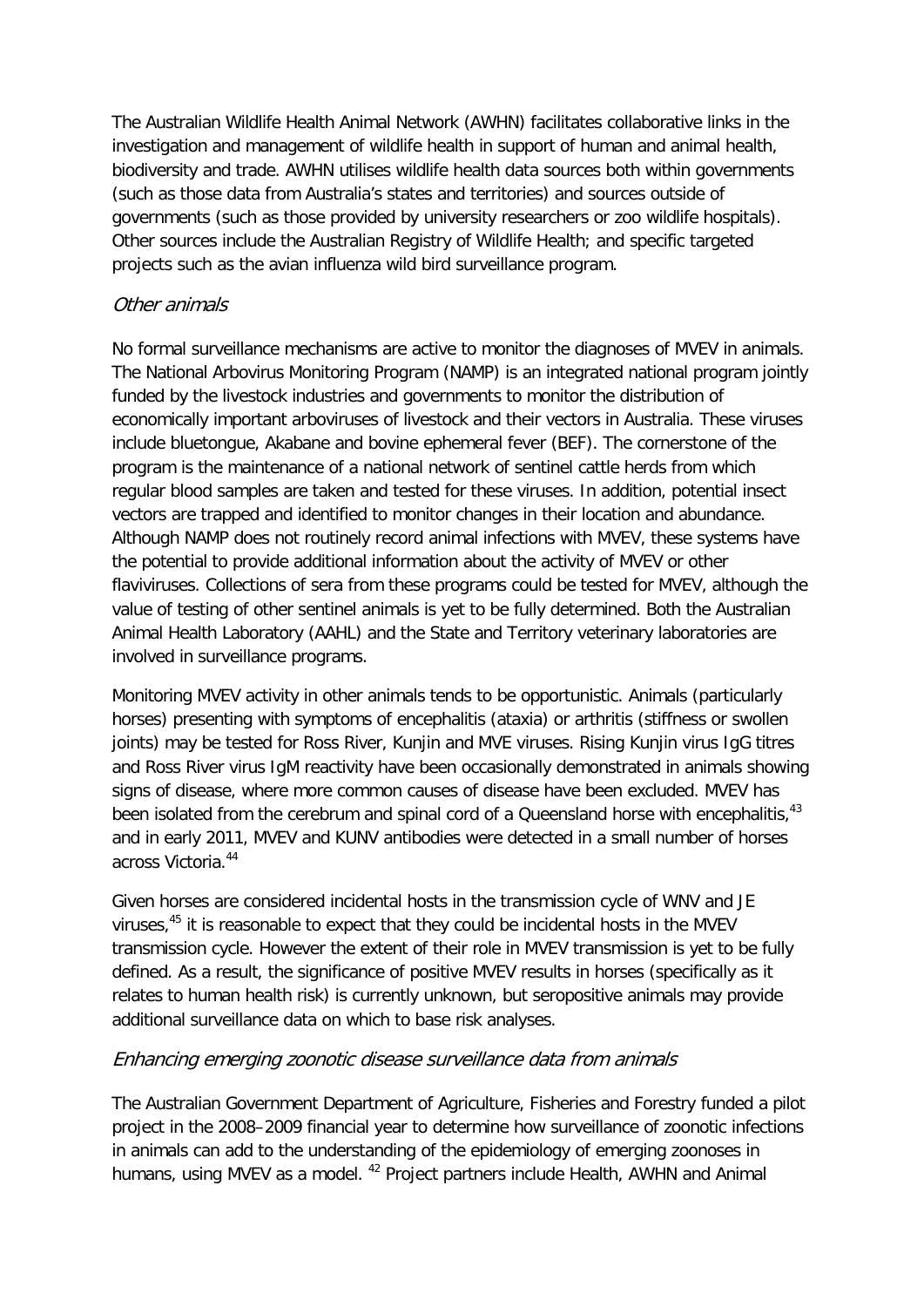The Australian Wildlife Health Animal Network (AWHN) facilitates collaborative links in the investigation and management of wildlife health in support of human and animal health, biodiversity and trade. AWHN utilises wildlife health data sources both within governments (such as those data from Australia's states and territories) and sources outside of governments (such as those provided by university researchers or zoo wildlife hospitals). Other sources include the Australian Registry of Wildlife Health; and specific targeted projects such as the avian influenza wild bird surveillance program.

### *Other animals*

No formal surveillance mechanisms are active to monitor the diagnoses of MVEV in animals. The National Arbovirus Monitoring Program (NAMP) is an integrated national program jointly funded by the livestock industries and governments to monitor the distribution of economically important arboviruses of livestock and their vectors in Australia. These viruses include bluetongue, Akabane and bovine ephemeral fever (BEF). The cornerstone of the program is the maintenance of a national network of sentinel cattle herds from which regular blood samples are taken and tested for these viruses. In addition, potential insect vectors are trapped and identified to monitor changes in their location and abundance. Although NAMP does not routinely record animal infections with MVEV, these systems have the potential to provide additional information about the activity of MVEV or other flaviviruses. Collections of sera from these programs could be tested for MVEV, although the value of testing of other sentinel animals is yet to be fully determined. Both the Australian Animal Health Laboratory (AAHL) and the State and Territory veterinary laboratories are involved in surveillance programs.

Monitoring MVEV activity in other animals tends to be opportunistic. Animals (particularly horses) presenting with symptoms of encephalitis (ataxia) or arthritis (stiffness or swollen joints) may be tested for Ross River, Kunjin and MVE viruses. Rising Kunjin virus IgG titres and Ross River virus IgM reactivity have been occasionally demonstrated in animals showing signs of disease, where more common causes of disease have been excluded. MVEV has been isolated from the cerebrum and spinal cord of a Queensland horse with encephalitis,[43] and in early 2011, MVEV and KUNV antibodies were detected in a small number of horses across Victoria.[44]

Given horses are considered incidental hosts in the transmission cycle of WNV and JE viruses,[45] it is reasonable to expect that they could be incidental hosts in the MVEV transmission cycle. However the extent of their role in MVEV transmission is yet to be fully defined. As a result, the significance of positive MVEV results in horses (specifically as it relates to human health risk) is currently unknown, but seropositive animals may provide additional surveillance data on which to base risk analyses.

### *Enhancing emerging zoonotic disease surveillance data from animals*

The Australian Government Department of Agriculture, Fisheries and Forestry funded a pilot project in the 2008–2009 financial year to determine how surveillance of zoonotic infections in animals can add to the understanding of the epidemiology of emerging zoonoses in humans, using MVEV as a model. [42] Project partners include Health, AWHN and Animal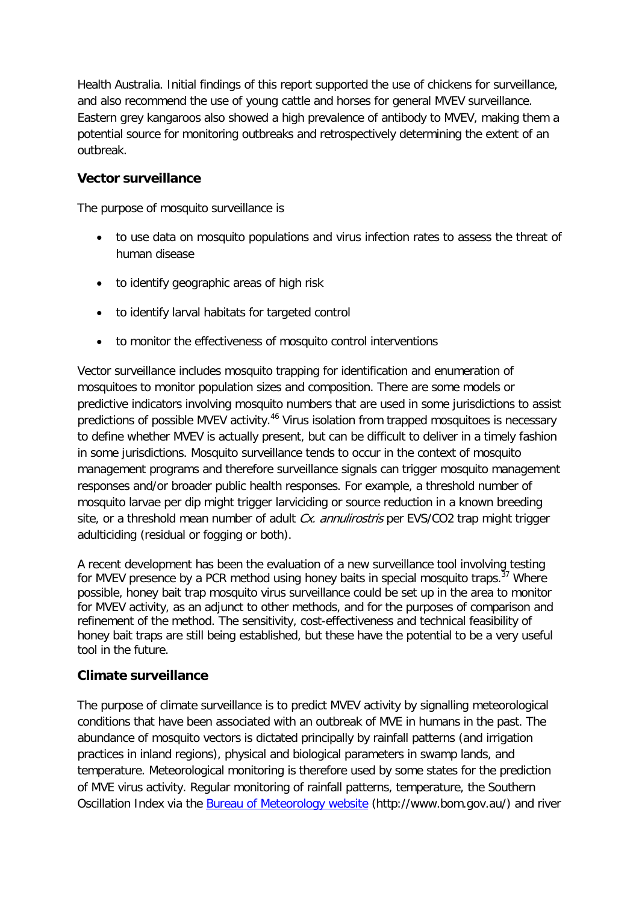Health Australia. Initial findings of this report supported the use of chickens for surveillance, and also recommend the use of young cattle and horses for general MVEV surveillance. Eastern grey kangaroos also showed a high prevalence of antibody to MVEV, making them a potential source for monitoring outbreaks and retrospectively determining the extent of an outbreak.

## Vector surveillance

The purpose of mosquito surveillance is

- to use data on mosquito populations and virus infection rates to assess the threat of human disease
- to identify geographic areas of high risk
- to identify larval habitats for targeted control
- to monitor the effectiveness of mosquito control interventions

Vector surveillance includes mosquito trapping for identification and enumeration of mosquitoes to monitor population sizes and composition. There are some models or predictive indicators involving mosquito numbers that are used in some jurisdictions to assist predictions of possible MVEV activity.[46] Virus isolation from trapped mosquitoes is necessary to define whether MVEV is actually present, but can be difficult to deliver in a timely fashion in some jurisdictions. Mosquito surveillance tends to occur in the context of mosquito management programs and therefore surveillance signals can trigger mosquito management responses and/or broader public health responses. For example, a threshold number of mosquito larvae per dip might trigger larviciding or source reduction in a known breeding site, or a threshold mean number of adult *Cx. annulirostris* per EVS/CO2 trap might trigger adulticiding (residual or fogging or both).

A recent development has been the evaluation of a new surveillance tool involving testing for MVEV presence by a PCR method using honey baits in special mosquito traps.[37] Where possible, honey bait trap mosquito virus surveillance could be set up in the area to monitor for MVEV activity, as an adjunct to other methods, and for the purposes of comparison and refinement of the method. The sensitivity, cost-effectiveness and technical feasibility of honey bait traps are still being established, but these have the potential to be a very useful tool in the future.

## Climate surveillance

The purpose of climate surveillance is to predict MVEV activity by signalling meteorological conditions that have been associated with an outbreak of MVE in humans in the past. The abundance of mosquito vectors is dictated principally by rainfall patterns (and irrigation practices in inland regions), physical and biological parameters in swamp lands, and temperature. Meteorological monitoring is therefore used by some states for the prediction of MVE virus activity. Regular monitoring of rainfall patterns, temperature, the Southern Oscillation Index via the [Bureau of Meteorology website](http://www.bom.gov.au/) (http://www.bom.gov.au/) and river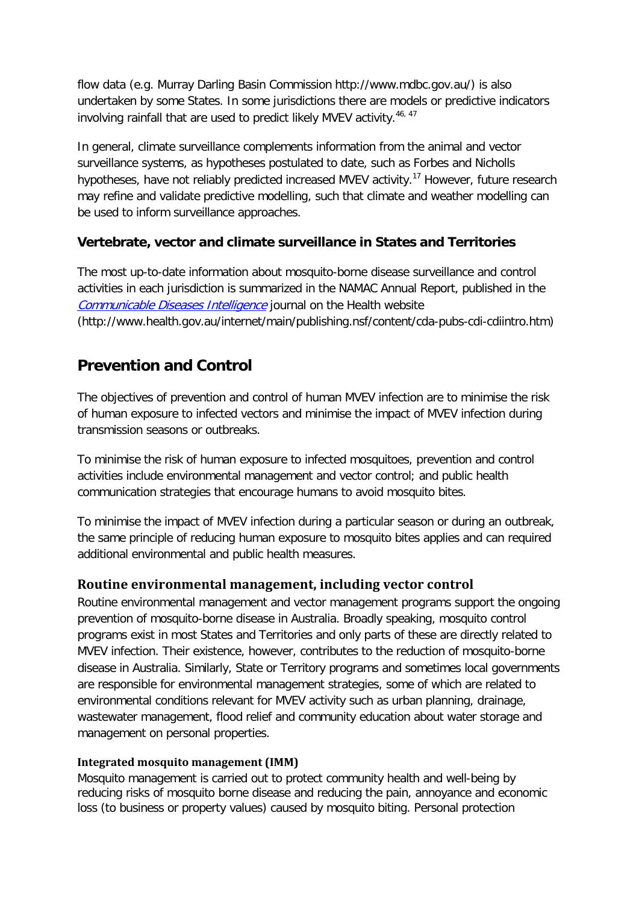flow data (e.g. Murray Darling Basin Commission http://www.mdbc.gov.au/) is also undertaken by some States. In some jurisdictions there are models or predictive indicators involving rainfall that are used to predict likely MVEV activity.[46, 47]

In general, climate surveillance complements information from the animal and vector surveillance systems, as hypotheses postulated to date, such as Forbes and Nicholls hypotheses, have not reliably predicted increased MVEV activity.[17] However, future research may refine and validate predictive modelling, such that climate and weather modelling can be used to inform surveillance approaches.

### Vertebrate, vector and climate surveillance in States and Territories

The most up-to-date information about mosquito-borne disease surveillance and control activities in each jurisdiction is summarized in the NAMAC Annual Report, published in the *Communicable Diseases Intelligence* journal on the Health website (http://www.health.gov.au/internet/main/publishing.nsf/content/cda-pubs-cdi-cdiintro.htm)

## Prevention and Control

The objectives of prevention and control of human MVEV infection are to minimise the risk of human exposure to infected vectors and minimise the impact of MVEV infection during transmission seasons or outbreaks.

To minimise the risk of human exposure to infected mosquitoes, prevention and control activities include environmental management and vector control; and public health communication strategies that encourage humans to avoid mosquito bites.

To minimise the impact of MVEV infection during a particular season or during an outbreak, the same principle of reducing human exposure to mosquito bites applies and can required additional environmental and public health measures.

### Routine environmental management, including vector control

Routine environmental management and vector management programs support the ongoing prevention of mosquito-borne disease in Australia. Broadly speaking, mosquito control programs exist in most States and Territories and only parts of these are directly related to MVEV infection. Their existence, however, contributes to the reduction of mosquito-borne disease in Australia. Similarly, State or Territory programs and sometimes local governments are responsible for environmental management strategies, some of which are related to environmental conditions relevant for MVEV activity such as urban planning, drainage, wastewater management, flood relief and community education about water storage and management on personal properties.

#### Integrated mosquito management (IMM)

Mosquito management is carried out to protect community health and well-being by reducing risks of mosquito borne disease and reducing the pain, annoyance and economic loss (to business or property values) caused by mosquito biting. Personal protection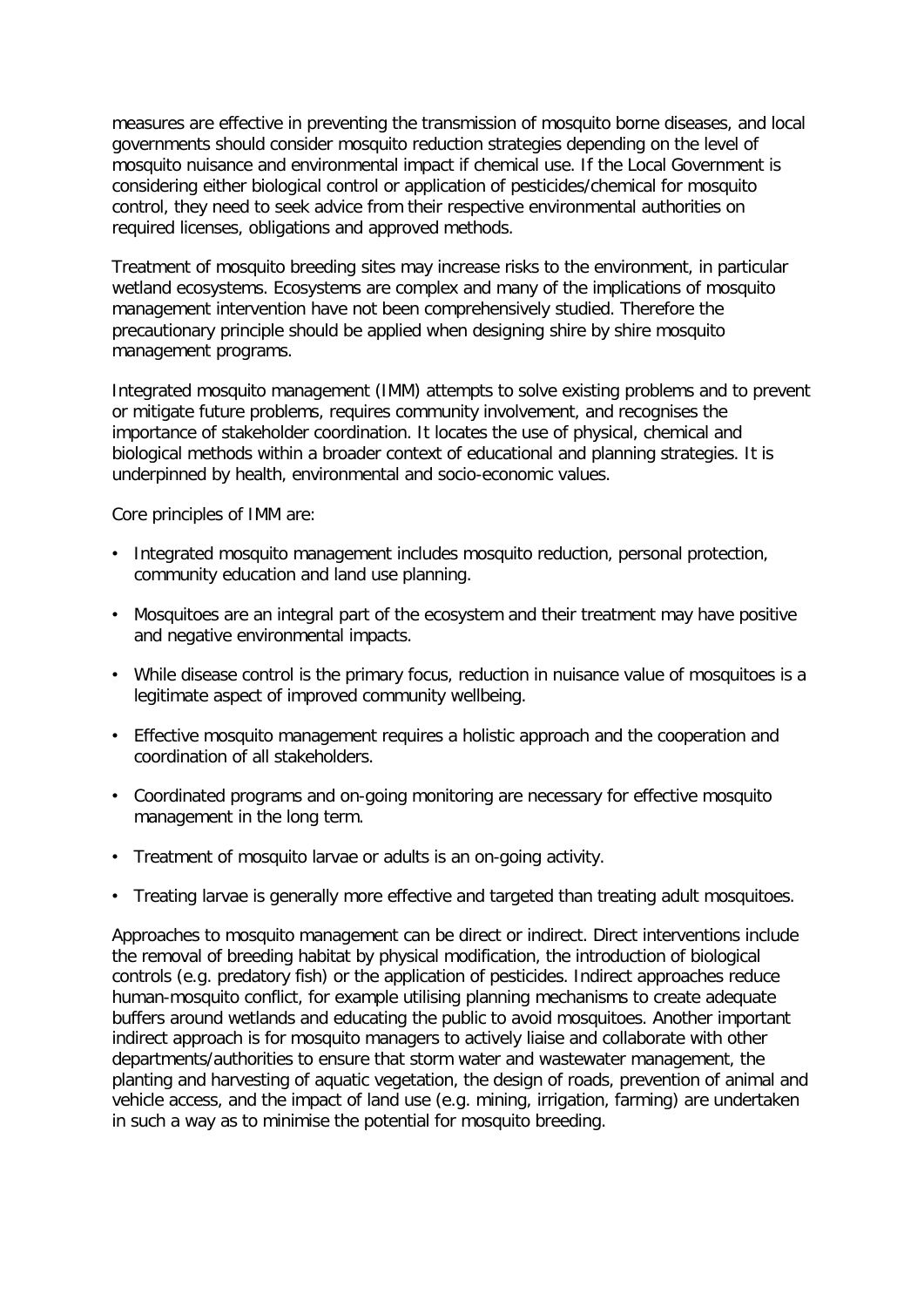measures are effective in preventing the transmission of mosquito borne diseases, and local governments should consider mosquito reduction strategies depending on the level of mosquito nuisance and environmental impact if chemical use. If the Local Government is considering either biological control or application of pesticides/chemical for mosquito control, they need to seek advice from their respective environmental authorities on required licenses, obligations and approved methods.

Treatment of mosquito breeding sites may increase risks to the environment, in particular wetland ecosystems. Ecosystems are complex and many of the implications of mosquito management intervention have not been comprehensively studied. Therefore the precautionary principle should be applied when designing shire by shire mosquito management programs.

Integrated mosquito management (IMM) attempts to solve existing problems and to prevent or mitigate future problems, requires community involvement, and recognises the importance of stakeholder coordination. It locates the use of physical, chemical and biological methods within a broader context of educational and planning strategies. It is underpinned by health, environmental and socio-economic values.

Core principles of IMM are:

- Integrated mosquito management includes mosquito reduction, personal protection, community education and land use planning.
- Mosquitoes are an integral part of the ecosystem and their treatment may have positive and negative environmental impacts.
- While disease control is the primary focus, reduction in nuisance value of mosquitoes is a legitimate aspect of improved community wellbeing.
- Effective mosquito management requires a holistic approach and the cooperation and coordination of all stakeholders.
- Coordinated programs and on-going monitoring are necessary for effective mosquito management in the long term.
- Treatment of mosquito larvae or adults is an on-going activity.
- Treating larvae is generally more effective and targeted than treating adult mosquitoes.

Approaches to mosquito management can be direct or indirect. Direct interventions include the removal of breeding habitat by physical modification, the introduction of biological controls (e.g. predatory fish) or the application of pesticides. Indirect approaches reduce human-mosquito conflict, for example utilising planning mechanisms to create adequate buffers around wetlands and educating the public to avoid mosquitoes. Another important indirect approach is for mosquito managers to actively liaise and collaborate with other departments/authorities to ensure that storm water and wastewater management, the planting and harvesting of aquatic vegetation, the design of roads, prevention of animal and vehicle access, and the impact of land use (e.g. mining, irrigation, farming) are undertaken in such a way as to minimise the potential for mosquito breeding.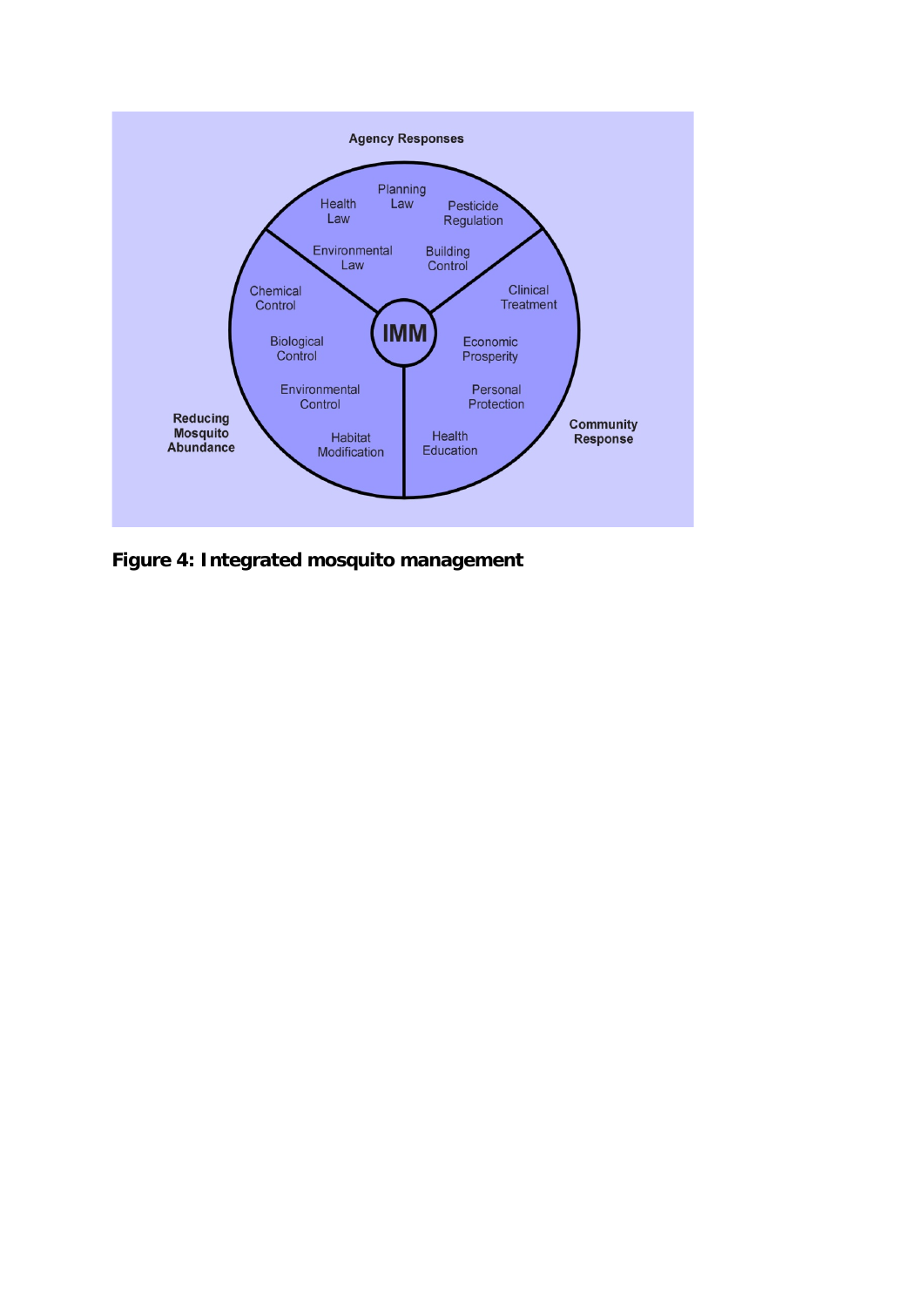Agency Responses

Health Law

Planning Law

Pesticide Regulation

Environmental Law

Building Control

Chemical Control

Biological Control

Environmental Control

Habitat Modification

IMM

Clinical Treatment

Economic Prosperity

Personal Protection

Health Education

Reducing Mosquito Abundance

Community Response

**Figure 4: Integrated mosquito management**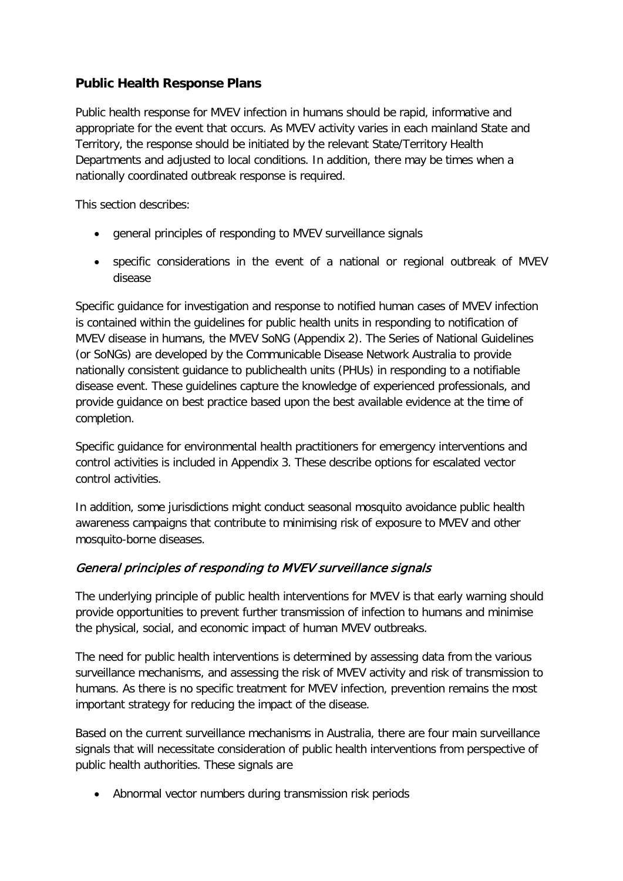### Public Health Response Plans

Public health response for MVEV infection in humans should be rapid, informative and appropriate for the event that occurs. As MVEV activity varies in each mainland State and Territory, the response should be initiated by the relevant State/Territory Health Departments and adjusted to local conditions. In addition, there may be times when a nationally coordinated outbreak response is required.

This section describes:

- general principles of responding to MVEV surveillance signals
- specific considerations in the event of a national or regional outbreak of MVEV disease

Specific guidance for investigation and response to notified human cases of MVEV infection is contained within the guidelines for public health units in responding to notification of MVEV disease in humans, the MVEV SoNG (Appendix 2). The Series of National Guidelines (or SoNGs) are developed by the Communicable Disease Network Australia to provide nationally consistent guidance to publichealth units (PHUs) in responding to a notifiable disease event. These guidelines capture the knowledge of experienced professionals, and provide guidance on best practice based upon the best available evidence at the time of completion.

Specific guidance for environmental health practitioners for emergency interventions and control activities is included in Appendix 3. These describe options for escalated vector control activities.

In addition, some jurisdictions might conduct seasonal mosquito avoidance public health awareness campaigns that contribute to minimising risk of exposure to MVEV and other mosquito-borne diseases.

#### *General principles of responding to MVEV surveillance signals*

The underlying principle of public health interventions for MVEV is that early warning should provide opportunities to prevent further transmission of infection to humans and minimise the physical, social, and economic impact of human MVEV outbreaks.

The need for public health interventions is determined by assessing data from the various surveillance mechanisms, and assessing the risk of MVEV activity and risk of transmission to humans. As there is no specific treatment for MVEV infection, prevention remains the most important strategy for reducing the impact of the disease.

Based on the current surveillance mechanisms in Australia, there are four main surveillance signals that will necessitate consideration of public health interventions from perspective of public health authorities. These signals are

- Abnormal vector numbers during transmission risk periods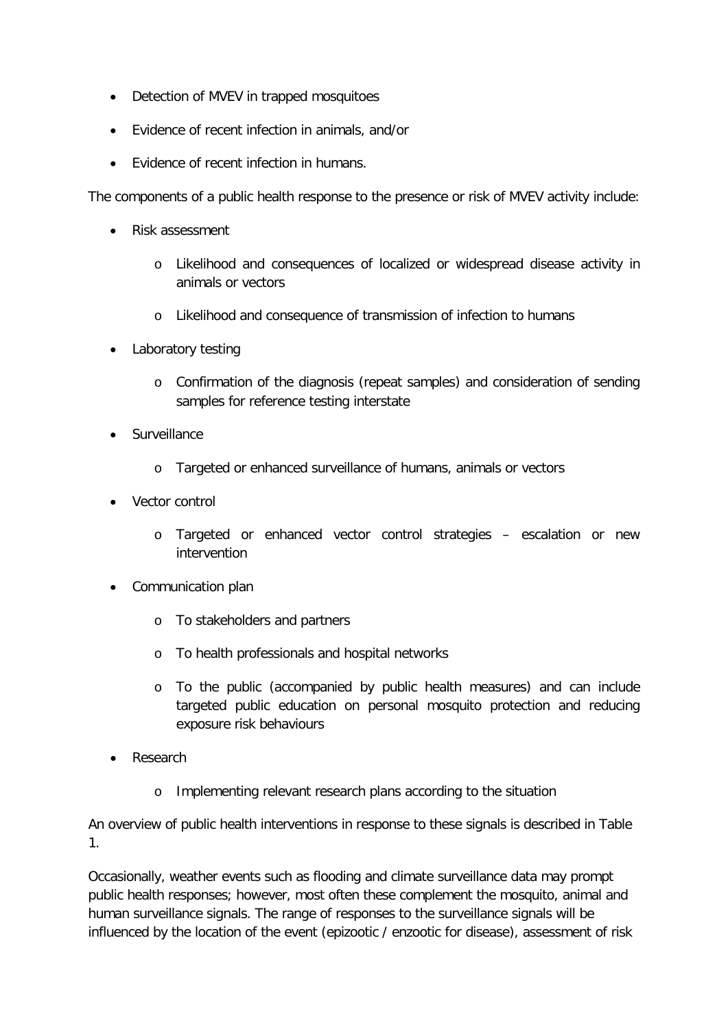- Detection of MVEV in trapped mosquitoes
- Evidence of recent infection in animals, and/or
- Evidence of recent infection in humans.

The components of a public health response to the presence or risk of MVEV activity include:

- Risk assessment
  - Likelihood and consequences of localized or widespread disease activity in animals or vectors
  - Likelihood and consequence of transmission of infection to humans
- Laboratory testing
  - Confirmation of the diagnosis (repeat samples) and consideration of sending samples for reference testing interstate
- Surveillance
  - Targeted or enhanced surveillance of humans, animals or vectors
- Vector control
  - Targeted or enhanced vector control strategies – escalation or new intervention
- Communication plan
  - To stakeholders and partners
  - To health professionals and hospital networks
  - To the public (accompanied by public health measures) and can include targeted public education on personal mosquito protection and reducing exposure risk behaviours
- Research
  - Implementing relevant research plans according to the situation

An overview of public health interventions in response to these signals is described in Table 1.

Occasionally, weather events such as flooding and climate surveillance data may prompt public health responses; however, most often these complement the mosquito, animal and human surveillance signals. The range of responses to the surveillance signals will be influenced by the location of the event (epizootic / enzootic for disease), assessment of risk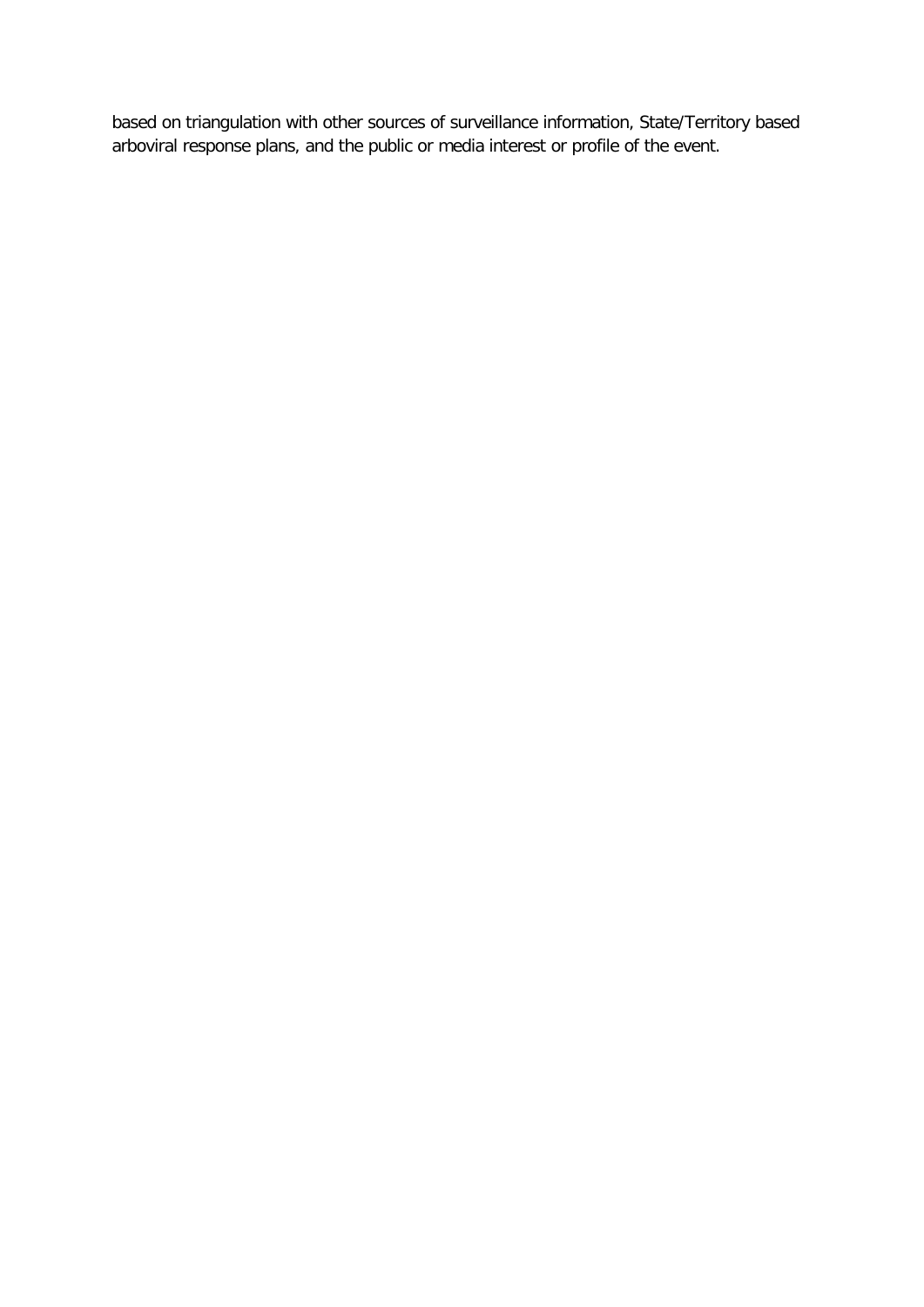based on triangulation with other sources of surveillance information, State/Territory based arboviral response plans, and the public or media interest or profile of the event.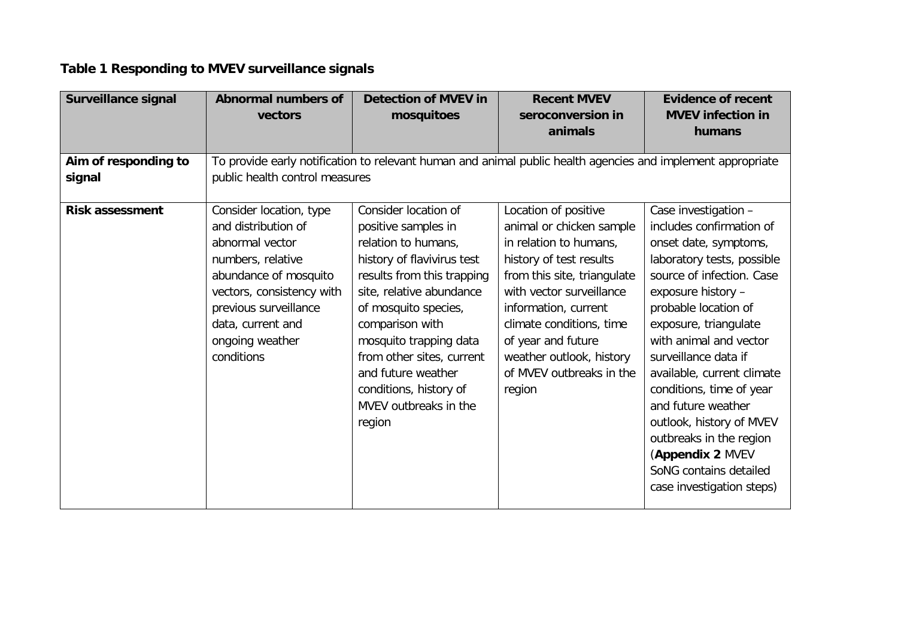**Table 1 Responding to MVEV surveillance signals**

| Surveillance signal | Abnormal numbers of vectors | Detection of MVEV in mosquitoes | Recent MVEV seroconversion in animals | Evidence of recent MVEV infection in humans |
|---|---|---|---|---|
| **Aim of responding to signal** | To provide early notification to relevant human and animal public health agencies and implement appropriate public health control measures | | | |
| **Risk assessment** | Consider location, type and distribution of abnormal vector numbers, relative abundance of mosquito vectors, consistency with previous surveillance data, current and ongoing weather conditions | Consider location of positive samples in relation to humans, history of flavivirus test results from this trapping site, relative abundance of mosquito species, comparison with mosquito trapping data from other sites, current and future weather conditions, history of MVEV outbreaks in the region | Location of positive animal or chicken sample in relation to humans, history of test results from this site, triangulate with vector surveillance information, current climate conditions, time of year and future weather outlook, history of MVEV outbreaks in the region | Case investigation – includes confirmation of onset date, symptoms, laboratory tests, possible source of infection. Case exposure history – probable location of exposure, triangulate with animal and vector surveillance data if available, current climate conditions, time of year and future weather outlook, history of MVEV outbreaks in the region (**Appendix 2** MVEV SoNG contains detailed case investigation steps) |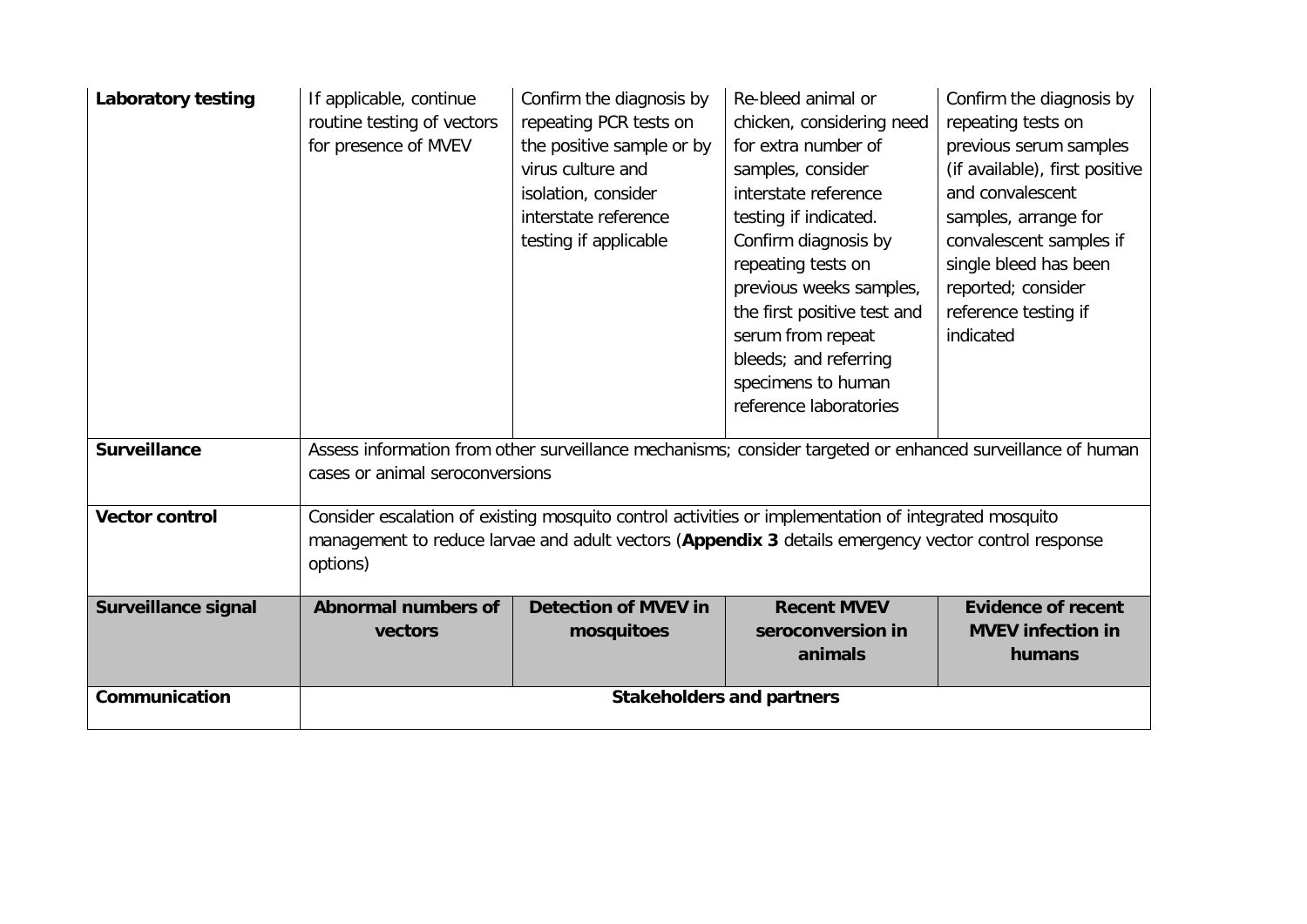| Laboratory testing | If applicable, continue routine testing of vectors for presence of MVEV | Confirm the diagnosis by repeating PCR tests on the positive sample or by virus culture and isolation, consider interstate reference testing if applicable | Re-bleed animal or chicken, considering need for extra number of samples, consider interstate reference testing if indicated. Confirm diagnosis by repeating tests on previous weeks samples, the first positive test and serum from repeat bleeds; and referring specimens to human reference laboratories | Confirm the diagnosis by repeating tests on previous serum samples (if available), first positive and convalescent samples, arrange for convalescent samples if single bleed has been reported; consider reference testing if indicated |
|---|---|---|---|---|
| **Surveillance** | Assess information from other surveillance mechanisms; consider targeted or enhanced surveillance of human cases or animal seroconversions | | | |
| **Vector control** | Consider escalation of existing mosquito control activities or implementation of integrated mosquito management to reduce larvae and adult vectors (**Appendix 3** details emergency vector control response options) | | | |
| **Surveillance signal** | **Abnormal numbers of vectors** | **Detection of MVEV in mosquitoes** | **Recent MVEV seroconversion in animals** | **Evidence of recent MVEV infection in humans** |
| **Communication** | **Stakeholders and partners** | | | |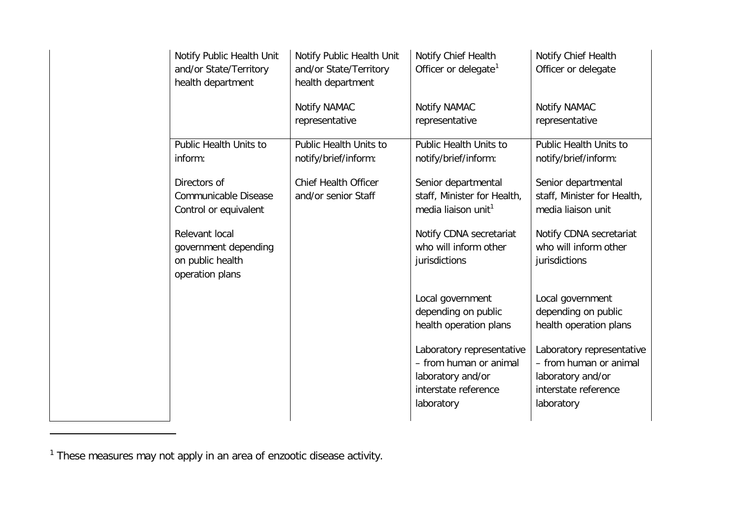| | | | | |
|---|---|---|---|---|
| | Notify Public Health Unit and/or State/Territory health department | Notify Public Health Unit and/or State/Territory health department<br><br>Notify NAMAC representative | Notify Chief Health Officer or delegate[1]<br><br>Notify NAMAC representative | Notify Chief Health Officer or delegate<br><br>Notify NAMAC representative |
| | Public Health Units to inform:<br><br>Directors of Communicable Disease Control or equivalent<br><br>Relevant local government depending on public health operation plans | Public Health Units to notify/brief/inform:<br><br>Chief Health Officer and/or senior Staff | Public Health Units to notify/brief/inform:<br><br>Senior departmental staff, Minister for Health, media liaison unit[1]<br><br>Notify CDNA secretariat who will inform other jurisdictions<br><br>Local government depending on public health operation plans<br><br>Laboratory representative – from human or animal laboratory and/or interstate reference laboratory | Public Health Units to notify/brief/inform:<br><br>Senior departmental staff, Minister for Health, media liaison unit<br><br>Notify CDNA secretariat who will inform other jurisdictions<br><br>Local government depending on public health operation plans<br><br>Laboratory representative – from human or animal laboratory and/or interstate reference laboratory |

[1] These measures may not apply in an area of enzootic disease activity.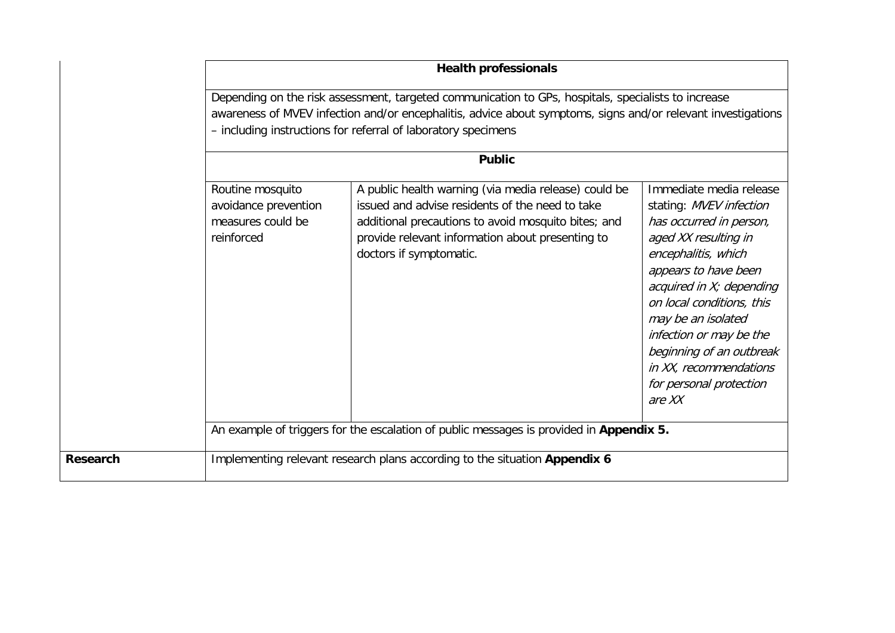| | | | |
|---|---|---|---|
| | **Health professionals** | | |
| | Depending on the risk assessment, targeted communication to GPs, hospitals, specialists to increase awareness of MVEV infection and/or encephalitis, advice about symptoms, signs and/or relevant investigations – including instructions for referral of laboratory specimens | | |
| | **Public** | | |
| | Routine mosquito avoidance prevention measures could be reinforced | A public health warning (via media release) could be issued and advise residents of the need to take additional precautions to avoid mosquito bites; and provide relevant information about presenting to doctors if symptomatic. | Immediate media release stating: *MVEV infection has occurred in person, aged XX resulting in encephalitis, which appears to have been acquired in X; depending on local conditions, this may be an isolated infection or may be the beginning of an outbreak in XX, recommendations for personal protection are XX* |
| | An example of triggers for the escalation of public messages is provided in **Appendix 5.** | | |
| **Research** | Implementing relevant research plans according to the situation **Appendix 6** | | |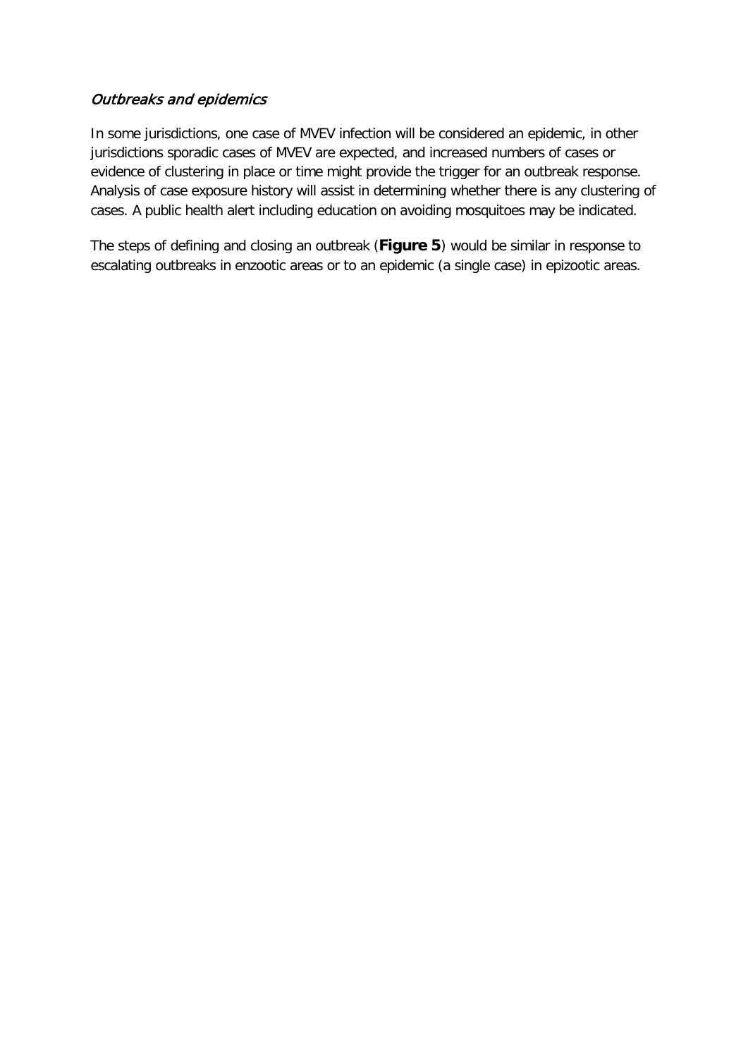### *Outbreaks and epidemics*

In some jurisdictions, one case of MVEV infection will be considered an epidemic, in other jurisdictions sporadic cases of MVEV are expected, and increased numbers of cases or evidence of clustering in place or time might provide the trigger for an outbreak response. Analysis of case exposure history will assist in determining whether there is any clustering of cases. A public health alert including education on avoiding mosquitoes may be indicated.

The steps of defining and closing an outbreak (**Figure 5**) would be similar in response to escalating outbreaks in enzootic areas or to an epidemic (a single case) in epizootic areas.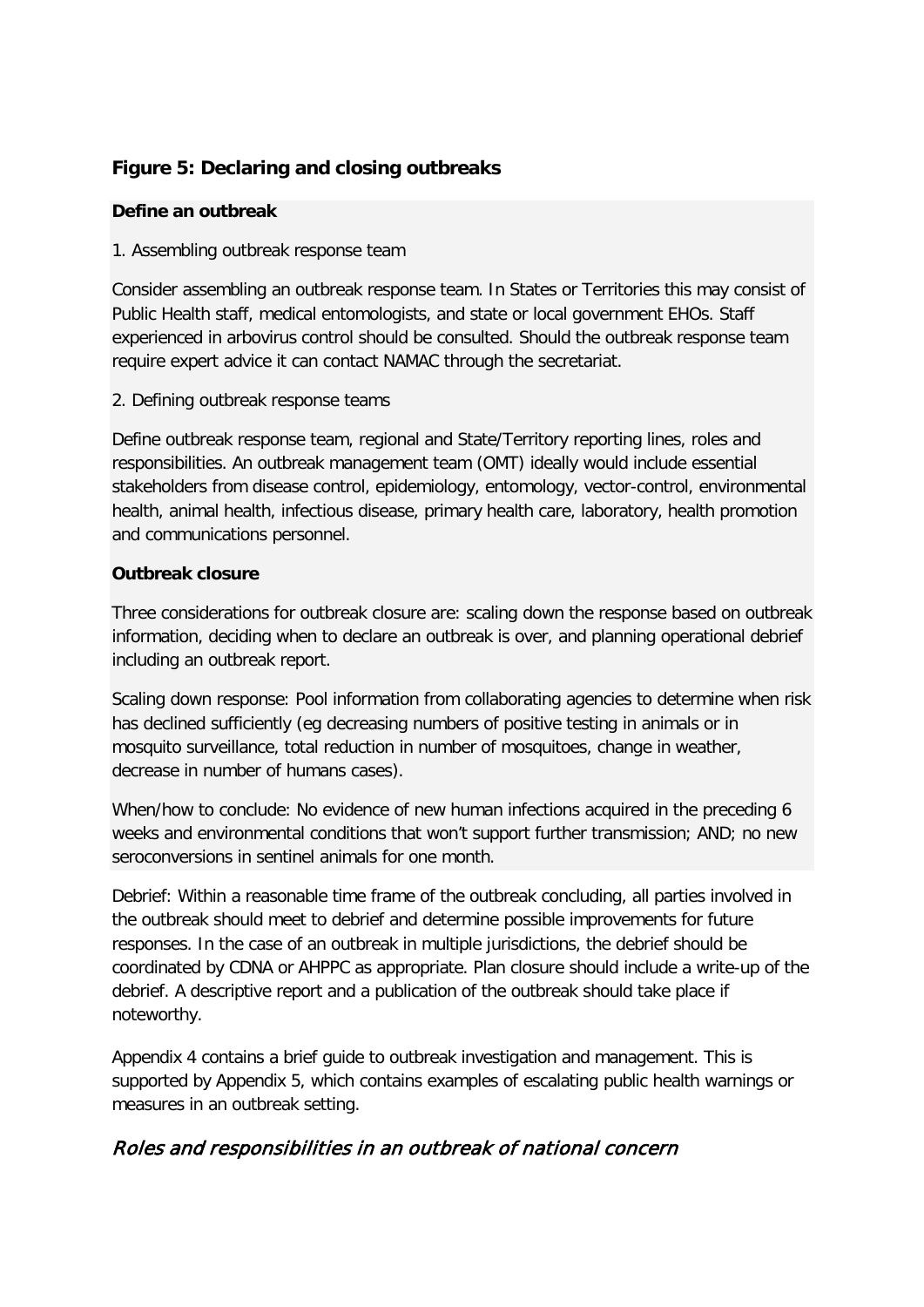### Figure 5: Declaring and closing outbreaks

**Define an outbreak**

1. Assembling outbreak response team

Consider assembling an outbreak response team. In States or Territories this may consist of Public Health staff, medical entomologists, and state or local government EHOs. Staff experienced in arbovirus control should be consulted. Should the outbreak response team require expert advice it can contact NAMAC through the secretariat.

2. Defining outbreak response teams

Define outbreak response team, regional and State/Territory reporting lines, roles and responsibilities. An outbreak management team (OMT) ideally would include essential stakeholders from disease control, epidemiology, entomology, vector-control, environmental health, animal health, infectious disease, primary health care, laboratory, health promotion and communications personnel.

**Outbreak closure**

Three considerations for outbreak closure are: scaling down the response based on outbreak information, deciding when to declare an outbreak is over, and planning operational debrief including an outbreak report.

Scaling down response: Pool information from collaborating agencies to determine when risk has declined sufficiently (eg decreasing numbers of positive testing in animals or in mosquito surveillance, total reduction in number of mosquitoes, change in weather, decrease in number of humans cases).

When/how to conclude: No evidence of new human infections acquired in the preceding 6 weeks and environmental conditions that won't support further transmission; AND; no new seroconversions in sentinel animals for one month.

Debrief: Within a reasonable time frame of the outbreak concluding, all parties involved in the outbreak should meet to debrief and determine possible improvements for future responses. In the case of an outbreak in multiple jurisdictions, the debrief should be coordinated by CDNA or AHPPC as appropriate. Plan closure should include a write-up of the debrief. A descriptive report and a publication of the outbreak should take place if noteworthy.

Appendix 4 contains a brief guide to outbreak investigation and management. This is supported by Appendix 5, which contains examples of escalating public health warnings or measures in an outbreak setting.

## *Roles and responsibilities in an outbreak of national concern*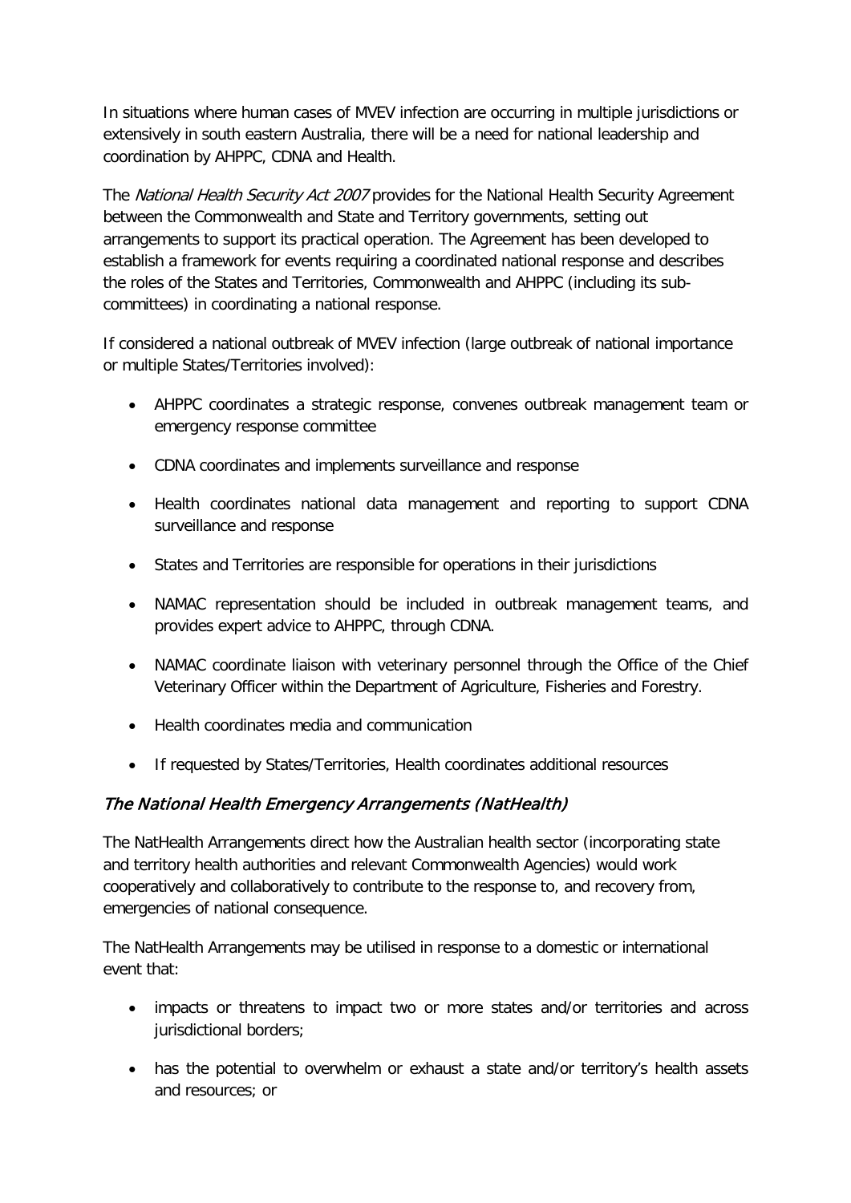In situations where human cases of MVEV infection are occurring in multiple jurisdictions or extensively in south eastern Australia, there will be a need for national leadership and coordination by AHPPC, CDNA and Health.

The *National Health Security Act 2007* provides for the National Health Security Agreement between the Commonwealth and State and Territory governments, setting out arrangements to support its practical operation. The Agreement has been developed to establish a framework for events requiring a coordinated national response and describes the roles of the States and Territories, Commonwealth and AHPPC (including its sub-committees) in coordinating a national response.

If considered a national outbreak of MVEV infection (large outbreak of national importance or multiple States/Territories involved):

- AHPPC coordinates a strategic response, convenes outbreak management team or emergency response committee
- CDNA coordinates and implements surveillance and response
- Health coordinates national data management and reporting to support CDNA surveillance and response
- States and Territories are responsible for operations in their jurisdictions
- NAMAC representation should be included in outbreak management teams, and provides expert advice to AHPPC, through CDNA.
- NAMAC coordinate liaison with veterinary personnel through the Office of the Chief Veterinary Officer within the Department of Agriculture, Fisheries and Forestry.
- Health coordinates media and communication
- If requested by States/Territories, Health coordinates additional resources

### *The National Health Emergency Arrangements (NatHealth)*

The NatHealth Arrangements direct how the Australian health sector (incorporating state and territory health authorities and relevant Commonwealth Agencies) would work cooperatively and collaboratively to contribute to the response to, and recovery from, emergencies of national consequence.

The NatHealth Arrangements may be utilised in response to a domestic or international event that:

- impacts or threatens to impact two or more states and/or territories and across jurisdictional borders;
- has the potential to overwhelm or exhaust a state and/or territory's health assets and resources; or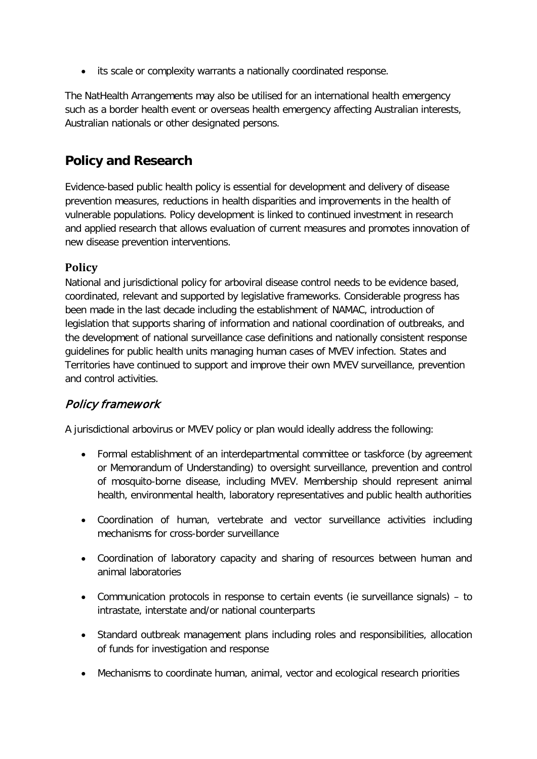- its scale or complexity warrants a nationally coordinated response.

The NatHealth Arrangements may also be utilised for an international health emergency such as a border health event or overseas health emergency affecting Australian interests, Australian nationals or other designated persons.

## Policy and Research

Evidence-based public health policy is essential for development and delivery of disease prevention measures, reductions in health disparities and improvements in the health of vulnerable populations. Policy development is linked to continued investment in research and applied research that allows evaluation of current measures and promotes innovation of new disease prevention interventions.

### Policy

National and jurisdictional policy for arboviral disease control needs to be evidence based, coordinated, relevant and supported by legislative frameworks. Considerable progress has been made in the last decade including the establishment of NAMAC, introduction of legislation that supports sharing of information and national coordination of outbreaks, and the development of national surveillance case definitions and nationally consistent response guidelines for public health units managing human cases of MVEV infection. States and Territories have continued to support and improve their own MVEV surveillance, prevention and control activities.

### *Policy framework*

A jurisdictional arbovirus or MVEV policy or plan would ideally address the following:

- Formal establishment of an interdepartmental committee or taskforce (by agreement or Memorandum of Understanding) to oversight surveillance, prevention and control of mosquito-borne disease, including MVEV. Membership should represent animal health, environmental health, laboratory representatives and public health authorities
- Coordination of human, vertebrate and vector surveillance activities including mechanisms for cross-border surveillance
- Coordination of laboratory capacity and sharing of resources between human and animal laboratories
- Communication protocols in response to certain events (ie surveillance signals) – to intrastate, interstate and/or national counterparts
- Standard outbreak management plans including roles and responsibilities, allocation of funds for investigation and response
- Mechanisms to coordinate human, animal, vector and ecological research priorities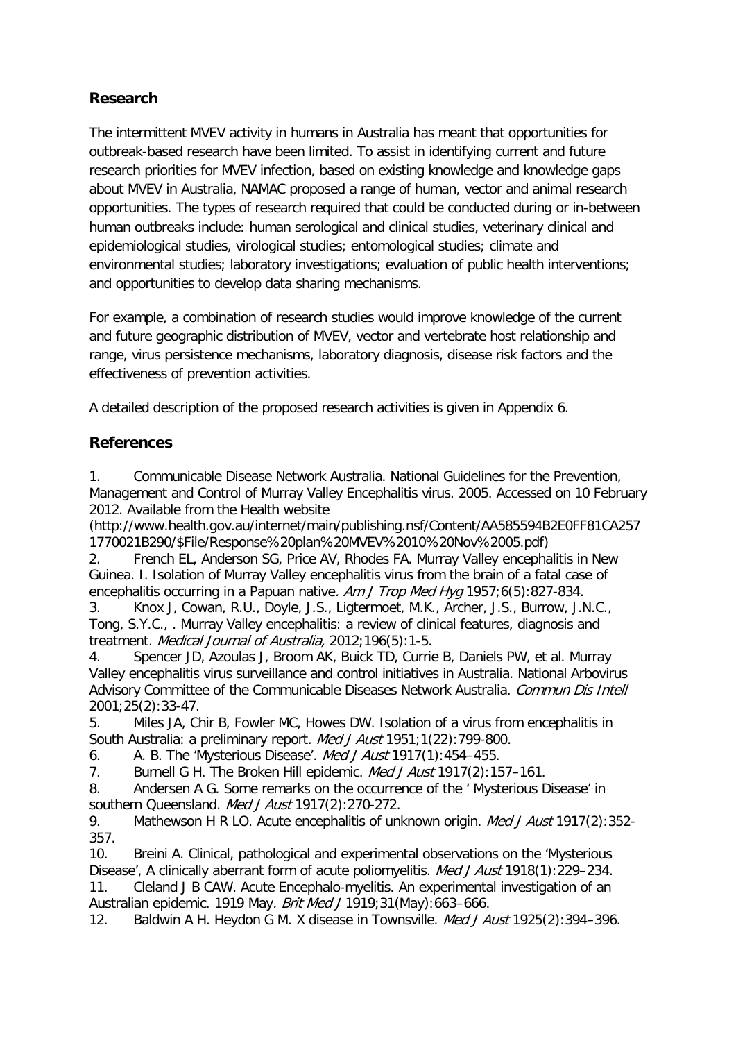## Research

The intermittent MVEV activity in humans in Australia has meant that opportunities for outbreak-based research have been limited. To assist in identifying current and future research priorities for MVEV infection, based on existing knowledge and knowledge gaps about MVEV in Australia, NAMAC proposed a range of human, vector and animal research opportunities. The types of research required that could be conducted during or in-between human outbreaks include: human serological and clinical studies, veterinary clinical and epidemiological studies, virological studies; entomological studies; climate and environmental studies; laboratory investigations; evaluation of public health interventions; and opportunities to develop data sharing mechanisms.

For example, a combination of research studies would improve knowledge of the current and future geographic distribution of MVEV, vector and vertebrate host relationship and range, virus persistence mechanisms, laboratory diagnosis, disease risk factors and the effectiveness of prevention activities.

A detailed description of the proposed research activities is given in Appendix 6.

## References

1. Communicable Disease Network Australia. National Guidelines for the Prevention, Management and Control of Murray Valley Encephalitis virus. 2005. Accessed on 10 February 2012. Available from the Health website (http://www.health.gov.au/internet/main/publishing.nsf/Content/AA585594B2E0FF81CA2571770021B290/$File/Response%20plan%20MVEV%2010%20Nov%2005.pdf)
2. French EL, Anderson SG, Price AV, Rhodes FA. Murray Valley encephalitis in New Guinea. I. Isolation of Murray Valley encephalitis virus from the brain of a fatal case of encephalitis occurring in a Papuan native. *Am J Trop Med Hyg* 1957;6(5):827-834.
3. Knox J, Cowan, R.U., Doyle, J.S., Ligtermoet, M.K., Archer, J.S., Burrow, J.N.C., Tong, S.Y.C., . Murray Valley encephalitis: a review of clinical features, diagnosis and treatment. *Medical Journal of Australia,* 2012;196(5):1-5.
4. Spencer JD, Azoulas J, Broom AK, Buick TD, Currie B, Daniels PW, et al. Murray Valley encephalitis virus surveillance and control initiatives in Australia. National Arbovirus Advisory Committee of the Communicable Diseases Network Australia. *Commun Dis Intell* 2001;25(2):33-47.
5. Miles JA, Chir B, Fowler MC, Howes DW. Isolation of a virus from encephalitis in South Australia: a preliminary report. *Med J Aust* 1951;1(22):799-800.
6. A. B. The 'Mysterious Disease'. *Med J Aust* 1917(1):454–455.
7. Burnell G H. The Broken Hill epidemic. *Med J Aust* 1917(2):157–161.
8. Andersen A G. Some remarks on the occurrence of the ' Mysterious Disease' in southern Queensland. *Med J Aust* 1917(2):270-272.
9. Mathewson H R LO. Acute encephalitis of unknown origin. *Med J Aust* 1917(2):352-357.
10. Breini A. Clinical, pathological and experimental observations on the 'Mysterious Disease', A clinically aberrant form of acute poliomyelitis. *Med J Aust* 1918(1):229–234.
11. Cleland J B CAW. Acute Encephalo-myelitis. An experimental investigation of an Australian epidemic. 1919 May. *Brit Med J* 1919;31(May):663–666.
12. Baldwin A H. Heydon G M. X disease in Townsville. *Med J Aust* 1925(2):394–396.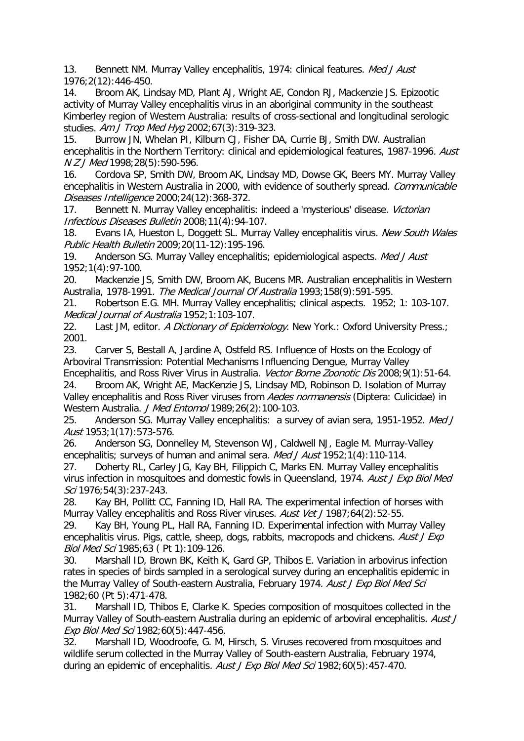13. Bennett NM. Murray Valley encephalitis, 1974: clinical features. *Med J Aust* 1976;2(12):446-450.
14. Broom AK, Lindsay MD, Plant AJ, Wright AE, Condon RJ, Mackenzie JS. Epizootic activity of Murray Valley encephalitis virus in an aboriginal community in the southeast Kimberley region of Western Australia: results of cross-sectional and longitudinal serologic studies. *Am J Trop Med Hyg* 2002;67(3):319-323.
15. Burrow JN, Whelan PI, Kilburn CJ, Fisher DA, Currie BJ, Smith DW. Australian encephalitis in the Northern Territory: clinical and epidemiological features, 1987-1996. *Aust N Z J Med* 1998;28(5):590-596.
16. Cordova SP, Smith DW, Broom AK, Lindsay MD, Dowse GK, Beers MY. Murray Valley encephalitis in Western Australia in 2000, with evidence of southerly spread. *Communicable Diseases Intelligence* 2000;24(12):368-372.
17. Bennett N. Murray Valley encephalitis: indeed a 'mysterious' disease. *Victorian Infectious Diseases Bulletin* 2008;11(4):94-107.
18. Evans IA, Hueston L, Doggett SL. Murray Valley encephalitis virus. *New South Wales Public Health Bulletin* 2009;20(11-12):195-196.
19. Anderson SG. Murray Valley encephalitis; epidemiological aspects. *Med J Aust* 1952;1(4):97-100.
20. Mackenzie JS, Smith DW, Broom AK, Bucens MR. Australian encephalitis in Western Australia, 1978-1991. *The Medical Journal Of Australia* 1993;158(9):591-595.
21. Robertson E.G. MH. Murray Valley encephalitis; clinical aspects. 1952; 1: 103-107. *Medical Journal of Australia* 1952;1:103-107.
22. Last JM, editor. *A Dictionary of Epidemiology*. New York.: Oxford University Press.; 2001.
23. Carver S, Bestall A, Jardine A, Ostfeld RS. Influence of Hosts on the Ecology of Arboviral Transmission: Potential Mechanisms Influencing Dengue, Murray Valley Encephalitis, and Ross River Virus in Australia. *Vector Borne Zoonotic Dis* 2008;9(1):51-64.
24. Broom AK, Wright AE, MacKenzie JS, Lindsay MD, Robinson D. Isolation of Murray Valley encephalitis and Ross River viruses from *Aedes normanensis* (Diptera: Culicidae) in Western Australia. *J Med Entomol* 1989;26(2):100-103.
25. Anderson SG. Murray Valley encephalitis: a survey of avian sera, 1951-1952. *Med J Aust* 1953;1(17):573-576.
26. Anderson SG, Donnelley M, Stevenson WJ, Caldwell NJ, Eagle M. Murray-Valley encephalitis; surveys of human and animal sera. *Med J Aust* 1952;1(4):110-114.
27. Doherty RL, Carley JG, Kay BH, Filippich C, Marks EN. Murray Valley encephalitis virus infection in mosquitoes and domestic fowls in Queensland, 1974. *Aust J Exp Biol Med Sci* 1976;54(3):237-243.
28. Kay BH, Pollitt CC, Fanning ID, Hall RA. The experimental infection of horses with Murray Valley encephalitis and Ross River viruses. *Aust Vet J* 1987;64(2):52-55.
29. Kay BH, Young PL, Hall RA, Fanning ID. Experimental infection with Murray Valley encephalitis virus. Pigs, cattle, sheep, dogs, rabbits, macropods and chickens. *Aust J Exp Biol Med Sci* 1985;63 ( Pt 1):109-126.
30. Marshall ID, Brown BK, Keith K, Gard GP, Thibos E. Variation in arbovirus infection rates in species of birds sampled in a serological survey during an encephalitis epidemic in the Murray Valley of South-eastern Australia, February 1974. *Aust J Exp Biol Med Sci* 1982;60 (Pt 5):471-478.
31. Marshall ID, Thibos E, Clarke K. Species composition of mosquitoes collected in the Murray Valley of South-eastern Australia during an epidemic of arboviral encephalitis. *Aust J Exp Biol Med Sci* 1982;60(5):447-456.
32. Marshall ID, Woodroofe, G. M, Hirsch, S. Viruses recovered from mosquitoes and wildlife serum collected in the Murray Valley of South-eastern Australia, February 1974, during an epidemic of encephalitis. *Aust J Exp Biol Med Sci* 1982;60(5):457-470.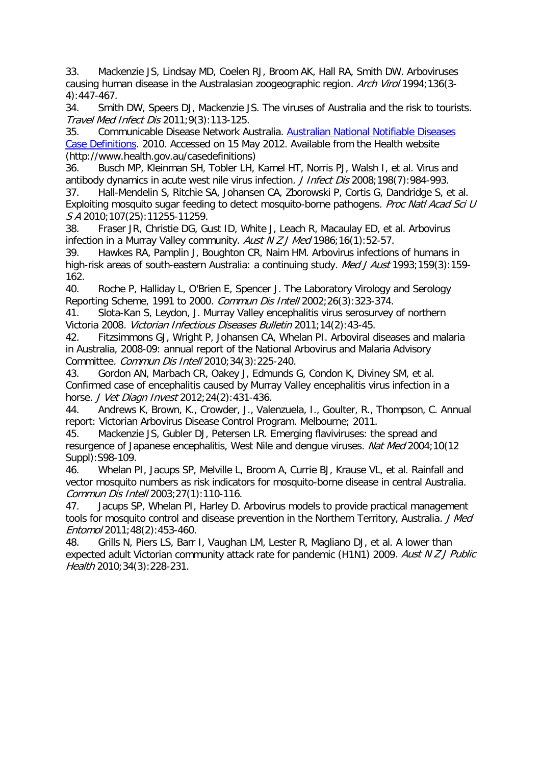33. Mackenzie JS, Lindsay MD, Coelen RJ, Broom AK, Hall RA, Smith DW. Arboviruses causing human disease in the Australasian zoogeographic region. *Arch Virol* 1994;136(3-4):447-467.

34. Smith DW, Speers DJ, Mackenzie JS. The viruses of Australia and the risk to tourists. *Travel Med Infect Dis* 2011;9(3):113-125.

35. Communicable Disease Network Australia. [Australian National Notifiable Diseases Case Definitions](http://www.health.gov.au/casedefinitions). 2010. Accessed on 15 May 2012. Available from the Health website (http://www.health.gov.au/casedefinitions)

36. Busch MP, Kleinman SH, Tobler LH, Kamel HT, Norris PJ, Walsh I, et al. Virus and antibody dynamics in acute west nile virus infection. *J Infect Dis* 2008;198(7):984-993.

37. Hall-Mendelin S, Ritchie SA, Johansen CA, Zborowski P, Cortis G, Dandridge S, et al. Exploiting mosquito sugar feeding to detect mosquito-borne pathogens. *Proc Natl Acad Sci U S A* 2010;107(25):11255-11259.

38. Fraser JR, Christie DG, Gust ID, White J, Leach R, Macaulay ED, et al. Arbovirus infection in a Murray Valley community. *Aust N Z J Med* 1986;16(1):52-57.

39. Hawkes RA, Pamplin J, Boughton CR, Naim HM. Arbovirus infections of humans in high-risk areas of south-eastern Australia: a continuing study. *Med J Aust* 1993;159(3):159-162.

40. Roche P, Halliday L, O'Brien E, Spencer J. The Laboratory Virology and Serology Reporting Scheme, 1991 to 2000. *Commun Dis Intell* 2002;26(3):323-374.

41. Slota-Kan S, Leydon, J. Murray Valley encephalitis virus serosurvey of northern Victoria 2008. *Victorian Infectious Diseases Bulletin* 2011;14(2):43-45.

42. Fitzsimmons GJ, Wright P, Johansen CA, Whelan PI. Arboviral diseases and malaria in Australia, 2008-09: annual report of the National Arbovirus and Malaria Advisory Committee. *Commun Dis Intell* 2010;34(3):225-240.

43. Gordon AN, Marbach CR, Oakey J, Edmunds G, Condon K, Diviney SM, et al. Confirmed case of encephalitis caused by Murray Valley encephalitis virus infection in a horse. *J Vet Diagn Invest* 2012;24(2):431-436.

44. Andrews K, Brown, K., Crowder, J., Valenzuela, I., Goulter, R., Thompson, C. Annual report: Victorian Arbovirus Disease Control Program. Melbourne; 2011.

45. Mackenzie JS, Gubler DJ, Petersen LR. Emerging flaviviruses: the spread and resurgence of Japanese encephalitis, West Nile and dengue viruses. *Nat Med* 2004;10(12 Suppl):S98-109.

46. Whelan PI, Jacups SP, Melville L, Broom A, Currie BJ, Krause VL, et al. Rainfall and vector mosquito numbers as risk indicators for mosquito-borne disease in central Australia. *Commun Dis Intell* 2003;27(1):110-116.

47. Jacups SP, Whelan PI, Harley D. Arbovirus models to provide practical management tools for mosquito control and disease prevention in the Northern Territory, Australia. *J Med Entomol* 2011;48(2):453-460.

48. Grills N, Piers LS, Barr I, Vaughan LM, Lester R, Magliano DJ, et al. A lower than expected adult Victorian community attack rate for pandemic (H1N1) 2009. *Aust N Z J Public Health* 2010;34(3):228-231.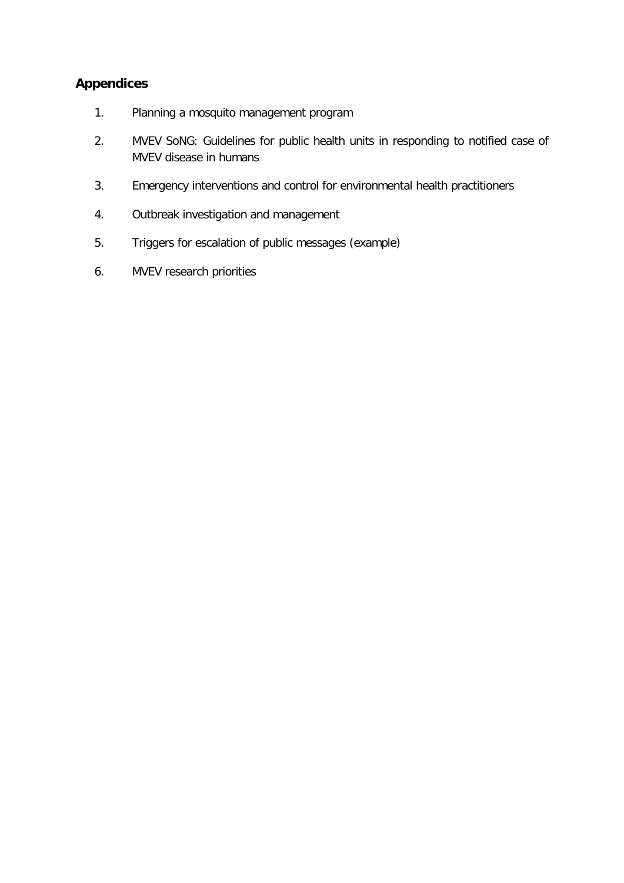## Appendices

1. Planning a mosquito management program
2. MVEV SoNG: Guidelines for public health units in responding to notified case of MVEV disease in humans
3. Emergency interventions and control for environmental health practitioners
4. Outbreak investigation and management
5. Triggers for escalation of public messages (example)
6. MVEV research priorities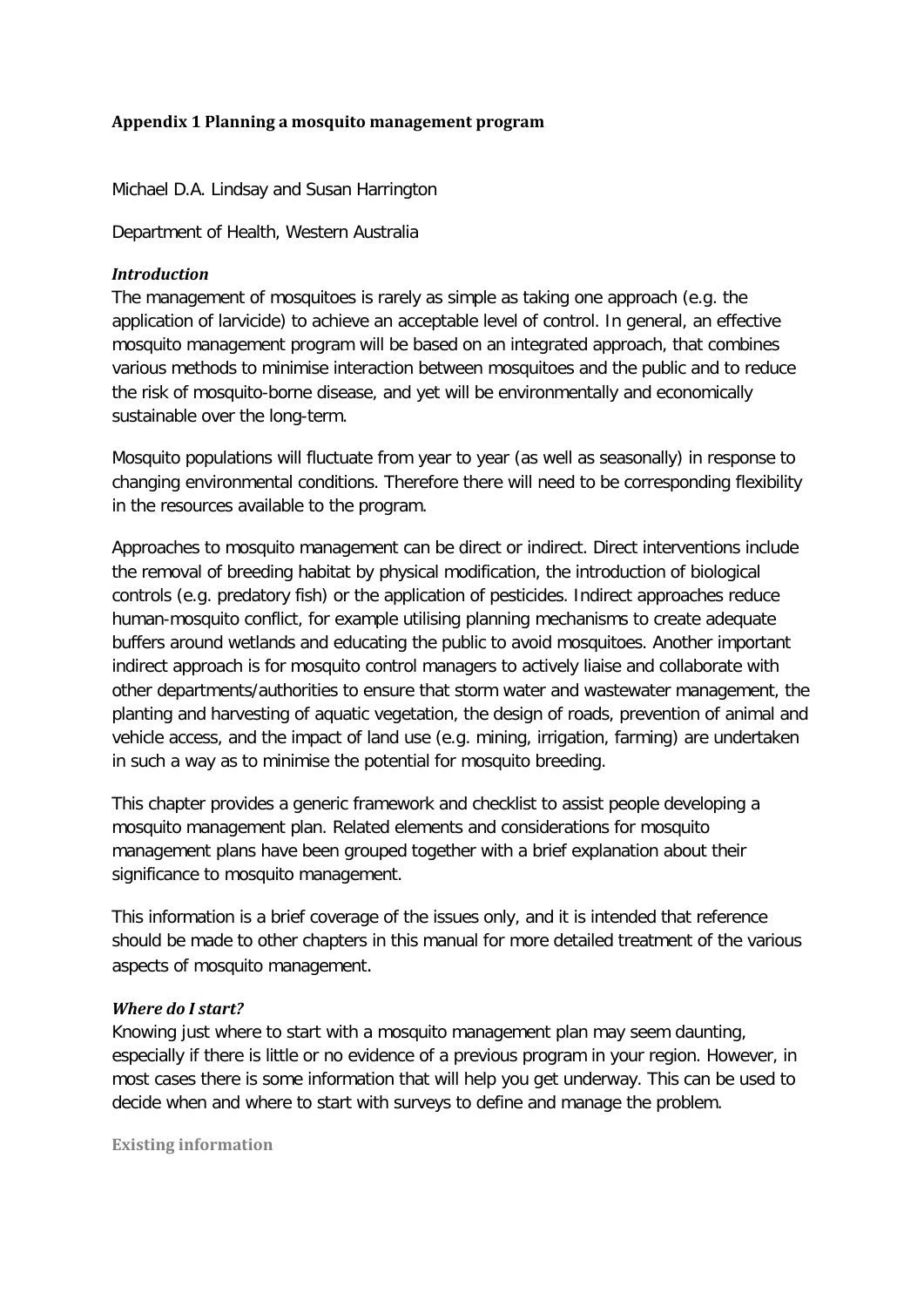# Appendix 1 Planning a mosquito management program

Michael D.A. Lindsay and Susan Harrington

Department of Health, Western Australia

### *Introduction*

The management of mosquitoes is rarely as simple as taking one approach (e.g. the application of larvicide) to achieve an acceptable level of control. In general, an effective mosquito management program will be based on an integrated approach, that combines various methods to minimise interaction between mosquitoes and the public and to reduce the risk of mosquito-borne disease, and yet will be environmentally and economically sustainable over the long-term.

Mosquito populations will fluctuate from year to year (as well as seasonally) in response to changing environmental conditions. Therefore there will need to be corresponding flexibility in the resources available to the program.

Approaches to mosquito management can be direct or indirect. Direct interventions include the removal of breeding habitat by physical modification, the introduction of biological controls (e.g. predatory fish) or the application of pesticides. Indirect approaches reduce human-mosquito conflict, for example utilising planning mechanisms to create adequate buffers around wetlands and educating the public to avoid mosquitoes. Another important indirect approach is for mosquito control managers to actively liaise and collaborate with other departments/authorities to ensure that storm water and wastewater management, the planting and harvesting of aquatic vegetation, the design of roads, prevention of animal and vehicle access, and the impact of land use (e.g. mining, irrigation, farming) are undertaken in such a way as to minimise the potential for mosquito breeding.

This chapter provides a generic framework and checklist to assist people developing a mosquito management plan. Related elements and considerations for mosquito management plans have been grouped together with a brief explanation about their significance to mosquito management.

This information is a brief coverage of the issues only, and it is intended that reference should be made to other chapters in this manual for more detailed treatment of the various aspects of mosquito management.

### *Where do I start?*

Knowing just where to start with a mosquito management plan may seem daunting, especially if there is little or no evidence of a previous program in your region. However, in most cases there is some information that will help you get underway. This can be used to decide when and where to start with surveys to define and manage the problem.

#### Existing information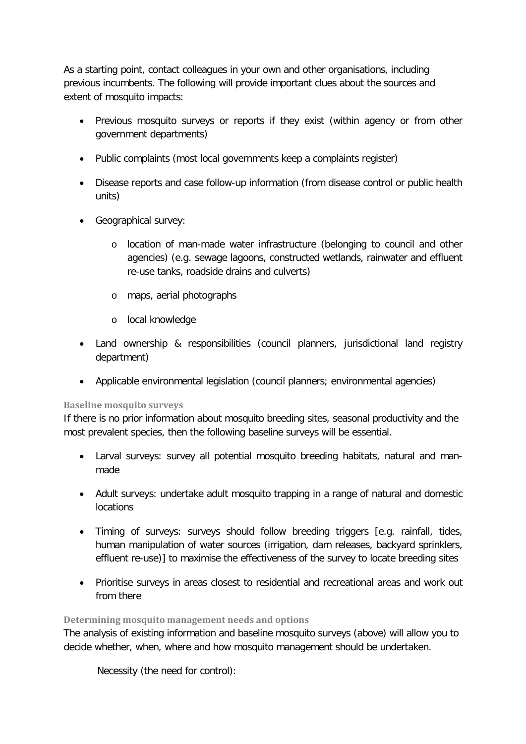As a starting point, contact colleagues in your own and other organisations, including previous incumbents. The following will provide important clues about the sources and extent of mosquito impacts:

- Previous mosquito surveys or reports if they exist (within agency or from other government departments)
- Public complaints (most local governments keep a complaints register)
- Disease reports and case follow-up information (from disease control or public health units)
- Geographical survey:
    - location of man-made water infrastructure (belonging to council and other agencies) (e.g. sewage lagoons, constructed wetlands, rainwater and effluent re-use tanks, roadside drains and culverts)
    - maps, aerial photographs
    - local knowledge
- Land ownership & responsibilities (council planners, jurisdictional land registry department)
- Applicable environmental legislation (council planners; environmental agencies)

### Baseline mosquito surveys

If there is no prior information about mosquito breeding sites, seasonal productivity and the most prevalent species, then the following baseline surveys will be essential.

- Larval surveys: survey all potential mosquito breeding habitats, natural and man-made
- Adult surveys: undertake adult mosquito trapping in a range of natural and domestic locations
- Timing of surveys: surveys should follow breeding triggers [e.g. rainfall, tides, human manipulation of water sources (irrigation, dam releases, backyard sprinklers, effluent re-use)] to maximise the effectiveness of the survey to locate breeding sites
- Prioritise surveys in areas closest to residential and recreational areas and work out from there

### Determining mosquito management needs and options

The analysis of existing information and baseline mosquito surveys (above) will allow you to decide whether, when, where and how mosquito management should be undertaken.

Necessity (the need for control):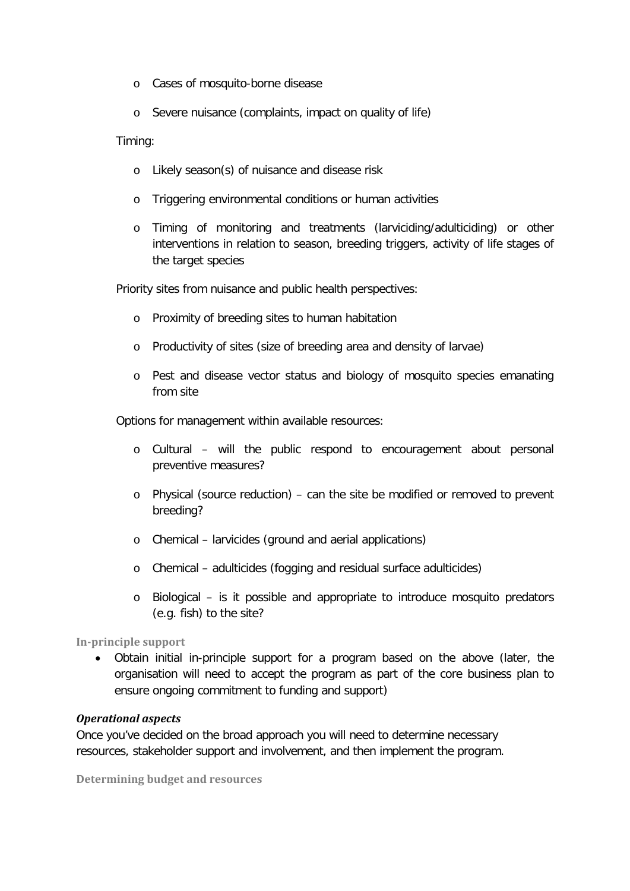- Cases of mosquito-borne disease
  - Severe nuisance (complaints, impact on quality of life)

Timing:

  - Likely season(s) of nuisance and disease risk
  - Triggering environmental conditions or human activities
  - Timing of monitoring and treatments (larviciding/adulticiding) or other interventions in relation to season, breeding triggers, activity of life stages of the target species

Priority sites from nuisance and public health perspectives:

  - Proximity of breeding sites to human habitation
  - Productivity of sites (size of breeding area and density of larvae)
  - Pest and disease vector status and biology of mosquito species emanating from site

Options for management within available resources:

  - Cultural – will the public respond to encouragement about personal preventive measures?
  - Physical (source reduction) – can the site be modified or removed to prevent breeding?
  - Chemical – larvicides (ground and aerial applications)
  - Chemical – adulticides (fogging and residual surface adulticides)
  - Biological – is it possible and appropriate to introduce mosquito predators (e.g. fish) to the site?

#### In-principle support

- Obtain initial in-principle support for a program based on the above (later, the organisation will need to accept the program as part of the core business plan to ensure ongoing commitment to funding and support)

### *Operational aspects*

Once you've decided on the broad approach you will need to determine necessary resources, stakeholder support and involvement, and then implement the program.

#### Determining budget and resources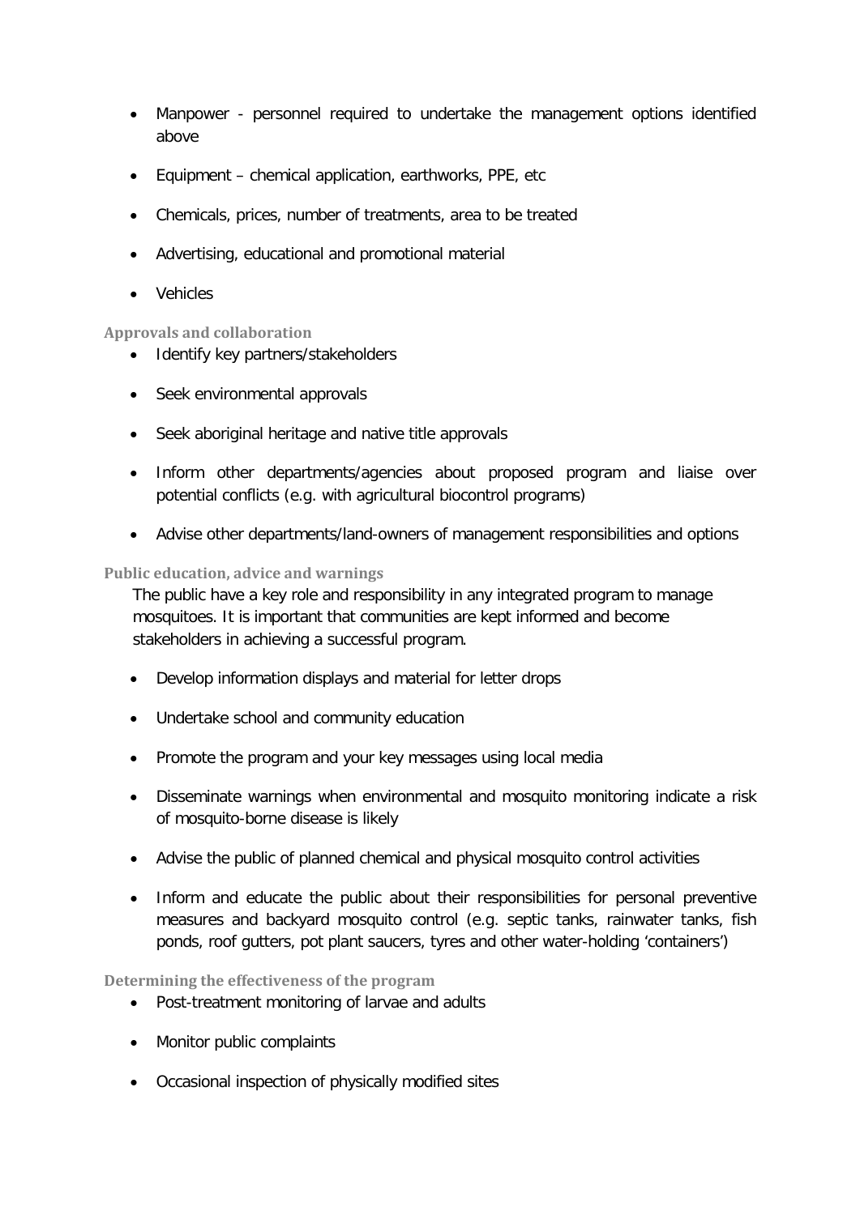- Manpower - personnel required to undertake the management options identified above
- Equipment – chemical application, earthworks, PPE, etc
- Chemicals, prices, number of treatments, area to be treated
- Advertising, educational and promotional material
- Vehicles

#### Approvals and collaboration

- Identify key partners/stakeholders
- Seek environmental approvals
- Seek aboriginal heritage and native title approvals
- Inform other departments/agencies about proposed program and liaise over potential conflicts (e.g. with agricultural biocontrol programs)
- Advise other departments/land-owners of management responsibilities and options

#### Public education, advice and warnings

The public have a key role and responsibility in any integrated program to manage mosquitoes. It is important that communities are kept informed and become stakeholders in achieving a successful program.

- Develop information displays and material for letter drops
- Undertake school and community education
- Promote the program and your key messages using local media
- Disseminate warnings when environmental and mosquito monitoring indicate a risk of mosquito-borne disease is likely
- Advise the public of planned chemical and physical mosquito control activities
- Inform and educate the public about their responsibilities for personal preventive measures and backyard mosquito control (e.g. septic tanks, rainwater tanks, fish ponds, roof gutters, pot plant saucers, tyres and other water-holding 'containers')

#### Determining the effectiveness of the program

- Post-treatment monitoring of larvae and adults
- Monitor public complaints
- Occasional inspection of physically modified sites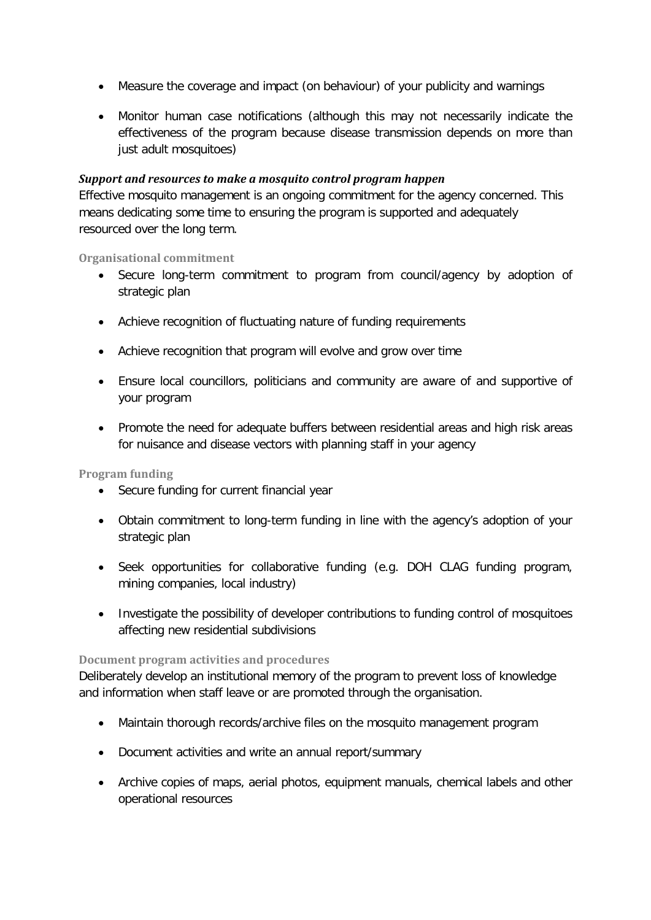- Measure the coverage and impact (on behaviour) of your publicity and warnings
- Monitor human case notifications (although this may not necessarily indicate the effectiveness of the program because disease transmission depends on more than just adult mosquitoes)

***Support and resources to make a mosquito control program happen***

Effective mosquito management is an ongoing commitment for the agency concerned. This means dedicating some time to ensuring the program is supported and adequately resourced over the long term.

#### Organisational commitment

- Secure long-term commitment to program from council/agency by adoption of strategic plan
- Achieve recognition of fluctuating nature of funding requirements
- Achieve recognition that program will evolve and grow over time
- Ensure local councillors, politicians and community are aware of and supportive of your program
- Promote the need for adequate buffers between residential areas and high risk areas for nuisance and disease vectors with planning staff in your agency

#### Program funding

- Secure funding for current financial year
- Obtain commitment to long-term funding in line with the agency's adoption of your strategic plan
- Seek opportunities for collaborative funding (e.g. DOH CLAG funding program, mining companies, local industry)
- Investigate the possibility of developer contributions to funding control of mosquitoes affecting new residential subdivisions

#### Document program activities and procedures

Deliberately develop an institutional memory of the program to prevent loss of knowledge and information when staff leave or are promoted through the organisation.

- Maintain thorough records/archive files on the mosquito management program
- Document activities and write an annual report/summary
- Archive copies of maps, aerial photos, equipment manuals, chemical labels and other operational resources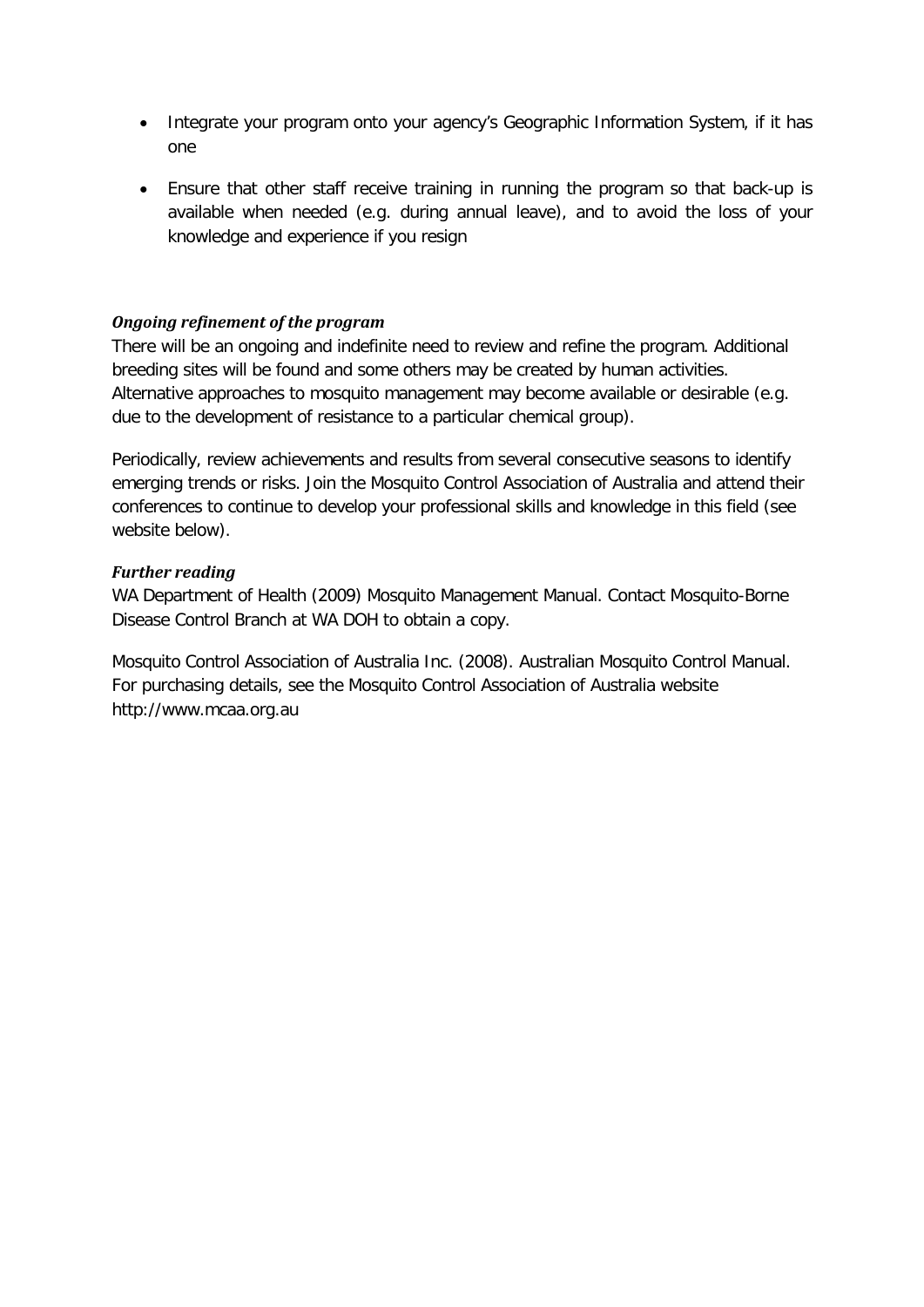- Integrate your program onto your agency's Geographic Information System, if it has one
- Ensure that other staff receive training in running the program so that back-up is available when needed (e.g. during annual leave), and to avoid the loss of your knowledge and experience if you resign

***Ongoing refinement of the program***

There will be an ongoing and indefinite need to review and refine the program. Additional breeding sites will be found and some others may be created by human activities. Alternative approaches to mosquito management may become available or desirable (e.g. due to the development of resistance to a particular chemical group).

Periodically, review achievements and results from several consecutive seasons to identify emerging trends or risks. Join the Mosquito Control Association of Australia and attend their conferences to continue to develop your professional skills and knowledge in this field (see website below).

***Further reading***

WA Department of Health (2009) Mosquito Management Manual. Contact Mosquito-Borne Disease Control Branch at WA DOH to obtain a copy.

Mosquito Control Association of Australia Inc. (2008). Australian Mosquito Control Manual. For purchasing details, see the Mosquito Control Association of Australia website http://www.mcaa.org.au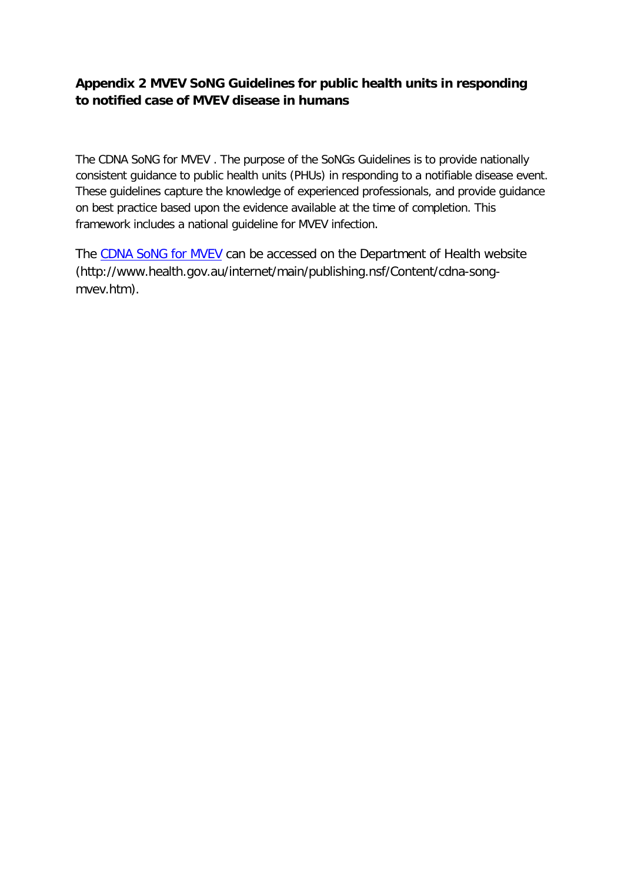## Appendix 2 MVEV SoNG Guidelines for public health units in responding to notified case of MVEV disease in humans

The CDNA SoNG for MVEV . The purpose of the SoNGs Guidelines is to provide nationally consistent guidance to public health units (PHUs) in responding to a notifiable disease event. These guidelines capture the knowledge of experienced professionals, and provide guidance on best practice based upon the evidence available at the time of completion. This framework includes a national guideline for MVEV infection.

The [CDNA SoNG for MVEV](http://www.health.gov.au/internet/main/publishing.nsf/Content/cdna-song-mvev.htm) can be accessed on the Department of Health website (http://www.health.gov.au/internet/main/publishing.nsf/Content/cdna-song-mvev.htm).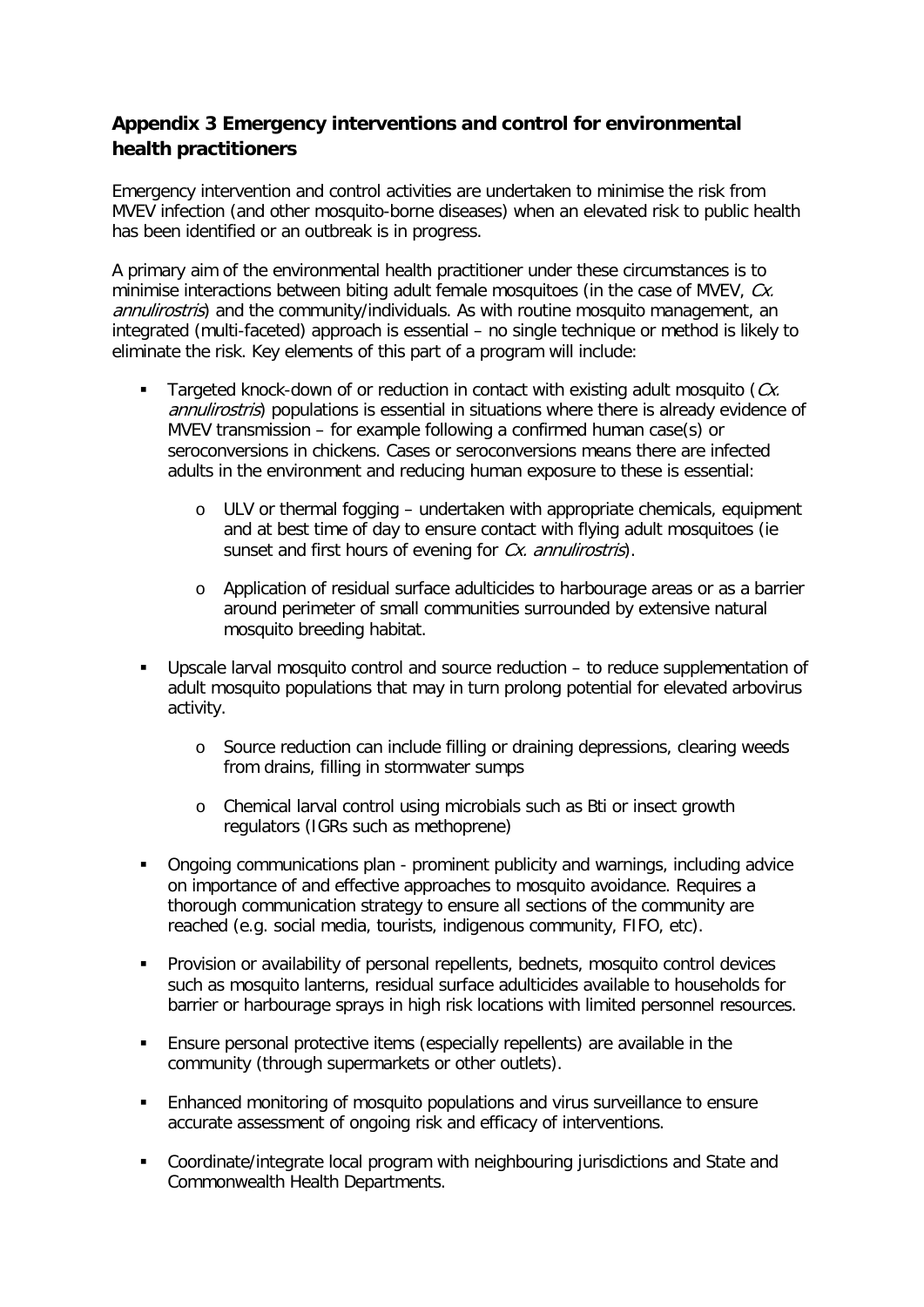## Appendix 3 Emergency interventions and control for environmental health practitioners

Emergency intervention and control activities are undertaken to minimise the risk from MVEV infection (and other mosquito-borne diseases) when an elevated risk to public health has been identified or an outbreak is in progress.

A primary aim of the environmental health practitioner under these circumstances is to minimise interactions between biting adult female mosquitoes (in the case of MVEV, *Cx. annulirostris*) and the community/individuals. As with routine mosquito management, an integrated (multi-faceted) approach is essential – no single technique or method is likely to eliminate the risk. Key elements of this part of a program will include:

- Targeted knock-down of or reduction in contact with existing adult mosquito (*Cx. annulirostris*) populations is essential in situations where there is already evidence of MVEV transmission – for example following a confirmed human case(s) or seroconversions in chickens. Cases or seroconversions means there are infected adults in the environment and reducing human exposure to these is essential:
    - ULV or thermal fogging – undertaken with appropriate chemicals, equipment and at best time of day to ensure contact with flying adult mosquitoes (ie sunset and first hours of evening for *Cx. annulirostris*).
    - Application of residual surface adulticides to harbourage areas or as a barrier around perimeter of small communities surrounded by extensive natural mosquito breeding habitat.
- Upscale larval mosquito control and source reduction – to reduce supplementation of adult mosquito populations that may in turn prolong potential for elevated arbovirus activity.
    - Source reduction can include filling or draining depressions, clearing weeds from drains, filling in stormwater sumps
    - Chemical larval control using microbials such as Bti or insect growth regulators (IGRs such as methoprene)
- Ongoing communications plan - prominent publicity and warnings, including advice on importance of and effective approaches to mosquito avoidance. Requires a thorough communication strategy to ensure all sections of the community are reached (e.g. social media, tourists, indigenous community, FIFO, etc).
- Provision or availability of personal repellents, bednets, mosquito control devices such as mosquito lanterns, residual surface adulticides available to households for barrier or harbourage sprays in high risk locations with limited personnel resources.
- Ensure personal protective items (especially repellents) are available in the community (through supermarkets or other outlets).
- Enhanced monitoring of mosquito populations and virus surveillance to ensure accurate assessment of ongoing risk and efficacy of interventions.
- Coordinate/integrate local program with neighbouring jurisdictions and State and Commonwealth Health Departments.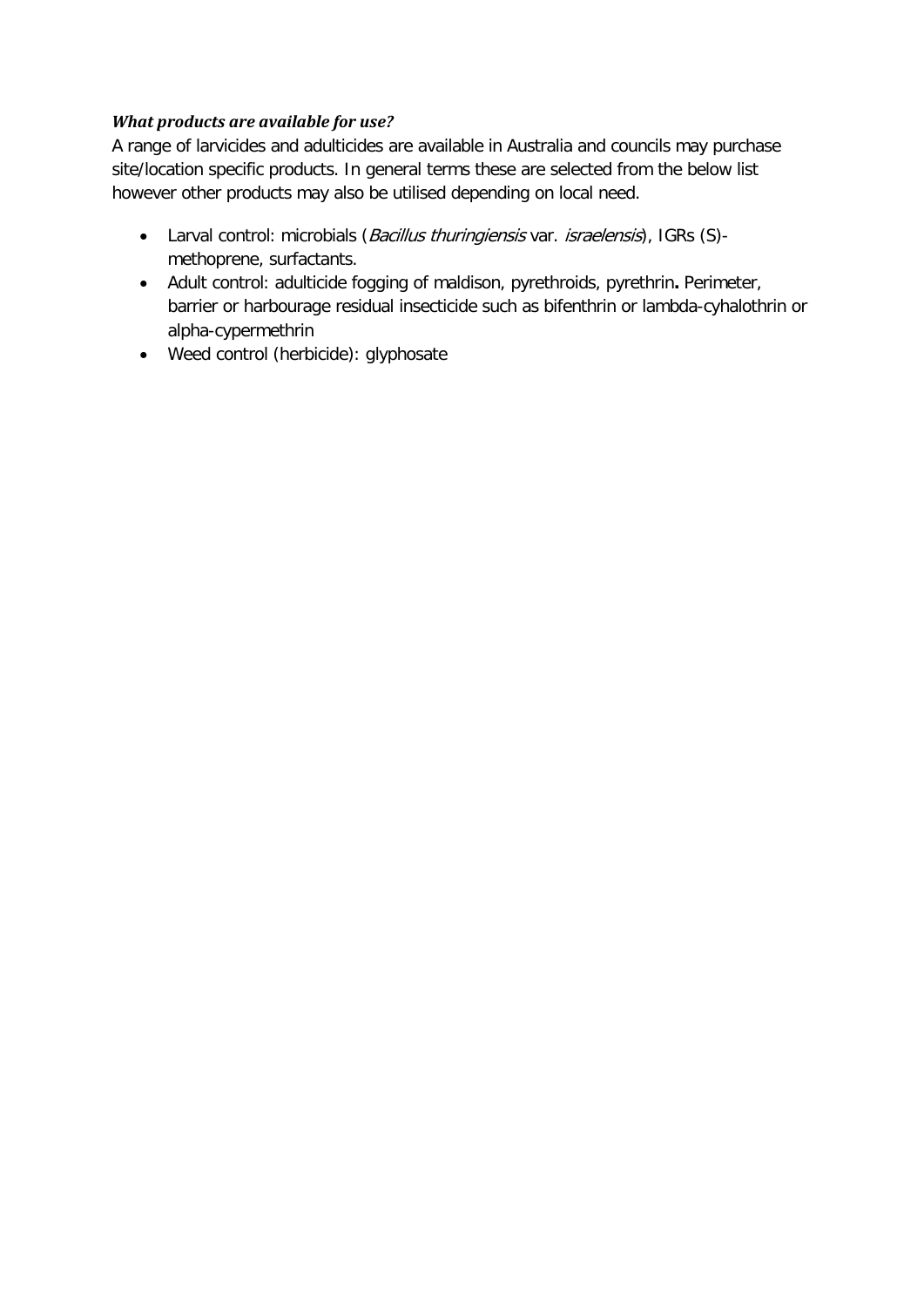***What products are available for use?***

A range of larvicides and adulticides are available in Australia and councils may purchase site/location specific products. In general terms these are selected from the below list however other products may also be utilised depending on local need.

- Larval control: microbials (*Bacillus thuringiensis* var. *israelensis*), IGRs (S)-methoprene, surfactants.
- Adult control: adulticide fogging of maldison, pyrethroids, pyrethrin**.** Perimeter, barrier or harbourage residual insecticide such as bifenthrin or lambda-cyhalothrin or alpha-cypermethrin
- Weed control (herbicide): glyphosate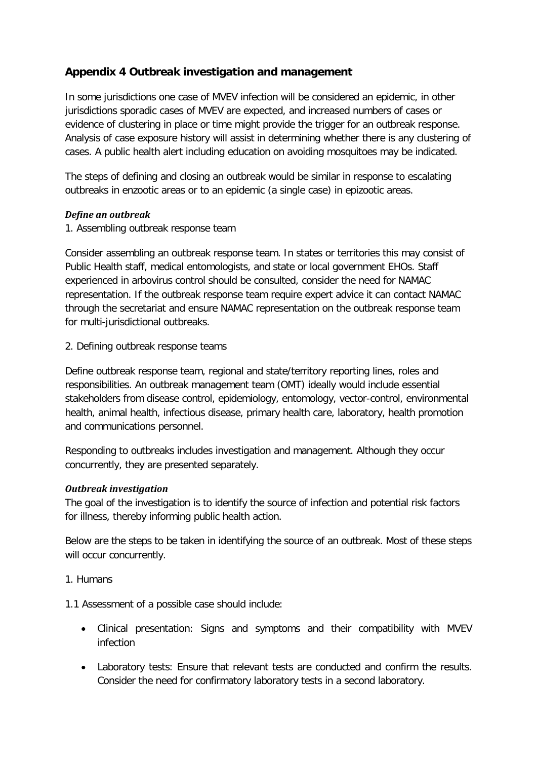## Appendix 4 Outbreak investigation and management

In some jurisdictions one case of MVEV infection will be considered an epidemic, in other jurisdictions sporadic cases of MVEV are expected, and increased numbers of cases or evidence of clustering in place or time might provide the trigger for an outbreak response. Analysis of case exposure history will assist in determining whether there is any clustering of cases. A public health alert including education on avoiding mosquitoes may be indicated.

The steps of defining and closing an outbreak would be similar in response to escalating outbreaks in enzootic areas or to an epidemic (a single case) in epizootic areas.

***Define an outbreak***

1. Assembling outbreak response team

Consider assembling an outbreak response team. In states or territories this may consist of Public Health staff, medical entomologists, and state or local government EHOs. Staff experienced in arbovirus control should be consulted, consider the need for NAMAC representation. If the outbreak response team require expert advice it can contact NAMAC through the secretariat and ensure NAMAC representation on the outbreak response team for multi-jurisdictional outbreaks.

2. Defining outbreak response teams

Define outbreak response team, regional and state/territory reporting lines, roles and responsibilities. An outbreak management team (OMT) ideally would include essential stakeholders from disease control, epidemiology, entomology, vector-control, environmental health, animal health, infectious disease, primary health care, laboratory, health promotion and communications personnel.

Responding to outbreaks includes investigation and management. Although they occur concurrently, they are presented separately.

***Outbreak investigation***

The goal of the investigation is to identify the source of infection and potential risk factors for illness, thereby informing public health action.

Below are the steps to be taken in identifying the source of an outbreak. Most of these steps will occur concurrently.

1. Humans

1.1 Assessment of a possible case should include:

- Clinical presentation: Signs and symptoms and their compatibility with MVEV infection
- Laboratory tests: Ensure that relevant tests are conducted and confirm the results. Consider the need for confirmatory laboratory tests in a second laboratory.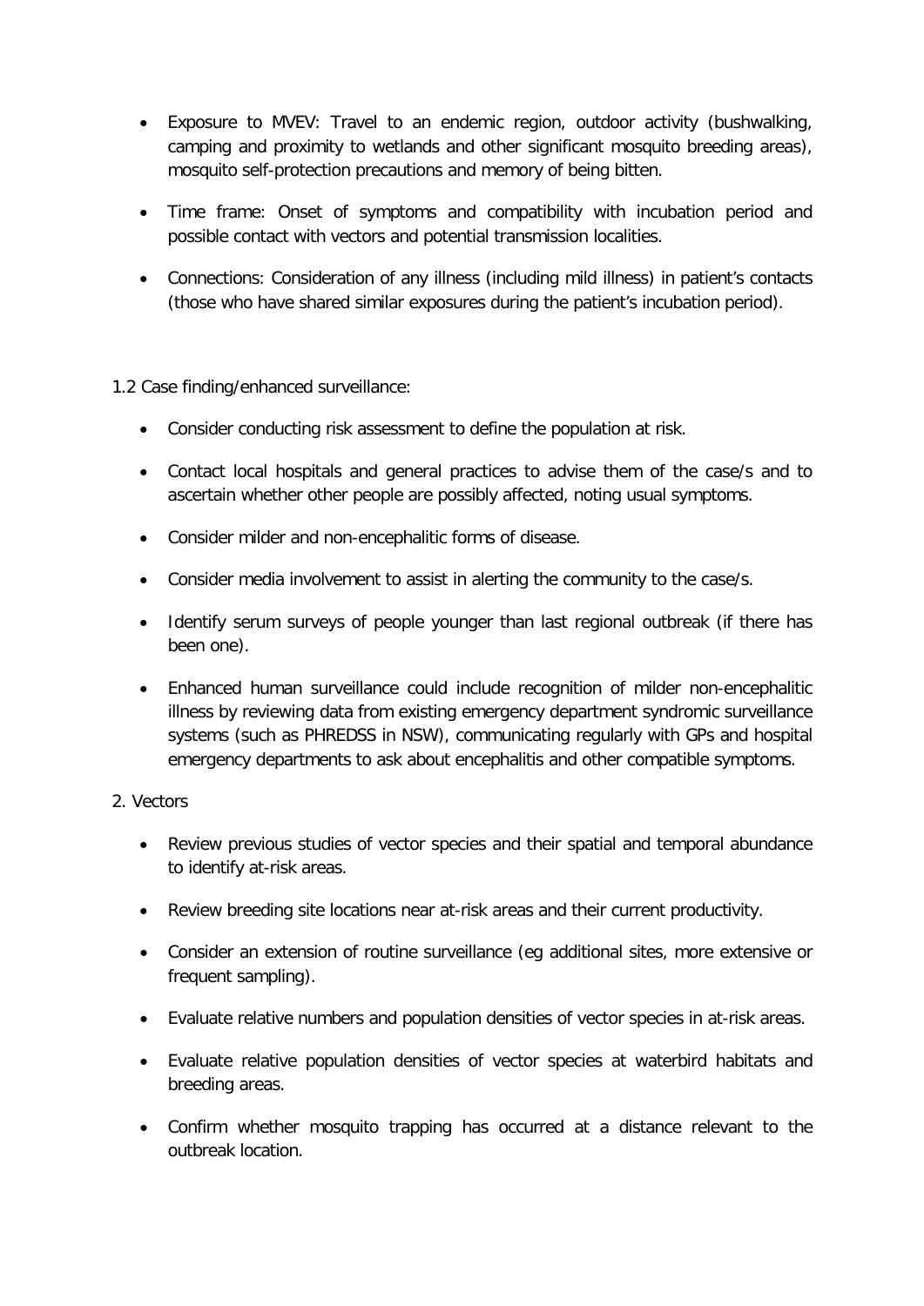- Exposure to MVEV: Travel to an endemic region, outdoor activity (bushwalking, camping and proximity to wetlands and other significant mosquito breeding areas), mosquito self-protection precautions and memory of being bitten.
- Time frame: Onset of symptoms and compatibility with incubation period and possible contact with vectors and potential transmission localities.
- Connections: Consideration of any illness (including mild illness) in patient's contacts (those who have shared similar exposures during the patient's incubation period).

1.2 Case finding/enhanced surveillance:

- Consider conducting risk assessment to define the population at risk.
- Contact local hospitals and general practices to advise them of the case/s and to ascertain whether other people are possibly affected, noting usual symptoms.
- Consider milder and non-encephalitic forms of disease.
- Consider media involvement to assist in alerting the community to the case/s.
- Identify serum surveys of people younger than last regional outbreak (if there has been one).
- Enhanced human surveillance could include recognition of milder non-encephalitic illness by reviewing data from existing emergency department syndromic surveillance systems (such as PHREDSS in NSW), communicating regularly with GPs and hospital emergency departments to ask about encephalitis and other compatible symptoms.

2. Vectors

- Review previous studies of vector species and their spatial and temporal abundance to identify at-risk areas.
- Review breeding site locations near at-risk areas and their current productivity.
- Consider an extension of routine surveillance (eg additional sites, more extensive or frequent sampling).
- Evaluate relative numbers and population densities of vector species in at-risk areas.
- Evaluate relative population densities of vector species at waterbird habitats and breeding areas.
- Confirm whether mosquito trapping has occurred at a distance relevant to the outbreak location.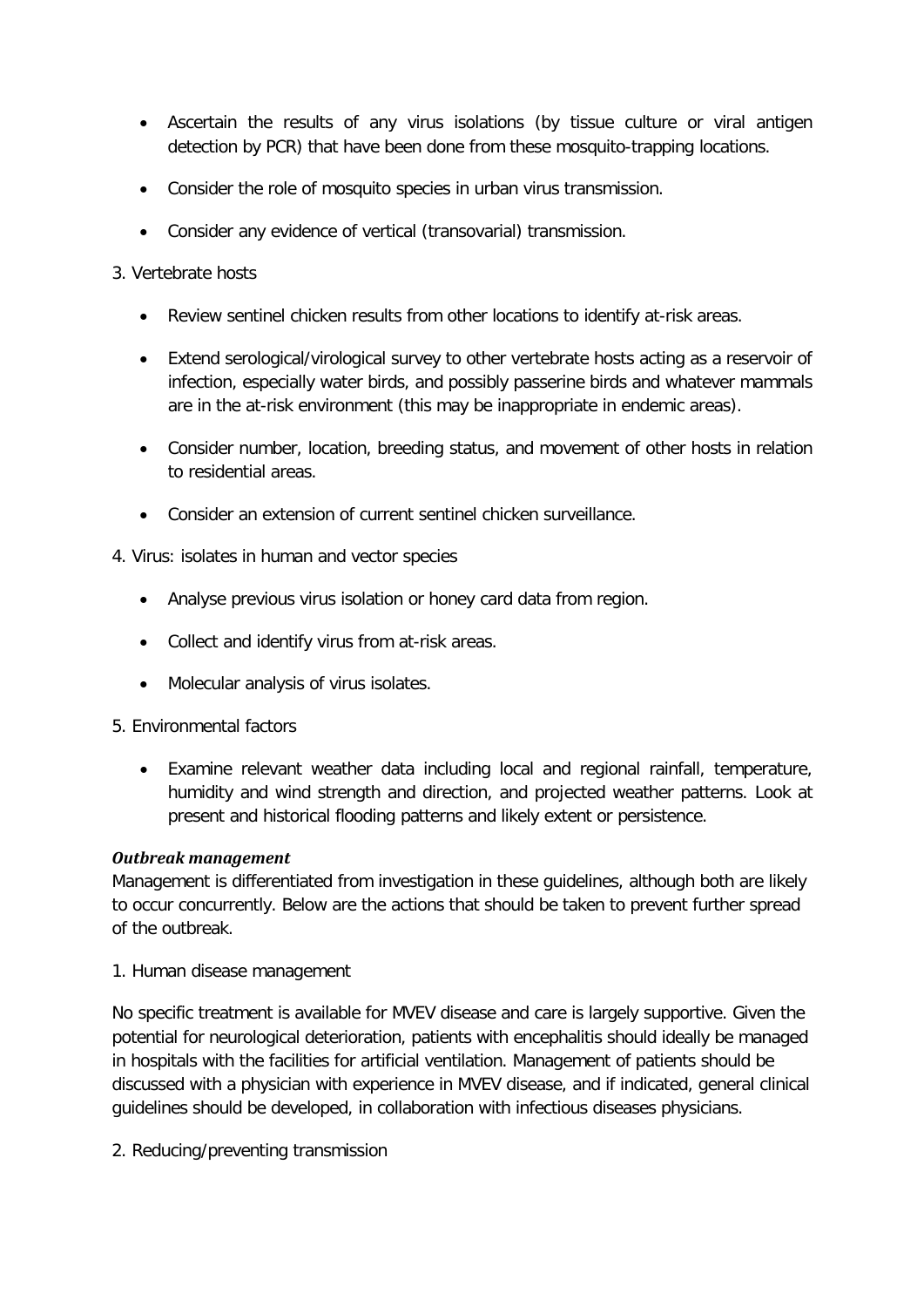- Ascertain the results of any virus isolations (by tissue culture or viral antigen detection by PCR) that have been done from these mosquito-trapping locations.
- Consider the role of mosquito species in urban virus transmission.
- Consider any evidence of vertical (transovarial) transmission.

3. Vertebrate hosts

- Review sentinel chicken results from other locations to identify at-risk areas.
- Extend serological/virological survey to other vertebrate hosts acting as a reservoir of infection, especially water birds, and possibly passerine birds and whatever mammals are in the at-risk environment (this may be inappropriate in endemic areas).
- Consider number, location, breeding status, and movement of other hosts in relation to residential areas.
- Consider an extension of current sentinel chicken surveillance.

4. Virus: isolates in human and vector species

- Analyse previous virus isolation or honey card data from region.
- Collect and identify virus from at-risk areas.
- Molecular analysis of virus isolates.

5. Environmental factors

- Examine relevant weather data including local and regional rainfall, temperature, humidity and wind strength and direction, and projected weather patterns. Look at present and historical flooding patterns and likely extent or persistence.

***Outbreak management***

Management is differentiated from investigation in these guidelines, although both are likely to occur concurrently. Below are the actions that should be taken to prevent further spread of the outbreak.

1. Human disease management

No specific treatment is available for MVEV disease and care is largely supportive. Given the potential for neurological deterioration, patients with encephalitis should ideally be managed in hospitals with the facilities for artificial ventilation. Management of patients should be discussed with a physician with experience in MVEV disease, and if indicated, general clinical guidelines should be developed, in collaboration with infectious diseases physicians.

2. Reducing/preventing transmission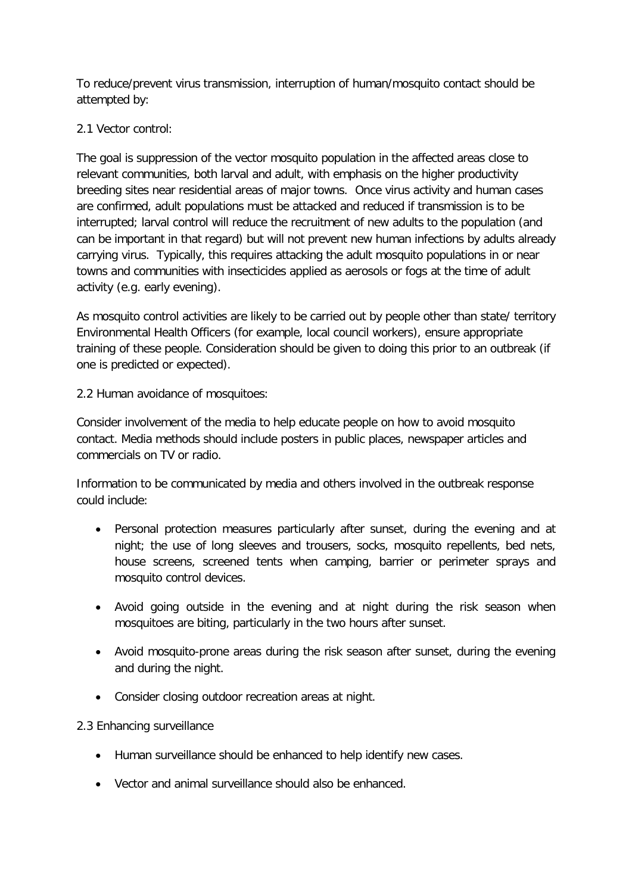To reduce/prevent virus transmission, interruption of human/mosquito contact should be attempted by:

### 2.1 Vector control:

The goal is suppression of the vector mosquito population in the affected areas close to relevant communities, both larval and adult, with emphasis on the higher productivity breeding sites near residential areas of major towns. Once virus activity and human cases are confirmed, adult populations must be attacked and reduced if transmission is to be interrupted; larval control will reduce the recruitment of new adults to the population (and can be important in that regard) but will not prevent new human infections by adults already carrying virus. Typically, this requires attacking the adult mosquito populations in or near towns and communities with insecticides applied as aerosols or fogs at the time of adult activity (e.g. early evening).

As mosquito control activities are likely to be carried out by people other than state/ territory Environmental Health Officers (for example, local council workers), ensure appropriate training of these people. Consideration should be given to doing this prior to an outbreak (if one is predicted or expected).

### 2.2 Human avoidance of mosquitoes:

Consider involvement of the media to help educate people on how to avoid mosquito contact. Media methods should include posters in public places, newspaper articles and commercials on TV or radio.

Information to be communicated by media and others involved in the outbreak response could include:

- Personal protection measures particularly after sunset, during the evening and at night; the use of long sleeves and trousers, socks, mosquito repellents, bed nets, house screens, screened tents when camping, barrier or perimeter sprays and mosquito control devices.
- Avoid going outside in the evening and at night during the risk season when mosquitoes are biting, particularly in the two hours after sunset.
- Avoid mosquito-prone areas during the risk season after sunset, during the evening and during the night.
- Consider closing outdoor recreation areas at night.

### 2.3 Enhancing surveillance

- Human surveillance should be enhanced to help identify new cases.
- Vector and animal surveillance should also be enhanced.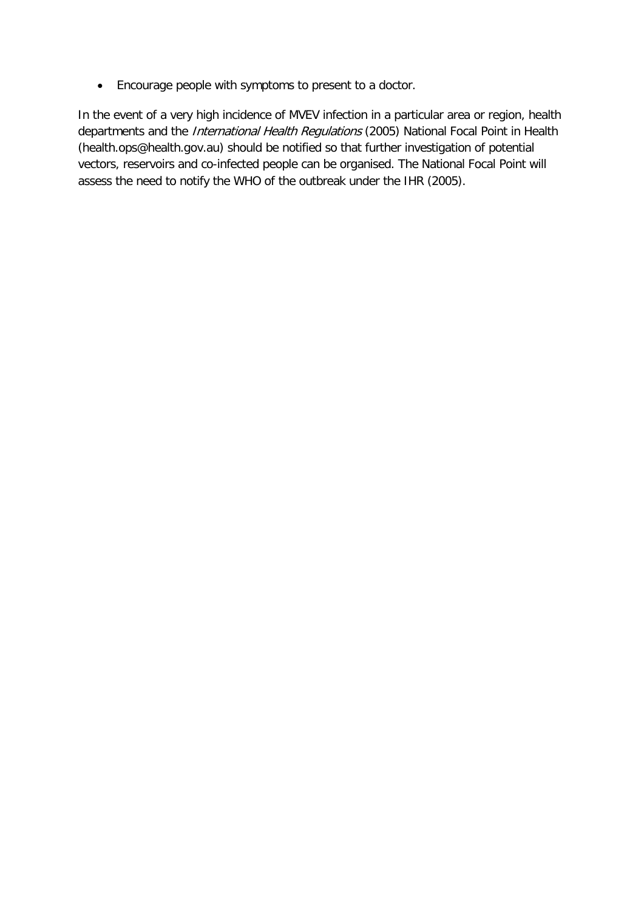- Encourage people with symptoms to present to a doctor.

In the event of a very high incidence of MVEV infection in a particular area or region, health departments and the *International Health Regulations* (2005) National Focal Point in Health (health.ops@health.gov.au) should be notified so that further investigation of potential vectors, reservoirs and co-infected people can be organised. The National Focal Point will assess the need to notify the WHO of the outbreak under the IHR (2005).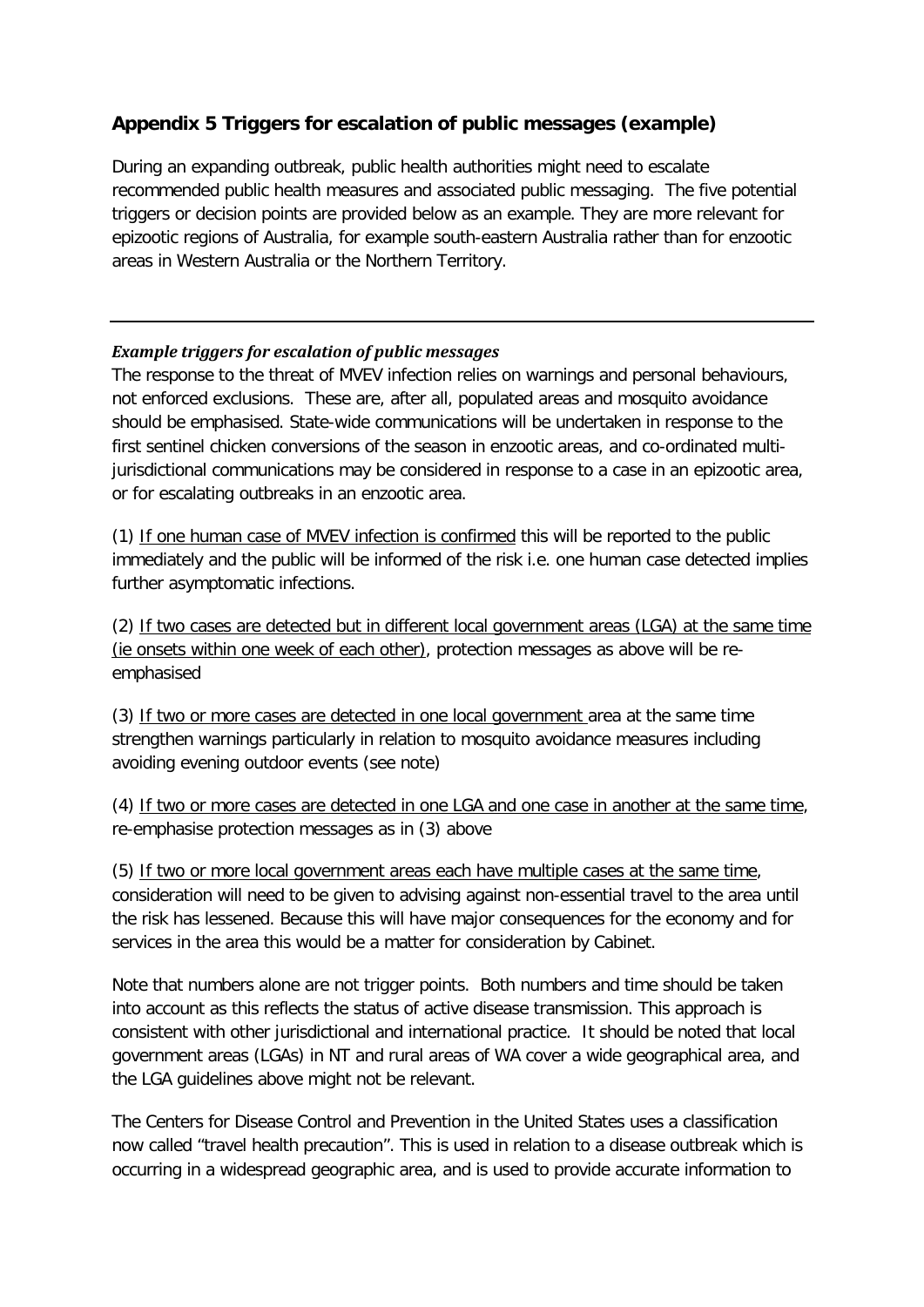## Appendix 5 Triggers for escalation of public messages (example)

During an expanding outbreak, public health authorities might need to escalate recommended public health measures and associated public messaging. The five potential triggers or decision points are provided below as an example. They are more relevant for epizootic regions of Australia, for example south-eastern Australia rather than for enzootic areas in Western Australia or the Northern Territory.

---

***Example triggers for escalation of public messages***

The response to the threat of MVEV infection relies on warnings and personal behaviours, not enforced exclusions. These are, after all, populated areas and mosquito avoidance should be emphasised. State-wide communications will be undertaken in response to the first sentinel chicken conversions of the season in enzootic areas, and co-ordinated multi-jurisdictional communications may be considered in response to a case in an epizootic area, or for escalating outbreaks in an enzootic area.

(1) <u>If one human case of MVEV infection is confirmed</u> this will be reported to the public immediately and the public will be informed of the risk i.e. one human case detected implies further asymptomatic infections.

(2) <u>If two cases are detected but in different local government areas (LGA) at the same time (ie onsets within one week of each other)</u>, protection messages as above will be re-emphasised

(3) <u>If two or more cases are detected in one local government</u> area at the same time strengthen warnings particularly in relation to mosquito avoidance measures including avoiding evening outdoor events (see note)

(4) <u>If two or more cases are detected in one LGA and one case in another at the same time</u>, re-emphasise protection messages as in (3) above

(5) <u>If two or more local government areas each have multiple cases at the same time</u>, consideration will need to be given to advising against non-essential travel to the area until the risk has lessened. Because this will have major consequences for the economy and for services in the area this would be a matter for consideration by Cabinet.

Note that numbers alone are not trigger points. Both numbers and time should be taken into account as this reflects the status of active disease transmission. This approach is consistent with other jurisdictional and international practice. It should be noted that local government areas (LGAs) in NT and rural areas of WA cover a wide geographical area, and the LGA guidelines above might not be relevant.

The Centers for Disease Control and Prevention in the United States uses a classification now called "travel health precaution". This is used in relation to a disease outbreak which is occurring in a widespread geographic area, and is used to provide accurate information to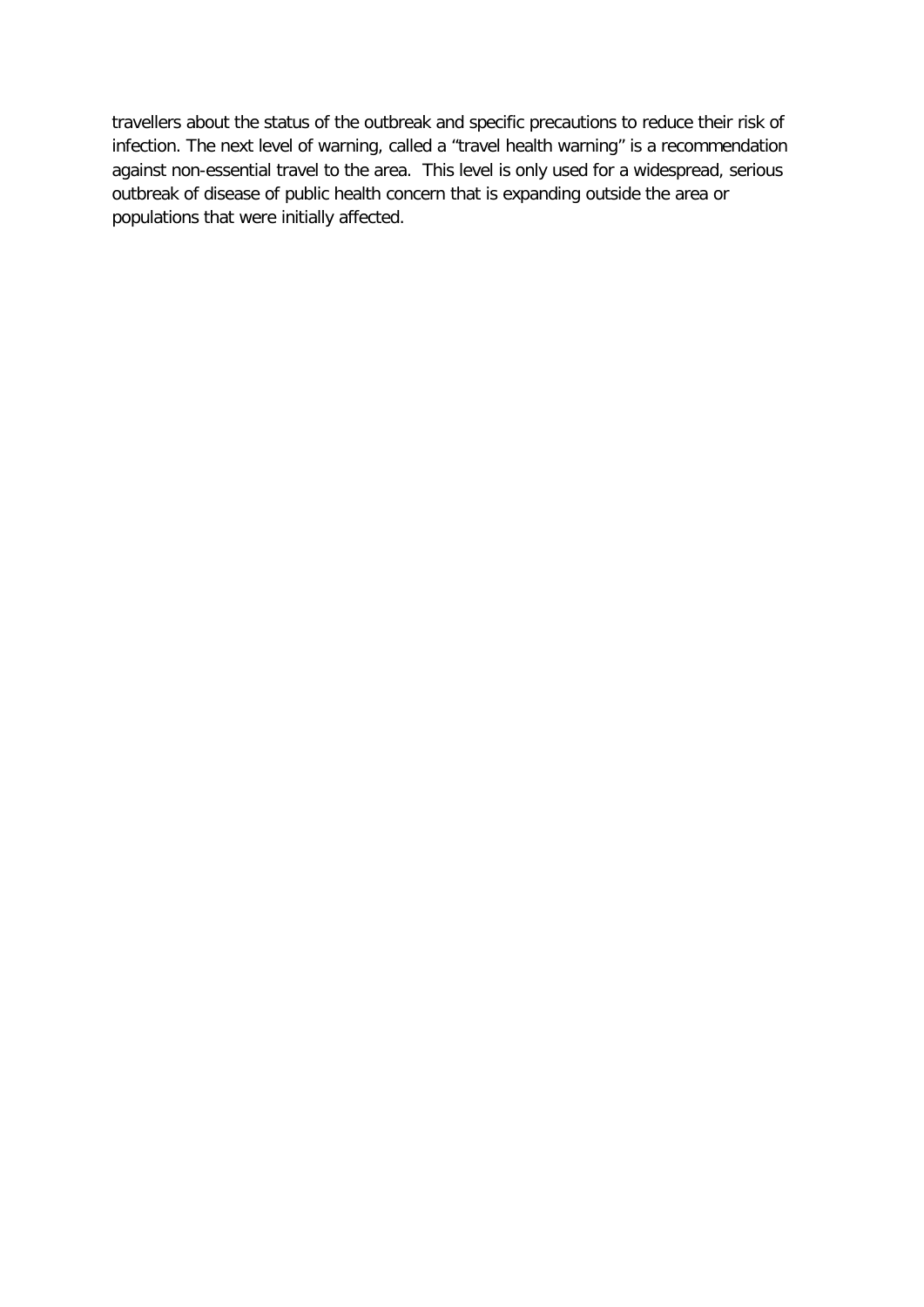travellers about the status of the outbreak and specific precautions to reduce their risk of infection. The next level of warning, called a “travel health warning” is a recommendation against non-essential travel to the area. This level is only used for a widespread, serious outbreak of disease of public health concern that is expanding outside the area or populations that were initially affected.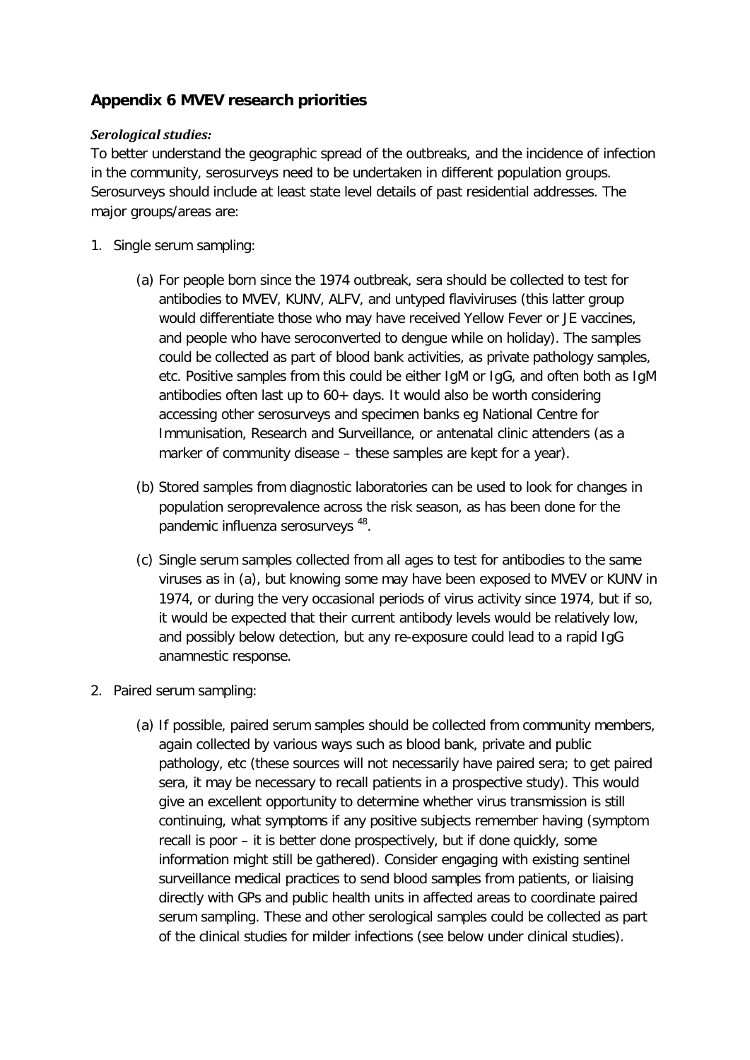## Appendix 6 MVEV research priorities

***Serological studies:***

To better understand the geographic spread of the outbreaks, and the incidence of infection in the community, serosurveys need to be undertaken in different population groups. Serosurveys should include at least state level details of past residential addresses. The major groups/areas are:

1. Single serum sampling:

   (a) For people born since the 1974 outbreak, sera should be collected to test for antibodies to MVEV, KUNV, ALFV, and untyped flaviviruses (this latter group would differentiate those who may have received Yellow Fever or JE vaccines, and people who have seroconverted to dengue while on holiday). The samples could be collected as part of blood bank activities, as private pathology samples, etc. Positive samples from this could be either IgM or IgG, and often both as IgM antibodies often last up to 60+ days. It would also be worth considering accessing other serosurveys and specimen banks eg National Centre for Immunisation, Research and Surveillance, or antenatal clinic attenders (as a marker of community disease – these samples are kept for a year).

   (b) Stored samples from diagnostic laboratories can be used to look for changes in population seroprevalence across the risk season, as has been done for the pandemic influenza serosurveys [48].

   (c) Single serum samples collected from all ages to test for antibodies to the same viruses as in (a), but knowing some may have been exposed to MVEV or KUNV in 1974, or during the very occasional periods of virus activity since 1974, but if so, it would be expected that their current antibody levels would be relatively low, and possibly below detection, but any re-exposure could lead to a rapid IgG anamnestic response.

2. Paired serum sampling:

   (a) If possible, paired serum samples should be collected from community members, again collected by various ways such as blood bank, private and public pathology, etc (these sources will not necessarily have paired sera; to get paired sera, it may be necessary to recall patients in a prospective study). This would give an excellent opportunity to determine whether virus transmission is still continuing, what symptoms if any positive subjects remember having (symptom recall is poor – it is better done prospectively, but if done quickly, some information might still be gathered). Consider engaging with existing sentinel surveillance medical practices to send blood samples from patients, or liaising directly with GPs and public health units in affected areas to coordinate paired serum sampling. These and other serological samples could be collected as part of the clinical studies for milder infections (see below under clinical studies).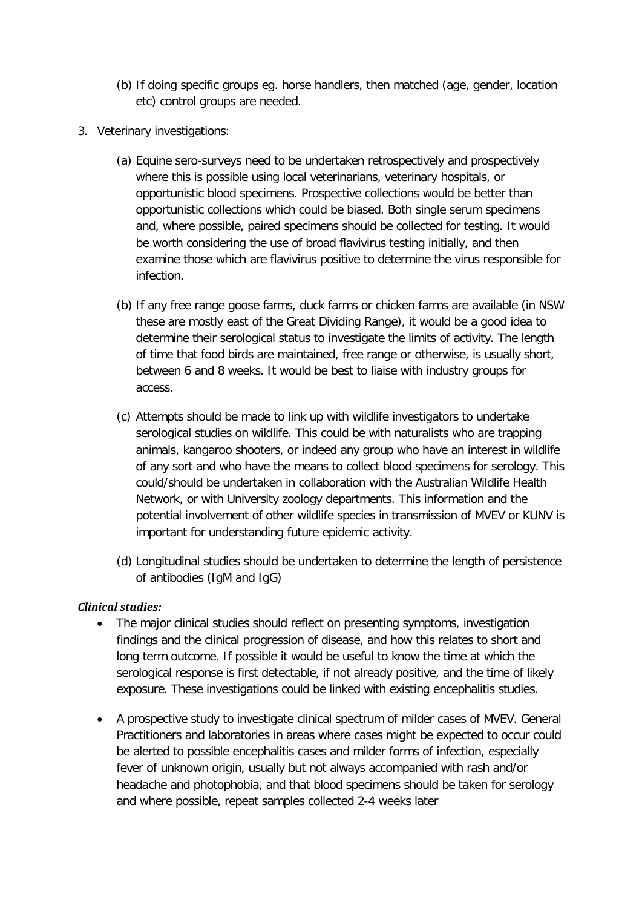(b) If doing specific groups eg. horse handlers, then matched (age, gender, location etc) control groups are needed.

3. Veterinary investigations:

   (a) Equine sero-surveys need to be undertaken retrospectively and prospectively where this is possible using local veterinarians, veterinary hospitals, or opportunistic blood specimens. Prospective collections would be better than opportunistic collections which could be biased. Both single serum specimens and, where possible, paired specimens should be collected for testing. It would be worth considering the use of broad flavivirus testing initially, and then examine those which are flavivirus positive to determine the virus responsible for infection.

   (b) If any free range goose farms, duck farms or chicken farms are available (in NSW these are mostly east of the Great Dividing Range), it would be a good idea to determine their serological status to investigate the limits of activity. The length of time that food birds are maintained, free range or otherwise, is usually short, between 6 and 8 weeks. It would be best to liaise with industry groups for access.

   (c) Attempts should be made to link up with wildlife investigators to undertake serological studies on wildlife. This could be with naturalists who are trapping animals, kangaroo shooters, or indeed any group who have an interest in wildlife of any sort and who have the means to collect blood specimens for serology. This could/should be undertaken in collaboration with the Australian Wildlife Health Network, or with University zoology departments. This information and the potential involvement of other wildlife species in transmission of MVEV or KUNV is important for understanding future epidemic activity.

   (d) Longitudinal studies should be undertaken to determine the length of persistence of antibodies (IgM and IgG)

***Clinical studies:***

- The major clinical studies should reflect on presenting symptoms, investigation findings and the clinical progression of disease, and how this relates to short and long term outcome. If possible it would be useful to know the time at which the serological response is first detectable, if not already positive, and the time of likely exposure. These investigations could be linked with existing encephalitis studies.
- A prospective study to investigate clinical spectrum of milder cases of MVEV. General Practitioners and laboratories in areas where cases might be expected to occur could be alerted to possible encephalitis cases and milder forms of infection, especially fever of unknown origin, usually but not always accompanied with rash and/or headache and photophobia, and that blood specimens should be taken for serology and where possible, repeat samples collected 2-4 weeks later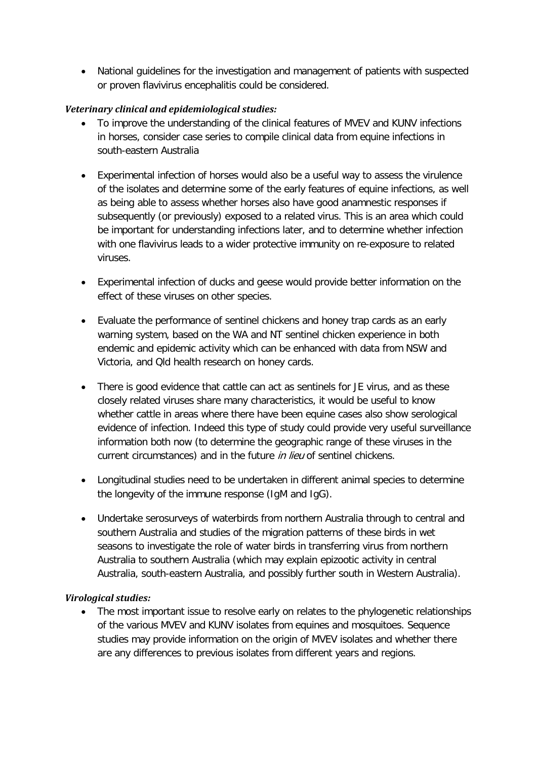- National guidelines for the investigation and management of patients with suspected or proven flavivirus encephalitis could be considered.

***Veterinary clinical and epidemiological studies:***

- To improve the understanding of the clinical features of MVEV and KUNV infections in horses, consider case series to compile clinical data from equine infections in south-eastern Australia
- Experimental infection of horses would also be a useful way to assess the virulence of the isolates and determine some of the early features of equine infections, as well as being able to assess whether horses also have good anamnestic responses if subsequently (or previously) exposed to a related virus. This is an area which could be important for understanding infections later, and to determine whether infection with one flavivirus leads to a wider protective immunity on re-exposure to related viruses.
- Experimental infection of ducks and geese would provide better information on the effect of these viruses on other species.
- Evaluate the performance of sentinel chickens and honey trap cards as an early warning system, based on the WA and NT sentinel chicken experience in both endemic and epidemic activity which can be enhanced with data from NSW and Victoria, and Qld health research on honey cards.
- There is good evidence that cattle can act as sentinels for JE virus, and as these closely related viruses share many characteristics, it would be useful to know whether cattle in areas where there have been equine cases also show serological evidence of infection. Indeed this type of study could provide very useful surveillance information both now (to determine the geographic range of these viruses in the current circumstances) and in the future *in lieu* of sentinel chickens.
- Longitudinal studies need to be undertaken in different animal species to determine the longevity of the immune response (IgM and IgG).
- Undertake serosurveys of waterbirds from northern Australia through to central and southern Australia and studies of the migration patterns of these birds in wet seasons to investigate the role of water birds in transferring virus from northern Australia to southern Australia (which may explain epizootic activity in central Australia, south-eastern Australia, and possibly further south in Western Australia).

***Virological studies:***

- The most important issue to resolve early on relates to the phylogenetic relationships of the various MVEV and KUNV isolates from equines and mosquitoes. Sequence studies may provide information on the origin of MVEV isolates and whether there are any differences to previous isolates from different years and regions.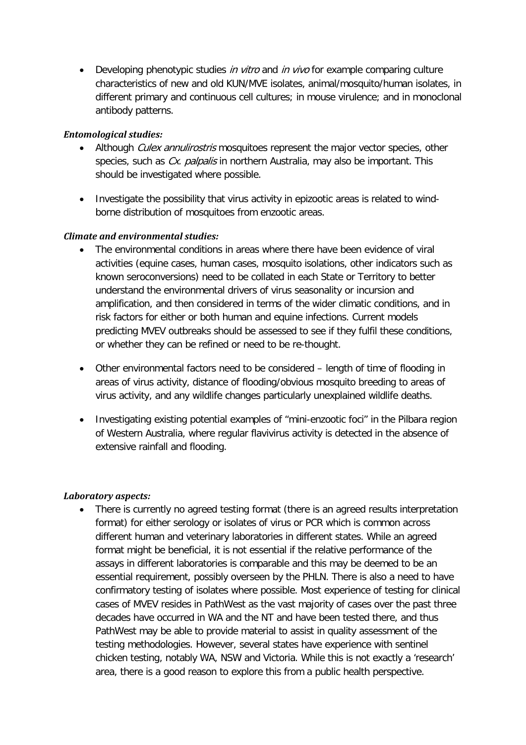- Developing phenotypic studies *in vitro* and *in vivo* for example comparing culture characteristics of new and old KUN/MVE isolates, animal/mosquito/human isolates, in different primary and continuous cell cultures; in mouse virulence; and in monoclonal antibody patterns.

***Entomological studies:***

- Although *Culex annulirostris* mosquitoes represent the major vector species, other species, such as *Cx. palpalis* in northern Australia, may also be important. This should be investigated where possible.
- Investigate the possibility that virus activity in epizootic areas is related to wind-borne distribution of mosquitoes from enzootic areas.

***Climate and environmental studies:***

- The environmental conditions in areas where there have been evidence of viral activities (equine cases, human cases, mosquito isolations, other indicators such as known seroconversions) need to be collated in each State or Territory to better understand the environmental drivers of virus seasonality or incursion and amplification, and then considered in terms of the wider climatic conditions, and in risk factors for either or both human and equine infections. Current models predicting MVEV outbreaks should be assessed to see if they fulfil these conditions, or whether they can be refined or need to be re-thought.
- Other environmental factors need to be considered – length of time of flooding in areas of virus activity, distance of flooding/obvious mosquito breeding to areas of virus activity, and any wildlife changes particularly unexplained wildlife deaths.
- Investigating existing potential examples of "mini-enzootic foci" in the Pilbara region of Western Australia, where regular flavivirus activity is detected in the absence of extensive rainfall and flooding.

***Laboratory aspects:***

- There is currently no agreed testing format (there is an agreed results interpretation format) for either serology or isolates of virus or PCR which is common across different human and veterinary laboratories in different states. While an agreed format might be beneficial, it is not essential if the relative performance of the assays in different laboratories is comparable and this may be deemed to be an essential requirement, possibly overseen by the PHLN. There is also a need to have confirmatory testing of isolates where possible. Most experience of testing for clinical cases of MVEV resides in PathWest as the vast majority of cases over the past three decades have occurred in WA and the NT and have been tested there, and thus PathWest may be able to provide material to assist in quality assessment of the testing methodologies. However, several states have experience with sentinel chicken testing, notably WA, NSW and Victoria. While this is not exactly a 'research' area, there is a good reason to explore this from a public health perspective.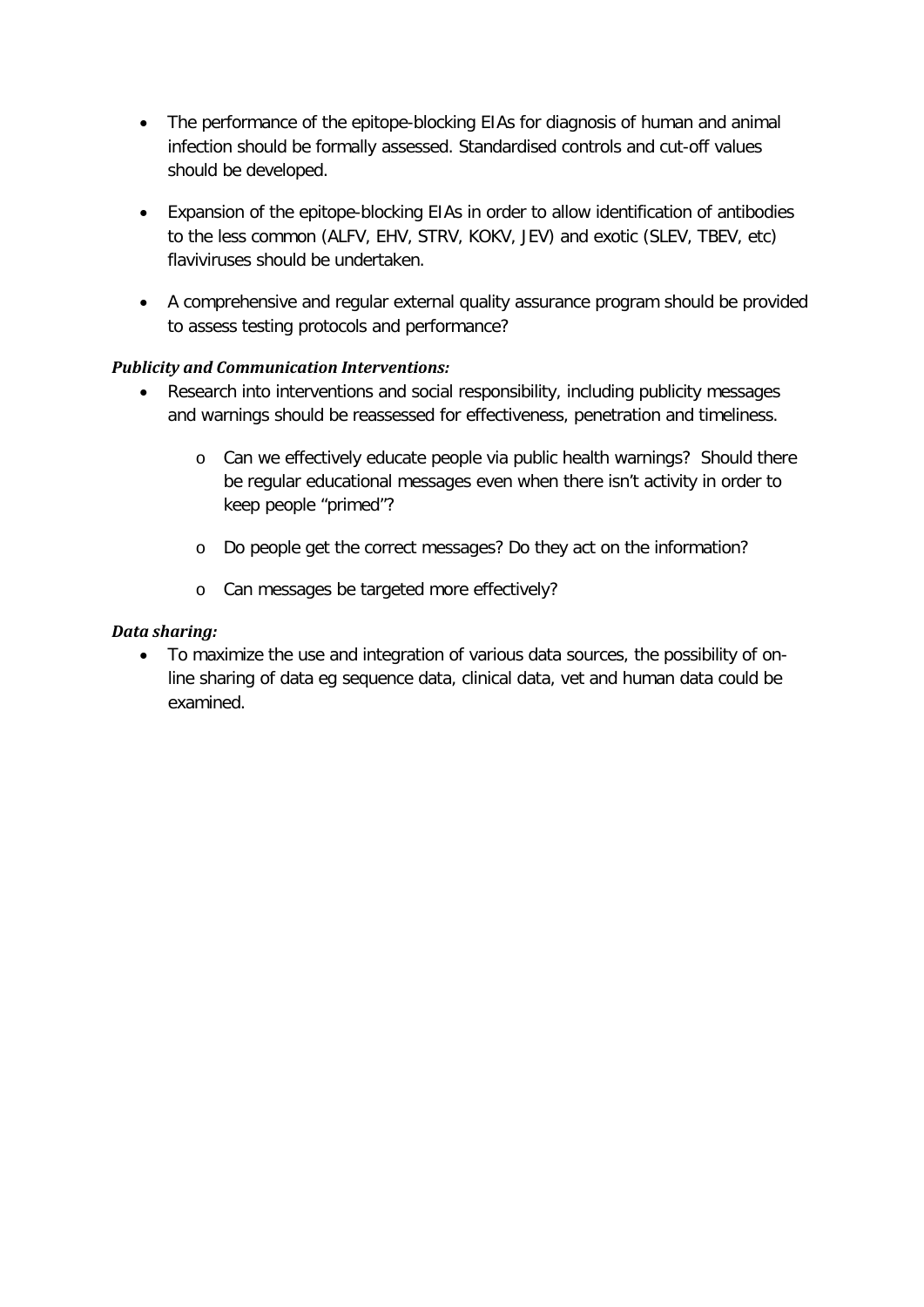- The performance of the epitope-blocking EIAs for diagnosis of human and animal infection should be formally assessed. Standardised controls and cut-off values should be developed.

- Expansion of the epitope-blocking EIAs in order to allow identification of antibodies to the less common (ALFV, EHV, STRV, KOKV, JEV) and exotic (SLEV, TBEV, etc) flaviviruses should be undertaken.

- A comprehensive and regular external quality assurance program should be provided to assess testing protocols and performance?

***Publicity and Communication Interventions:***

- Research into interventions and social responsibility, including publicity messages and warnings should be reassessed for effectiveness, penetration and timeliness.
  - Can we effectively educate people via public health warnings? Should there be regular educational messages even when there isn't activity in order to keep people "primed"?
  - Do people get the correct messages? Do they act on the information?
  - Can messages be targeted more effectively?

***Data sharing:***

- To maximize the use and integration of various data sources, the possibility of on-line sharing of data eg sequence data, clinical data, vet and human data could be examined.